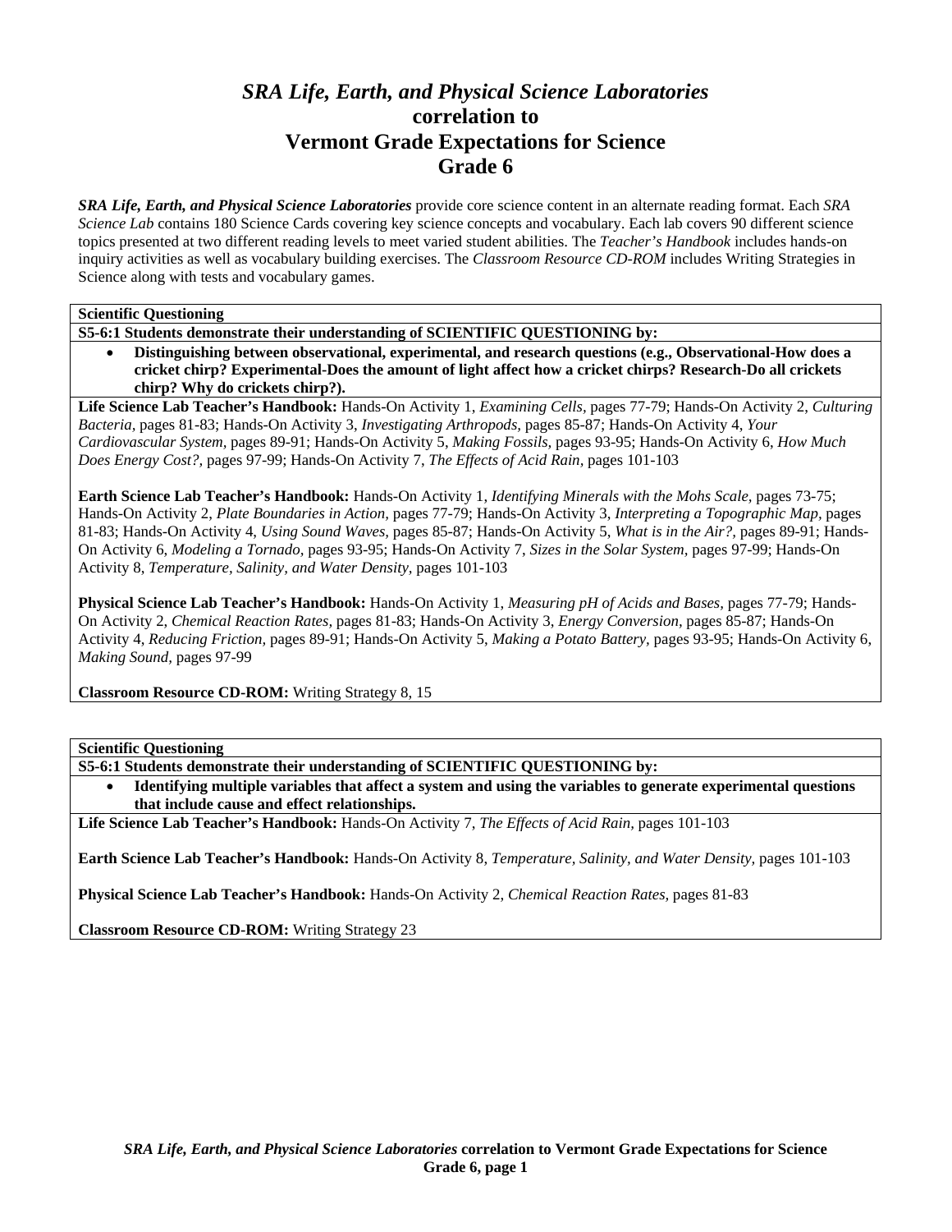# *SRA Life, Earth, and Physical Science Laboratories* correlation to Vermont Grade Expectations for Science Grade 6

***SRA Life, Earth, and Physical Science Laboratories*** provide core science content in an alternate reading format. Each *SRA Science Lab* contains 180 Science Cards covering key science concepts and vocabulary. Each lab covers 90 different science topics presented at two different reading levels to meet varied student abilities. The *Teacher's Handbook* includes hands-on inquiry activities as well as vocabulary building exercises. The *Classroom Resource CD-ROM* includes Writing Strategies in Science along with tests and vocabulary games.

---

**Scientific Questioning**

**S5-6:1 Students demonstrate their understanding of SCIENTIFIC QUESTIONING by:**

- **Distinguishing between observational, experimental, and research questions (e.g., Observational-How does a cricket chirp? Experimental-Does the amount of light affect how a cricket chirps? Research-Do all crickets chirp? Why do crickets chirp?).**

**Life Science Lab Teacher's Handbook:** Hands-On Activity 1, *Examining Cells,* pages 77-79; Hands-On Activity 2, *Culturing Bacteria,* pages 81-83; Hands-On Activity 3, *Investigating Arthropods,* pages 85-87; Hands-On Activity 4, *Your Cardiovascular System,* pages 89-91; Hands-On Activity 5, *Making Fossils,* pages 93-95; Hands-On Activity 6, *How Much Does Energy Cost?,* pages 97-99; Hands-On Activity 7, *The Effects of Acid Rain,* pages 101-103

**Earth Science Lab Teacher's Handbook:** Hands-On Activity 1, *Identifying Minerals with the Mohs Scale,* pages 73-75; Hands-On Activity 2, *Plate Boundaries in Action,* pages 77-79; Hands-On Activity 3, *Interpreting a Topographic Map,* pages 81-83; Hands-On Activity 4, *Using Sound Waves,* pages 85-87; Hands-On Activity 5, *What is in the Air?,* pages 89-91; Hands-On Activity 6, *Modeling a Tornado,* pages 93-95; Hands-On Activity 7, *Sizes in the Solar System,* pages 97-99; Hands-On Activity 8, *Temperature, Salinity, and Water Density,* pages 101-103

**Physical Science Lab Teacher's Handbook:** Hands-On Activity 1, *Measuring pH of Acids and Bases,* pages 77-79; Hands-On Activity 2, *Chemical Reaction Rates,* pages 81-83; Hands-On Activity 3, *Energy Conversion,* pages 85-87; Hands-On Activity 4, *Reducing Friction,* pages 89-91; Hands-On Activity 5, *Making a Potato Battery,* pages 93-95; Hands-On Activity 6, *Making Sound,* pages 97-99

**Classroom Resource CD-ROM:** Writing Strategy 8, 15

---

**Scientific Questioning**

**S5-6:1 Students demonstrate their understanding of SCIENTIFIC QUESTIONING by:**

- **Identifying multiple variables that affect a system and using the variables to generate experimental questions that include cause and effect relationships.**

**Life Science Lab Teacher's Handbook:** Hands-On Activity 7, *The Effects of Acid Rain,* pages 101-103

**Earth Science Lab Teacher's Handbook:** Hands-On Activity 8, *Temperature, Salinity, and Water Density,* pages 101-103

**Physical Science Lab Teacher's Handbook:** Hands-On Activity 2, *Chemical Reaction Rates,* pages 81-83

**Classroom Resource CD-ROM:** Writing Strategy 23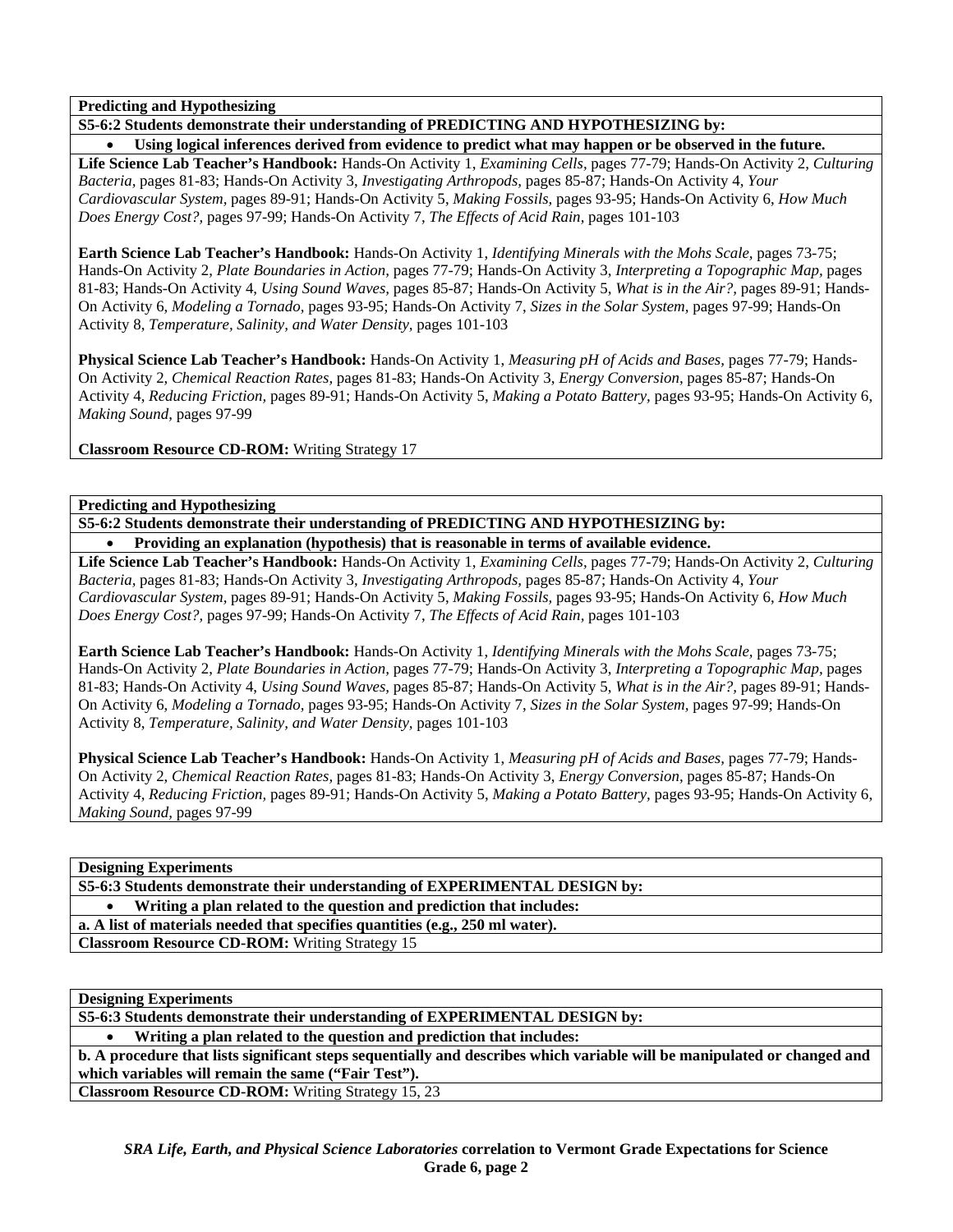**Predicting and Hypothesizing**

**S5-6:2 Students demonstrate their understanding of PREDICTING AND HYPOTHESIZING by:**

- **Using logical inferences derived from evidence to predict what may happen or be observed in the future.**

**Life Science Lab Teacher's Handbook:** Hands-On Activity 1, *Examining Cells,* pages 77-79; Hands-On Activity 2, *Culturing Bacteria,* pages 81-83; Hands-On Activity 3, *Investigating Arthropods,* pages 85-87; Hands-On Activity 4, *Your Cardiovascular System,* pages 89-91; Hands-On Activity 5, *Making Fossils,* pages 93-95; Hands-On Activity 6, *How Much Does Energy Cost?,* pages 97-99; Hands-On Activity 7, *The Effects of Acid Rain,* pages 101-103

**Earth Science Lab Teacher's Handbook:** Hands-On Activity 1, *Identifying Minerals with the Mohs Scale,* pages 73-75; Hands-On Activity 2, *Plate Boundaries in Action,* pages 77-79; Hands-On Activity 3, *Interpreting a Topographic Map,* pages 81-83; Hands-On Activity 4, *Using Sound Waves,* pages 85-87; Hands-On Activity 5, *What is in the Air?,* pages 89-91; Hands-On Activity 6, *Modeling a Tornado,* pages 93-95; Hands-On Activity 7, *Sizes in the Solar System,* pages 97-99; Hands-On Activity 8, *Temperature, Salinity, and Water Density,* pages 101-103

**Physical Science Lab Teacher's Handbook:** Hands-On Activity 1, *Measuring pH of Acids and Bases,* pages 77-79; Hands-On Activity 2, *Chemical Reaction Rates,* pages 81-83; Hands-On Activity 3, *Energy Conversion,* pages 85-87; Hands-On Activity 4, *Reducing Friction,* pages 89-91; Hands-On Activity 5, *Making a Potato Battery,* pages 93-95; Hands-On Activity 6, *Making Sound,* pages 97-99

**Classroom Resource CD-ROM:** Writing Strategy 17

**Predicting and Hypothesizing**

**S5-6:2 Students demonstrate their understanding of PREDICTING AND HYPOTHESIZING by:**

- **Providing an explanation (hypothesis) that is reasonable in terms of available evidence.**

**Life Science Lab Teacher's Handbook:** Hands-On Activity 1, *Examining Cells,* pages 77-79; Hands-On Activity 2, *Culturing Bacteria,* pages 81-83; Hands-On Activity 3, *Investigating Arthropods,* pages 85-87; Hands-On Activity 4, *Your Cardiovascular System,* pages 89-91; Hands-On Activity 5, *Making Fossils,* pages 93-95; Hands-On Activity 6, *How Much Does Energy Cost?,* pages 97-99; Hands-On Activity 7, *The Effects of Acid Rain,* pages 101-103

**Earth Science Lab Teacher's Handbook:** Hands-On Activity 1, *Identifying Minerals with the Mohs Scale,* pages 73-75; Hands-On Activity 2, *Plate Boundaries in Action,* pages 77-79; Hands-On Activity 3, *Interpreting a Topographic Map,* pages 81-83; Hands-On Activity 4, *Using Sound Waves,* pages 85-87; Hands-On Activity 5, *What is in the Air?,* pages 89-91; Hands-On Activity 6, *Modeling a Tornado,* pages 93-95; Hands-On Activity 7, *Sizes in the Solar System,* pages 97-99; Hands-On Activity 8, *Temperature, Salinity, and Water Density,* pages 101-103

**Physical Science Lab Teacher's Handbook:** Hands-On Activity 1, *Measuring pH of Acids and Bases,* pages 77-79; Hands-On Activity 2, *Chemical Reaction Rates,* pages 81-83; Hands-On Activity 3, *Energy Conversion,* pages 85-87; Hands-On Activity 4, *Reducing Friction,* pages 89-91; Hands-On Activity 5, *Making a Potato Battery,* pages 93-95; Hands-On Activity 6, *Making Sound,* pages 97-99

**Designing Experiments**

**S5-6:3 Students demonstrate their understanding of EXPERIMENTAL DESIGN by:**

- **Writing a plan related to the question and prediction that includes:**

**a. A list of materials needed that specifies quantities (e.g., 250 ml water).**

**Classroom Resource CD-ROM:** Writing Strategy 15

**Designing Experiments**

**S5-6:3 Students demonstrate their understanding of EXPERIMENTAL DESIGN by:**

- **Writing a plan related to the question and prediction that includes:**

**b. A procedure that lists significant steps sequentially and describes which variable will be manipulated or changed and which variables will remain the same ("Fair Test").**

**Classroom Resource CD-ROM:** Writing Strategy 15, 23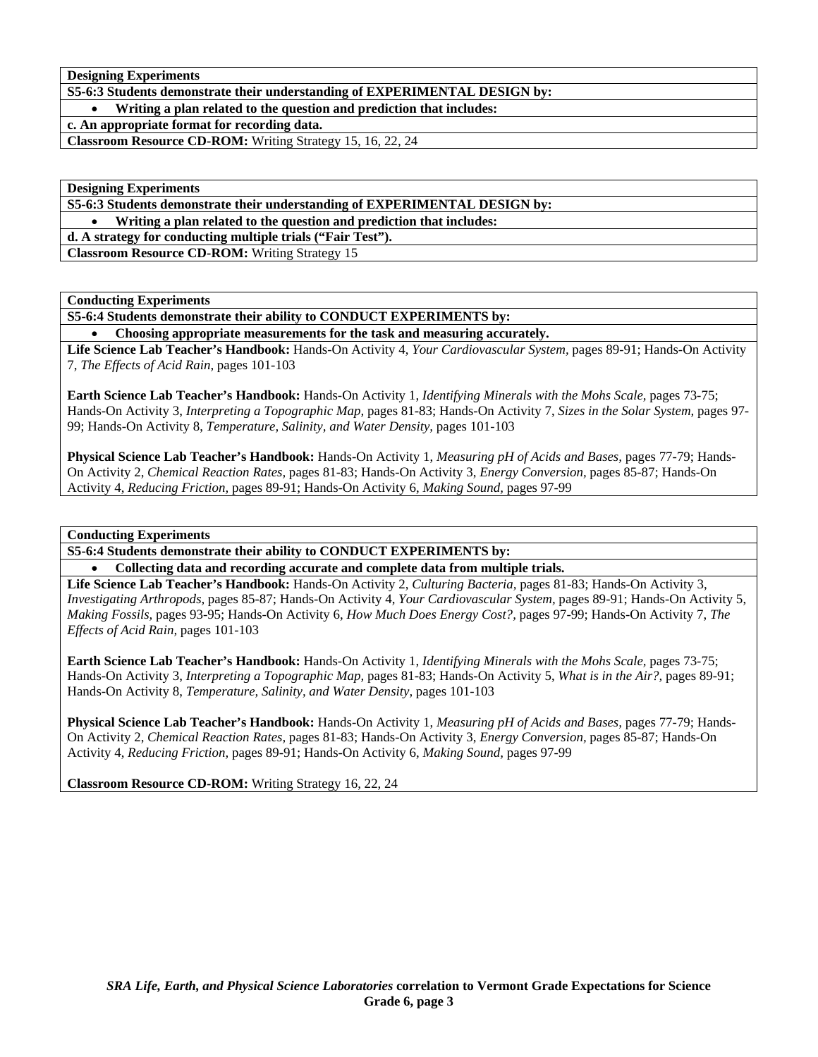**Designing Experiments**

**S5-6:3 Students demonstrate their understanding of EXPERIMENTAL DESIGN by:**

- **Writing a plan related to the question and prediction that includes:**

**c. An appropriate format for recording data.**

**Classroom Resource CD-ROM:** Writing Strategy 15, 16, 22, 24

**Designing Experiments**

**S5-6:3 Students demonstrate their understanding of EXPERIMENTAL DESIGN by:**

- **Writing a plan related to the question and prediction that includes:**

**d. A strategy for conducting multiple trials ("Fair Test").**

**Classroom Resource CD-ROM:** Writing Strategy 15

**Conducting Experiments**

**S5-6:4 Students demonstrate their ability to CONDUCT EXPERIMENTS by:**

- **Choosing appropriate measurements for the task and measuring accurately.**

**Life Science Lab Teacher's Handbook:** Hands-On Activity 4, *Your Cardiovascular System,* pages 89-91; Hands-On Activity 7, *The Effects of Acid Rain,* pages 101-103

**Earth Science Lab Teacher's Handbook:** Hands-On Activity 1, *Identifying Minerals with the Mohs Scale,* pages 73-75; Hands-On Activity 3, *Interpreting a Topographic Map,* pages 81-83; Hands-On Activity 7, *Sizes in the Solar System,* pages 97-99; Hands-On Activity 8, *Temperature, Salinity, and Water Density,* pages 101-103

**Physical Science Lab Teacher's Handbook:** Hands-On Activity 1, *Measuring pH of Acids and Bases,* pages 77-79; Hands-On Activity 2, *Chemical Reaction Rates,* pages 81-83; Hands-On Activity 3, *Energy Conversion,* pages 85-87; Hands-On Activity 4, *Reducing Friction,* pages 89-91; Hands-On Activity 6, *Making Sound,* pages 97-99

**Conducting Experiments**

**S5-6:4 Students demonstrate their ability to CONDUCT EXPERIMENTS by:**

- **Collecting data and recording accurate and complete data from multiple trials.**

**Life Science Lab Teacher's Handbook:** Hands-On Activity 2, *Culturing Bacteria,* pages 81-83; Hands-On Activity 3, *Investigating Arthropods,* pages 85-87; Hands-On Activity 4, *Your Cardiovascular System,* pages 89-91; Hands-On Activity 5, *Making Fossils,* pages 93-95; Hands-On Activity 6, *How Much Does Energy Cost?,* pages 97-99; Hands-On Activity 7, *The Effects of Acid Rain,* pages 101-103

**Earth Science Lab Teacher's Handbook:** Hands-On Activity 1, *Identifying Minerals with the Mohs Scale,* pages 73-75; Hands-On Activity 3, *Interpreting a Topographic Map,* pages 81-83; Hands-On Activity 5, *What is in the Air?,* pages 89-91; Hands-On Activity 8, *Temperature, Salinity, and Water Density,* pages 101-103

**Physical Science Lab Teacher's Handbook:** Hands-On Activity 1, *Measuring pH of Acids and Bases,* pages 77-79; Hands-On Activity 2, *Chemical Reaction Rates,* pages 81-83; Hands-On Activity 3, *Energy Conversion,* pages 85-87; Hands-On Activity 4, *Reducing Friction,* pages 89-91; Hands-On Activity 6, *Making Sound,* pages 97-99

**Classroom Resource CD-ROM:** Writing Strategy 16, 22, 24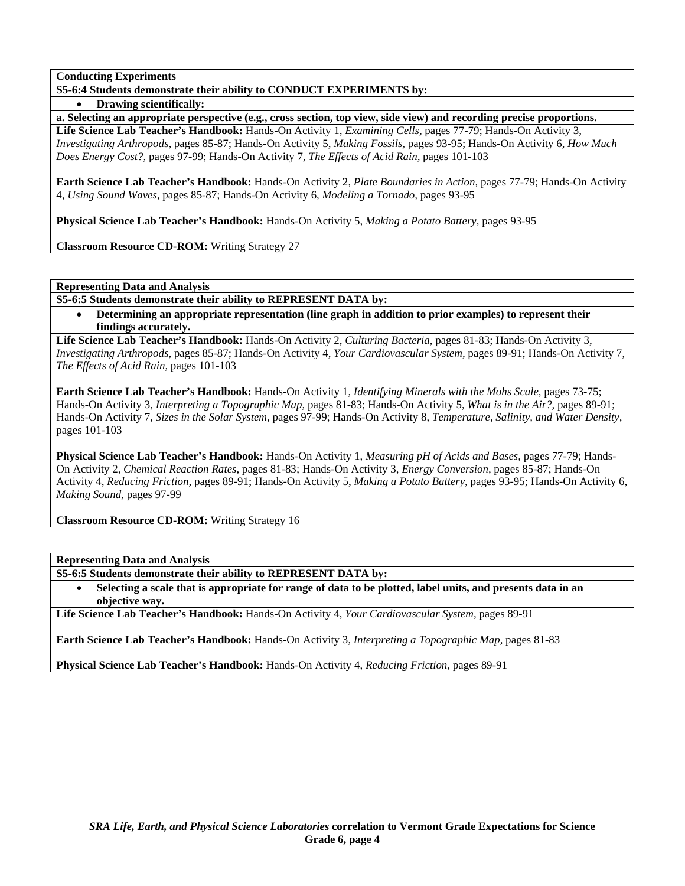**Conducting Experiments**

**S5-6:4 Students demonstrate their ability to CONDUCT EXPERIMENTS by:**

- **Drawing scientifically:**

**a. Selecting an appropriate perspective (e.g., cross section, top view, side view) and recording precise proportions.**

**Life Science Lab Teacher's Handbook:** Hands-On Activity 1, *Examining Cells,* pages 77-79; Hands-On Activity 3, *Investigating Arthropods,* pages 85-87; Hands-On Activity 5, *Making Fossils,* pages 93-95; Hands-On Activity 6, *How Much Does Energy Cost?,* pages 97-99; Hands-On Activity 7, *The Effects of Acid Rain,* pages 101-103

**Earth Science Lab Teacher's Handbook:** Hands-On Activity 2, *Plate Boundaries in Action,* pages 77-79; Hands-On Activity 4, *Using Sound Waves,* pages 85-87; Hands-On Activity 6, *Modeling a Tornado,* pages 93-95

**Physical Science Lab Teacher's Handbook:** Hands-On Activity 5, *Making a Potato Battery,* pages 93-95

**Classroom Resource CD-ROM:** Writing Strategy 27

**Representing Data and Analysis**

**S5-6:5 Students demonstrate their ability to REPRESENT DATA by:**

- **Determining an appropriate representation (line graph in addition to prior examples) to represent their findings accurately.**

**Life Science Lab Teacher's Handbook:** Hands-On Activity 2, *Culturing Bacteria,* pages 81-83; Hands-On Activity 3, *Investigating Arthropods,* pages 85-87; Hands-On Activity 4, *Your Cardiovascular System,* pages 89-91; Hands-On Activity 7, *The Effects of Acid Rain,* pages 101-103

**Earth Science Lab Teacher's Handbook:** Hands-On Activity 1, *Identifying Minerals with the Mohs Scale,* pages 73-75; Hands-On Activity 3, *Interpreting a Topographic Map,* pages 81-83; Hands-On Activity 5, *What is in the Air?,* pages 89-91; Hands-On Activity 7, *Sizes in the Solar System,* pages 97-99; Hands-On Activity 8, *Temperature, Salinity, and Water Density,* pages 101-103

**Physical Science Lab Teacher's Handbook:** Hands-On Activity 1, *Measuring pH of Acids and Bases,* pages 77-79; Hands-On Activity 2, *Chemical Reaction Rates,* pages 81-83; Hands-On Activity 3, *Energy Conversion,* pages 85-87; Hands-On Activity 4, *Reducing Friction,* pages 89-91; Hands-On Activity 5, *Making a Potato Battery,* pages 93-95; Hands-On Activity 6, *Making Sound,* pages 97-99

**Classroom Resource CD-ROM:** Writing Strategy 16

**Representing Data and Analysis**

**S5-6:5 Students demonstrate their ability to REPRESENT DATA by:**

- **Selecting a scale that is appropriate for range of data to be plotted, label units, and presents data in an objective way.**

**Life Science Lab Teacher's Handbook:** Hands-On Activity 4, *Your Cardiovascular System,* pages 89-91

**Earth Science Lab Teacher's Handbook:** Hands-On Activity 3, *Interpreting a Topographic Map,* pages 81-83

**Physical Science Lab Teacher's Handbook:** Hands-On Activity 4, *Reducing Friction,* pages 89-91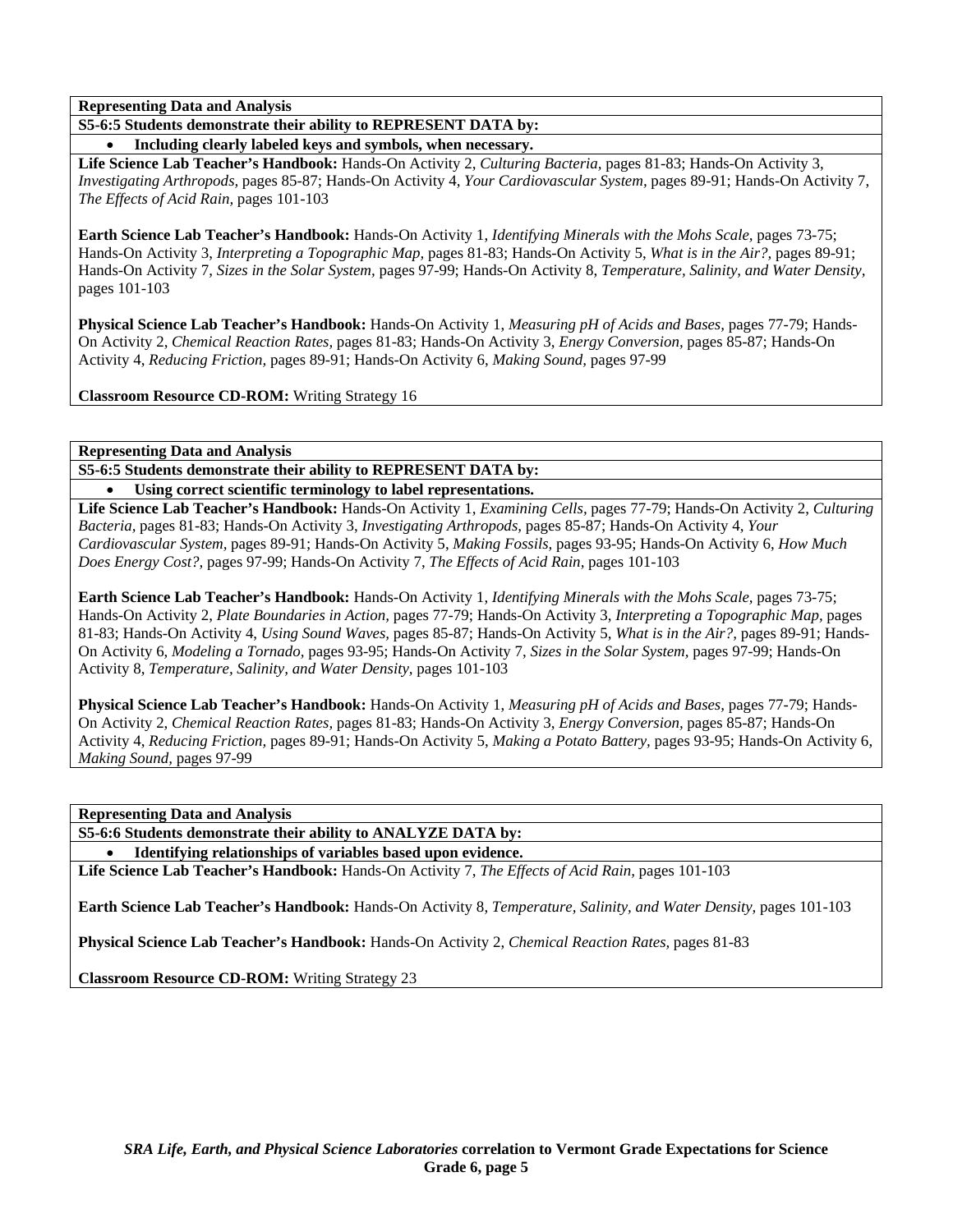**Representing Data and Analysis**

**S5-6:5 Students demonstrate their ability to REPRESENT DATA by:**

- **Including clearly labeled keys and symbols, when necessary.**

**Life Science Lab Teacher's Handbook:** Hands-On Activity 2, *Culturing Bacteria,* pages 81-83; Hands-On Activity 3, *Investigating Arthropods,* pages 85-87; Hands-On Activity 4, *Your Cardiovascular System,* pages 89-91; Hands-On Activity 7, *The Effects of Acid Rain,* pages 101-103

**Earth Science Lab Teacher's Handbook:** Hands-On Activity 1, *Identifying Minerals with the Mohs Scale,* pages 73-75; Hands-On Activity 3, *Interpreting a Topographic Map,* pages 81-83; Hands-On Activity 5, *What is in the Air?,* pages 89-91; Hands-On Activity 7, *Sizes in the Solar System,* pages 97-99; Hands-On Activity 8, *Temperature, Salinity, and Water Density,* pages 101-103

**Physical Science Lab Teacher's Handbook:** Hands-On Activity 1, *Measuring pH of Acids and Bases,* pages 77-79; Hands-On Activity 2, *Chemical Reaction Rates,* pages 81-83; Hands-On Activity 3, *Energy Conversion,* pages 85-87; Hands-On Activity 4, *Reducing Friction,* pages 89-91; Hands-On Activity 6, *Making Sound,* pages 97-99

**Classroom Resource CD-ROM:** Writing Strategy 16

**Representing Data and Analysis**

**S5-6:5 Students demonstrate their ability to REPRESENT DATA by:**

- **Using correct scientific terminology to label representations.**

**Life Science Lab Teacher's Handbook:** Hands-On Activity 1, *Examining Cells,* pages 77-79; Hands-On Activity 2, *Culturing Bacteria,* pages 81-83; Hands-On Activity 3, *Investigating Arthropods,* pages 85-87; Hands-On Activity 4, *Your Cardiovascular System,* pages 89-91; Hands-On Activity 5, *Making Fossils,* pages 93-95; Hands-On Activity 6, *How Much Does Energy Cost?,* pages 97-99; Hands-On Activity 7, *The Effects of Acid Rain,* pages 101-103

**Earth Science Lab Teacher's Handbook:** Hands-On Activity 1, *Identifying Minerals with the Mohs Scale,* pages 73-75; Hands-On Activity 2, *Plate Boundaries in Action,* pages 77-79; Hands-On Activity 3, *Interpreting a Topographic Map,* pages 81-83; Hands-On Activity 4, *Using Sound Waves,* pages 85-87; Hands-On Activity 5, *What is in the Air?,* pages 89-91; Hands-On Activity 6, *Modeling a Tornado,* pages 93-95; Hands-On Activity 7, *Sizes in the Solar System,* pages 97-99; Hands-On Activity 8, *Temperature, Salinity, and Water Density,* pages 101-103

**Physical Science Lab Teacher's Handbook:** Hands-On Activity 1, *Measuring pH of Acids and Bases,* pages 77-79; Hands-On Activity 2, *Chemical Reaction Rates,* pages 81-83; Hands-On Activity 3, *Energy Conversion,* pages 85-87; Hands-On Activity 4, *Reducing Friction,* pages 89-91; Hands-On Activity 5, *Making a Potato Battery,* pages 93-95; Hands-On Activity 6, *Making Sound,* pages 97-99

**Representing Data and Analysis**

**S5-6:6 Students demonstrate their ability to ANALYZE DATA by:**

- **Identifying relationships of variables based upon evidence.**

**Life Science Lab Teacher's Handbook:** Hands-On Activity 7, *The Effects of Acid Rain,* pages 101-103

**Earth Science Lab Teacher's Handbook:** Hands-On Activity 8, *Temperature, Salinity, and Water Density,* pages 101-103

**Physical Science Lab Teacher's Handbook:** Hands-On Activity 2, *Chemical Reaction Rates,* pages 81-83

**Classroom Resource CD-ROM:** Writing Strategy 23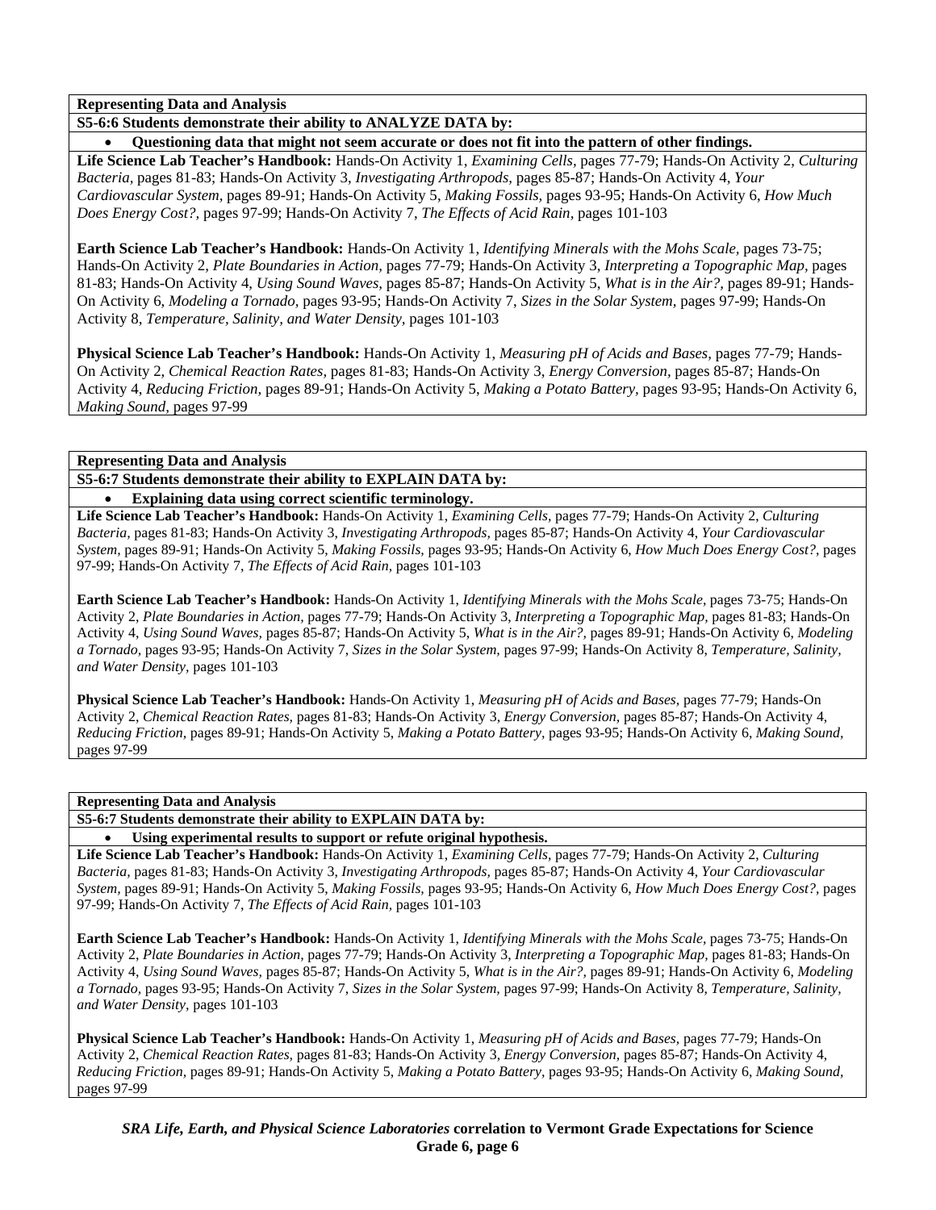**Representing Data and Analysis**

**S5-6:6 Students demonstrate their ability to ANALYZE DATA by:**

- **Questioning data that might not seem accurate or does not fit into the pattern of other findings.**

**Life Science Lab Teacher's Handbook:** Hands-On Activity 1, *Examining Cells,* pages 77-79; Hands-On Activity 2, *Culturing Bacteria,* pages 81-83; Hands-On Activity 3, *Investigating Arthropods,* pages 85-87; Hands-On Activity 4, *Your Cardiovascular System,* pages 89-91; Hands-On Activity 5, *Making Fossils,* pages 93-95; Hands-On Activity 6, *How Much Does Energy Cost?,* pages 97-99; Hands-On Activity 7, *The Effects of Acid Rain,* pages 101-103

**Earth Science Lab Teacher's Handbook:** Hands-On Activity 1, *Identifying Minerals with the Mohs Scale,* pages 73-75; Hands-On Activity 2, *Plate Boundaries in Action,* pages 77-79; Hands-On Activity 3, *Interpreting a Topographic Map,* pages 81-83; Hands-On Activity 4, *Using Sound Waves,* pages 85-87; Hands-On Activity 5, *What is in the Air?,* pages 89-91; Hands-On Activity 6, *Modeling a Tornado,* pages 93-95; Hands-On Activity 7, *Sizes in the Solar System,* pages 97-99; Hands-On Activity 8, *Temperature, Salinity, and Water Density,* pages 101-103

**Physical Science Lab Teacher's Handbook:** Hands-On Activity 1, *Measuring pH of Acids and Bases,* pages 77-79; Hands-On Activity 2, *Chemical Reaction Rates,* pages 81-83; Hands-On Activity 3, *Energy Conversion,* pages 85-87; Hands-On Activity 4, *Reducing Friction,* pages 89-91; Hands-On Activity 5, *Making a Potato Battery,* pages 93-95; Hands-On Activity 6, *Making Sound,* pages 97-99

**Representing Data and Analysis**

**S5-6:7 Students demonstrate their ability to EXPLAIN DATA by:**

- **Explaining data using correct scientific terminology.**

**Life Science Lab Teacher's Handbook:** Hands-On Activity 1, *Examining Cells,* pages 77-79; Hands-On Activity 2, *Culturing Bacteria,* pages 81-83; Hands-On Activity 3, *Investigating Arthropods,* pages 85-87; Hands-On Activity 4, *Your Cardiovascular System,* pages 89-91; Hands-On Activity 5, *Making Fossils,* pages 93-95; Hands-On Activity 6, *How Much Does Energy Cost?,* pages 97-99; Hands-On Activity 7, *The Effects of Acid Rain,* pages 101-103

**Earth Science Lab Teacher's Handbook:** Hands-On Activity 1, *Identifying Minerals with the Mohs Scale,* pages 73-75; Hands-On Activity 2, *Plate Boundaries in Action,* pages 77-79; Hands-On Activity 3, *Interpreting a Topographic Map,* pages 81-83; Hands-On Activity 4, *Using Sound Waves,* pages 85-87; Hands-On Activity 5, *What is in the Air?,* pages 89-91; Hands-On Activity 6, *Modeling a Tornado,* pages 93-95; Hands-On Activity 7, *Sizes in the Solar System,* pages 97-99; Hands-On Activity 8, *Temperature, Salinity, and Water Density,* pages 101-103

**Physical Science Lab Teacher's Handbook:** Hands-On Activity 1, *Measuring pH of Acids and Bases,* pages 77-79; Hands-On Activity 2, *Chemical Reaction Rates,* pages 81-83; Hands-On Activity 3, *Energy Conversion,* pages 85-87; Hands-On Activity 4, *Reducing Friction,* pages 89-91; Hands-On Activity 5, *Making a Potato Battery,* pages 93-95; Hands-On Activity 6, *Making Sound,* pages 97-99

**Representing Data and Analysis**

**S5-6:7 Students demonstrate their ability to EXPLAIN DATA by:**

- **Using experimental results to support or refute original hypothesis.**

**Life Science Lab Teacher's Handbook:** Hands-On Activity 1, *Examining Cells,* pages 77-79; Hands-On Activity 2, *Culturing Bacteria,* pages 81-83; Hands-On Activity 3, *Investigating Arthropods,* pages 85-87; Hands-On Activity 4, *Your Cardiovascular System,* pages 89-91; Hands-On Activity 5, *Making Fossils,* pages 93-95; Hands-On Activity 6, *How Much Does Energy Cost?,* pages 97-99; Hands-On Activity 7, *The Effects of Acid Rain,* pages 101-103

**Earth Science Lab Teacher's Handbook:** Hands-On Activity 1, *Identifying Minerals with the Mohs Scale,* pages 73-75; Hands-On Activity 2, *Plate Boundaries in Action,* pages 77-79; Hands-On Activity 3, *Interpreting a Topographic Map,* pages 81-83; Hands-On Activity 4, *Using Sound Waves,* pages 85-87; Hands-On Activity 5, *What is in the Air?,* pages 89-91; Hands-On Activity 6, *Modeling a Tornado,* pages 93-95; Hands-On Activity 7, *Sizes in the Solar System,* pages 97-99; Hands-On Activity 8, *Temperature, Salinity, and Water Density,* pages 101-103

**Physical Science Lab Teacher's Handbook:** Hands-On Activity 1, *Measuring pH of Acids and Bases,* pages 77-79; Hands-On Activity 2, *Chemical Reaction Rates,* pages 81-83; Hands-On Activity 3, *Energy Conversion,* pages 85-87; Hands-On Activity 4, *Reducing Friction,* pages 89-91; Hands-On Activity 5, *Making a Potato Battery,* pages 93-95; Hands-On Activity 6, *Making Sound,* pages 97-99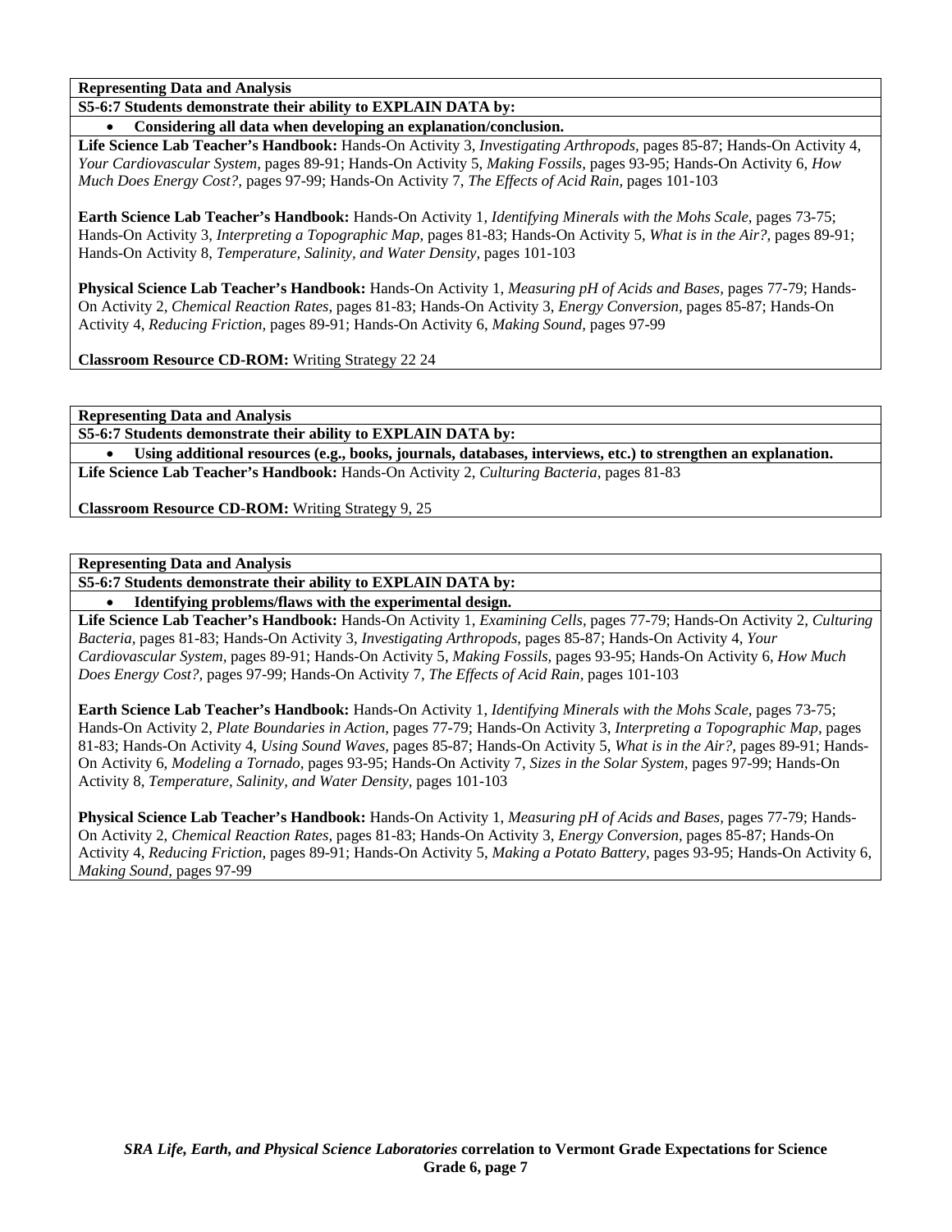**Representing Data and Analysis**

**S5-6:7 Students demonstrate their ability to EXPLAIN DATA by:**

- **Considering all data when developing an explanation/conclusion.**

**Life Science Lab Teacher's Handbook:** Hands-On Activity 3, *Investigating Arthropods,* pages 85-87; Hands-On Activity 4, *Your Cardiovascular System,* pages 89-91; Hands-On Activity 5, *Making Fossils,* pages 93-95; Hands-On Activity 6, *How Much Does Energy Cost?,* pages 97-99; Hands-On Activity 7, *The Effects of Acid Rain,* pages 101-103

**Earth Science Lab Teacher's Handbook:** Hands-On Activity 1, *Identifying Minerals with the Mohs Scale,* pages 73-75; Hands-On Activity 3, *Interpreting a Topographic Map,* pages 81-83; Hands-On Activity 5, *What is in the Air?,* pages 89-91; Hands-On Activity 8, *Temperature, Salinity, and Water Density,* pages 101-103

**Physical Science Lab Teacher's Handbook:** Hands-On Activity 1, *Measuring pH of Acids and Bases,* pages 77-79; Hands-On Activity 2, *Chemical Reaction Rates,* pages 81-83; Hands-On Activity 3, *Energy Conversion,* pages 85-87; Hands-On Activity 4, *Reducing Friction,* pages 89-91; Hands-On Activity 6, *Making Sound,* pages 97-99

**Classroom Resource CD-ROM:** Writing Strategy 22 24

**Representing Data and Analysis**

**S5-6:7 Students demonstrate their ability to EXPLAIN DATA by:**

- **Using additional resources (e.g., books, journals, databases, interviews, etc.) to strengthen an explanation.**

**Life Science Lab Teacher's Handbook:** Hands-On Activity 2, *Culturing Bacteria,* pages 81-83

**Classroom Resource CD-ROM:** Writing Strategy 9, 25

**Representing Data and Analysis**

**S5-6:7 Students demonstrate their ability to EXPLAIN DATA by:**

- **Identifying problems/flaws with the experimental design.**

**Life Science Lab Teacher's Handbook:** Hands-On Activity 1, *Examining Cells,* pages 77-79; Hands-On Activity 2, *Culturing Bacteria,* pages 81-83; Hands-On Activity 3, *Investigating Arthropods,* pages 85-87; Hands-On Activity 4, *Your Cardiovascular System,* pages 89-91; Hands-On Activity 5, *Making Fossils,* pages 93-95; Hands-On Activity 6, *How Much Does Energy Cost?,* pages 97-99; Hands-On Activity 7, *The Effects of Acid Rain,* pages 101-103

**Earth Science Lab Teacher's Handbook:** Hands-On Activity 1, *Identifying Minerals with the Mohs Scale,* pages 73-75; Hands-On Activity 2, *Plate Boundaries in Action,* pages 77-79; Hands-On Activity 3, *Interpreting a Topographic Map,* pages 81-83; Hands-On Activity 4, *Using Sound Waves,* pages 85-87; Hands-On Activity 5, *What is in the Air?,* pages 89-91; Hands-On Activity 6, *Modeling a Tornado,* pages 93-95; Hands-On Activity 7, *Sizes in the Solar System,* pages 97-99; Hands-On Activity 8, *Temperature, Salinity, and Water Density,* pages 101-103

**Physical Science Lab Teacher's Handbook:** Hands-On Activity 1, *Measuring pH of Acids and Bases,* pages 77-79; Hands-On Activity 2, *Chemical Reaction Rates,* pages 81-83; Hands-On Activity 3, *Energy Conversion,* pages 85-87; Hands-On Activity 4, *Reducing Friction,* pages 89-91; Hands-On Activity 5, *Making a Potato Battery,* pages 93-95; Hands-On Activity 6, *Making Sound,* pages 97-99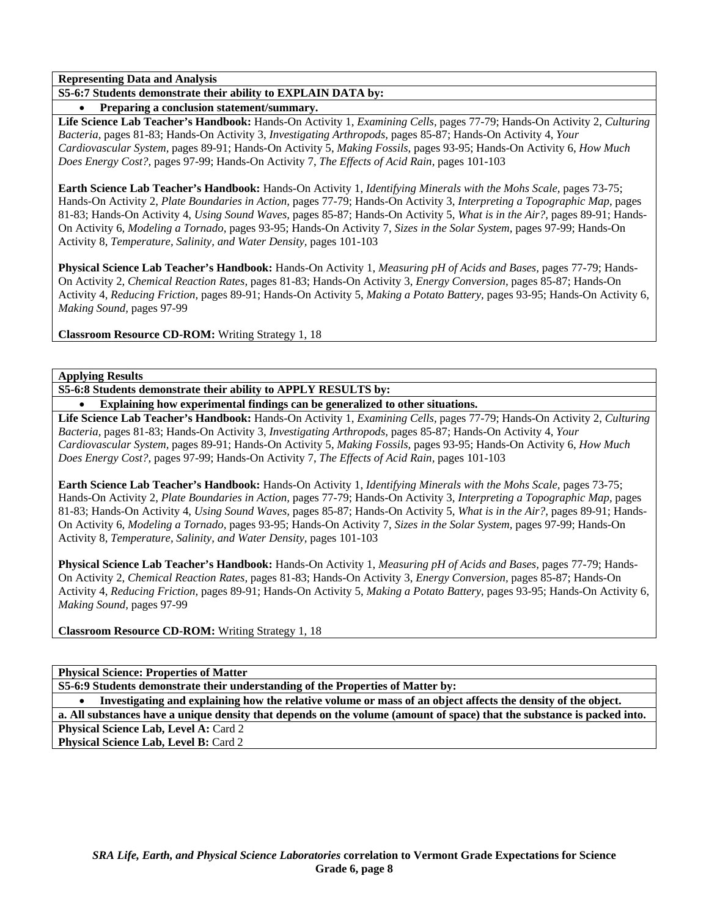**Representing Data and Analysis**

**S5-6:7 Students demonstrate their ability to EXPLAIN DATA by:**

- **Preparing a conclusion statement/summary.**

**Life Science Lab Teacher's Handbook:** Hands-On Activity 1, *Examining Cells,* pages 77-79; Hands-On Activity 2, *Culturing Bacteria,* pages 81-83; Hands-On Activity 3, *Investigating Arthropods,* pages 85-87; Hands-On Activity 4, *Your Cardiovascular System,* pages 89-91; Hands-On Activity 5, *Making Fossils,* pages 93-95; Hands-On Activity 6, *How Much Does Energy Cost?,* pages 97-99; Hands-On Activity 7, *The Effects of Acid Rain,* pages 101-103

**Earth Science Lab Teacher's Handbook:** Hands-On Activity 1, *Identifying Minerals with the Mohs Scale,* pages 73-75; Hands-On Activity 2, *Plate Boundaries in Action,* pages 77-79; Hands-On Activity 3, *Interpreting a Topographic Map,* pages 81-83; Hands-On Activity 4, *Using Sound Waves,* pages 85-87; Hands-On Activity 5, *What is in the Air?,* pages 89-91; Hands-On Activity 6, *Modeling a Tornado,* pages 93-95; Hands-On Activity 7, *Sizes in the Solar System,* pages 97-99; Hands-On Activity 8, *Temperature, Salinity, and Water Density,* pages 101-103

**Physical Science Lab Teacher's Handbook:** Hands-On Activity 1, *Measuring pH of Acids and Bases,* pages 77-79; Hands-On Activity 2, *Chemical Reaction Rates,* pages 81-83; Hands-On Activity 3, *Energy Conversion,* pages 85-87; Hands-On Activity 4, *Reducing Friction,* pages 89-91; Hands-On Activity 5, *Making a Potato Battery,* pages 93-95; Hands-On Activity 6, *Making Sound,* pages 97-99

**Classroom Resource CD-ROM:** Writing Strategy 1, 18

**Applying Results**

**S5-6:8 Students demonstrate their ability to APPLY RESULTS by:**

- **Explaining how experimental findings can be generalized to other situations.**

**Life Science Lab Teacher's Handbook:** Hands-On Activity 1, *Examining Cells,* pages 77-79; Hands-On Activity 2, *Culturing Bacteria,* pages 81-83; Hands-On Activity 3, *Investigating Arthropods,* pages 85-87; Hands-On Activity 4, *Your Cardiovascular System,* pages 89-91; Hands-On Activity 5, *Making Fossils,* pages 93-95; Hands-On Activity 6, *How Much Does Energy Cost?,* pages 97-99; Hands-On Activity 7, *The Effects of Acid Rain,* pages 101-103

**Earth Science Lab Teacher's Handbook:** Hands-On Activity 1, *Identifying Minerals with the Mohs Scale,* pages 73-75; Hands-On Activity 2, *Plate Boundaries in Action,* pages 77-79; Hands-On Activity 3, *Interpreting a Topographic Map,* pages 81-83; Hands-On Activity 4, *Using Sound Waves,* pages 85-87; Hands-On Activity 5, *What is in the Air?,* pages 89-91; Hands-On Activity 6, *Modeling a Tornado,* pages 93-95; Hands-On Activity 7, *Sizes in the Solar System,* pages 97-99; Hands-On Activity 8, *Temperature, Salinity, and Water Density,* pages 101-103

**Physical Science Lab Teacher's Handbook:** Hands-On Activity 1, *Measuring pH of Acids and Bases,* pages 77-79; Hands-On Activity 2, *Chemical Reaction Rates,* pages 81-83; Hands-On Activity 3, *Energy Conversion,* pages 85-87; Hands-On Activity 4, *Reducing Friction,* pages 89-91; Hands-On Activity 5, *Making a Potato Battery,* pages 93-95; Hands-On Activity 6, *Making Sound,* pages 97-99

**Classroom Resource CD-ROM:** Writing Strategy 1, 18

**Physical Science: Properties of Matter**

**S5-6:9 Students demonstrate their understanding of the Properties of Matter by:**

- **Investigating and explaining how the relative volume or mass of an object affects the density of the object.**

**a. All substances have a unique density that depends on the volume (amount of space) that the substance is packed into.**

**Physical Science Lab, Level A:** Card 2
**Physical Science Lab, Level B:** Card 2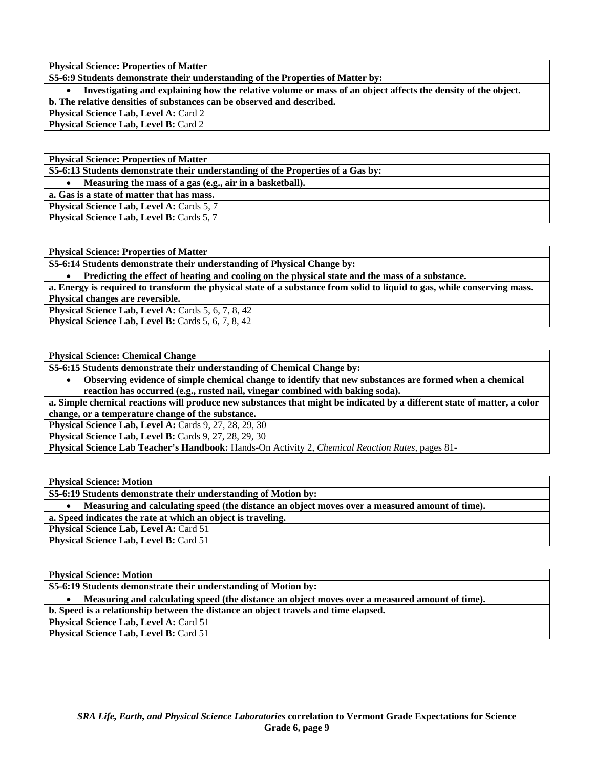**Physical Science: Properties of Matter**

**S5-6:9 Students demonstrate their understanding of the Properties of Matter by:**

- **Investigating and explaining how the relative volume or mass of an object affects the density of the object.**

**b. The relative densities of substances can be observed and described.**

**Physical Science Lab, Level A:** Card 2
**Physical Science Lab, Level B:** Card 2

**Physical Science: Properties of Matter**

**S5-6:13 Students demonstrate their understanding of the Properties of a Gas by:**

- **Measuring the mass of a gas (e.g., air in a basketball).**

**a. Gas is a state of matter that has mass.**

**Physical Science Lab, Level A:** Cards 5, 7
**Physical Science Lab, Level B:** Cards 5, 7

**Physical Science: Properties of Matter**

**S5-6:14 Students demonstrate their understanding of Physical Change by:**

- **Predicting the effect of heating and cooling on the physical state and the mass of a substance.**

**a. Energy is required to transform the physical state of a substance from solid to liquid to gas, while conserving mass. Physical changes are reversible.**

**Physical Science Lab, Level A:** Cards 5, 6, 7, 8, 42
**Physical Science Lab, Level B:** Cards 5, 6, 7, 8, 42

**Physical Science: Chemical Change**

**S5-6:15 Students demonstrate their understanding of Chemical Change by:**

- **Observing evidence of simple chemical change to identify that new substances are formed when a chemical reaction has occurred (e.g., rusted nail, vinegar combined with baking soda).**

**a. Simple chemical reactions will produce new substances that might be indicated by a different state of matter, a color change, or a temperature change of the substance.**

**Physical Science Lab, Level A:** Cards 9, 27, 28, 29, 30
**Physical Science Lab, Level B:** Cards 9, 27, 28, 29, 30
**Physical Science Lab Teacher's Handbook:** Hands-On Activity 2, *Chemical Reaction Rates,* pages 81-

**Physical Science: Motion**

**S5-6:19 Students demonstrate their understanding of Motion by:**

- **Measuring and calculating speed (the distance an object moves over a measured amount of time).**

**a. Speed indicates the rate at which an object is traveling.**

**Physical Science Lab, Level A:** Card 51
**Physical Science Lab, Level B:** Card 51

**Physical Science: Motion**

**S5-6:19 Students demonstrate their understanding of Motion by:**

- **Measuring and calculating speed (the distance an object moves over a measured amount of time).**

**b. Speed is a relationship between the distance an object travels and time elapsed.**

**Physical Science Lab, Level A:** Card 51
**Physical Science Lab, Level B:** Card 51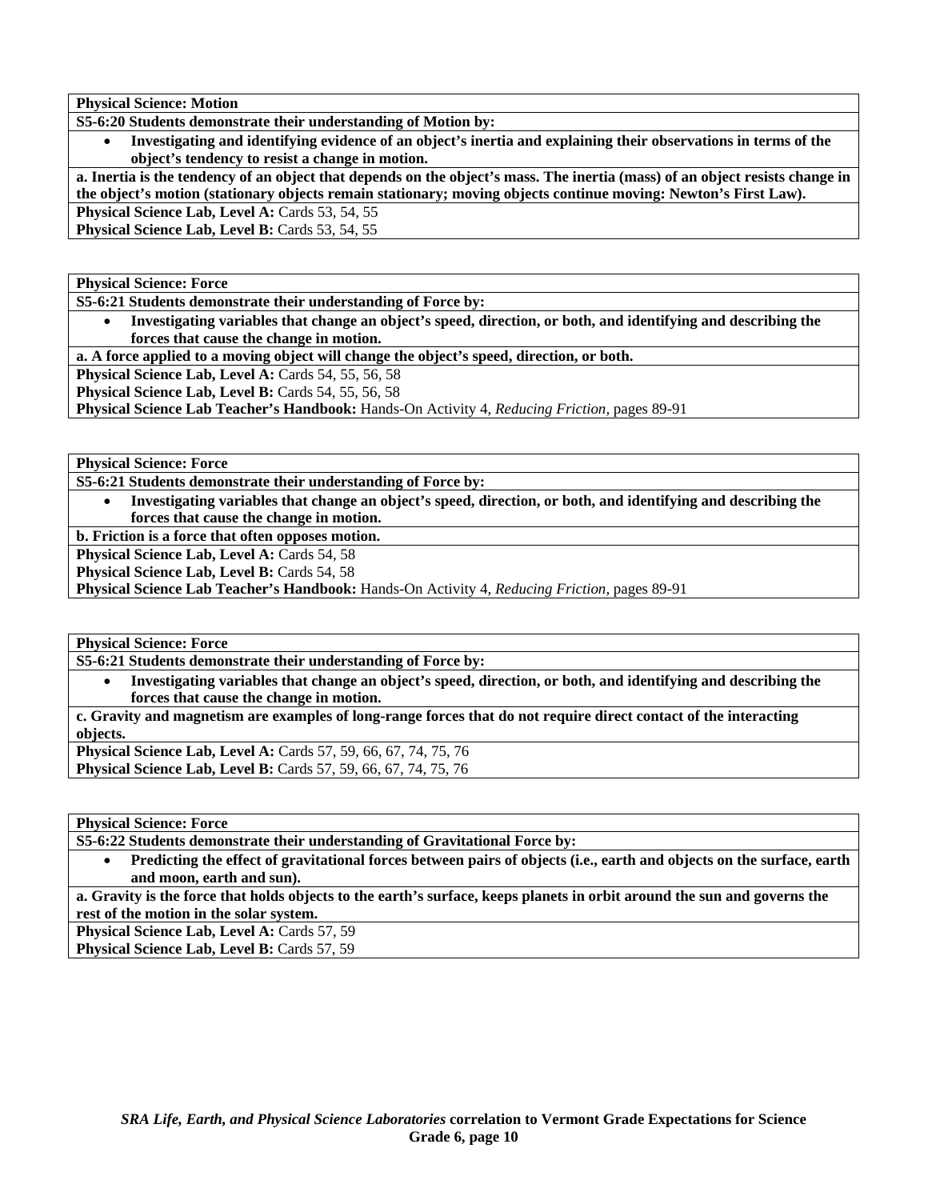**Physical Science: Motion**

**S5-6:20 Students demonstrate their understanding of Motion by:**

- **Investigating and identifying evidence of an object's inertia and explaining their observations in terms of the object's tendency to resist a change in motion.**

**a. Inertia is the tendency of an object that depends on the object's mass. The inertia (mass) of an object resists change in the object's motion (stationary objects remain stationary; moving objects continue moving: Newton's First Law).**

**Physical Science Lab, Level A:** Cards 53, 54, 55
**Physical Science Lab, Level B:** Cards 53, 54, 55

**Physical Science: Force**

**S5-6:21 Students demonstrate their understanding of Force by:**

- **Investigating variables that change an object's speed, direction, or both, and identifying and describing the forces that cause the change in motion.**

**a. A force applied to a moving object will change the object's speed, direction, or both.**

**Physical Science Lab, Level A:** Cards 54, 55, 56, 58
**Physical Science Lab, Level B:** Cards 54, 55, 56, 58
**Physical Science Lab Teacher's Handbook:** Hands-On Activity 4, *Reducing Friction,* pages 89-91

**Physical Science: Force**

**S5-6:21 Students demonstrate their understanding of Force by:**

- **Investigating variables that change an object's speed, direction, or both, and identifying and describing the forces that cause the change in motion.**

**b. Friction is a force that often opposes motion.**

**Physical Science Lab, Level A:** Cards 54, 58
**Physical Science Lab, Level B:** Cards 54, 58
**Physical Science Lab Teacher's Handbook:** Hands-On Activity 4, *Reducing Friction,* pages 89-91

**Physical Science: Force**

**S5-6:21 Students demonstrate their understanding of Force by:**

- **Investigating variables that change an object's speed, direction, or both, and identifying and describing the forces that cause the change in motion.**

**c. Gravity and magnetism are examples of long-range forces that do not require direct contact of the interacting objects.**

**Physical Science Lab, Level A:** Cards 57, 59, 66, 67, 74, 75, 76
**Physical Science Lab, Level B:** Cards 57, 59, 66, 67, 74, 75, 76

**Physical Science: Force**

**S5-6:22 Students demonstrate their understanding of Gravitational Force by:**

- **Predicting the effect of gravitational forces between pairs of objects (i.e., earth and objects on the surface, earth and moon, earth and sun).**

**a. Gravity is the force that holds objects to the earth's surface, keeps planets in orbit around the sun and governs the rest of the motion in the solar system.**

**Physical Science Lab, Level A:** Cards 57, 59
**Physical Science Lab, Level B:** Cards 57, 59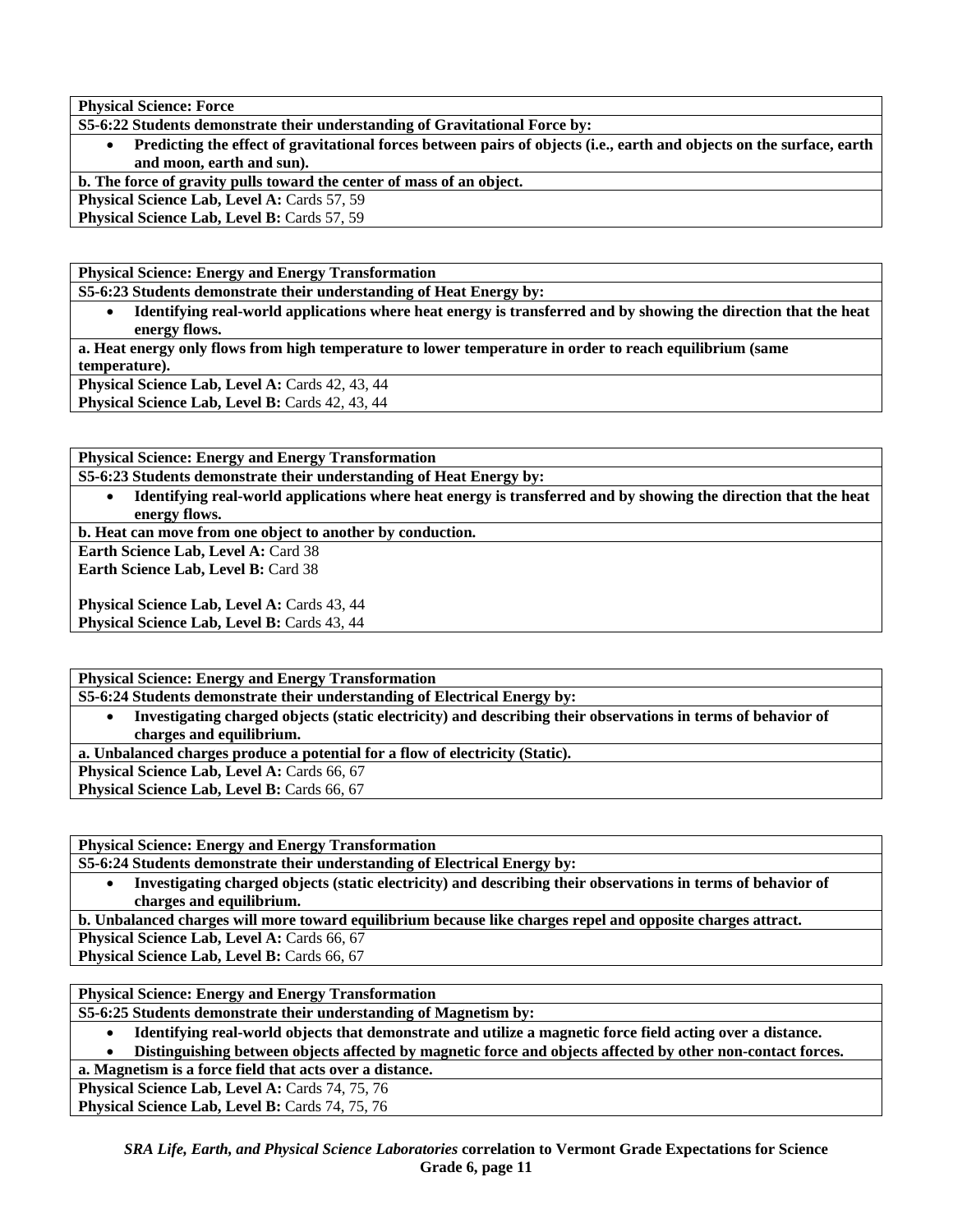**Physical Science: Force**

**S5-6:22 Students demonstrate their understanding of Gravitational Force by:**

- **Predicting the effect of gravitational forces between pairs of objects (i.e., earth and objects on the surface, earth and moon, earth and sun).**

**b. The force of gravity pulls toward the center of mass of an object.**

**Physical Science Lab, Level A:** Cards 57, 59
**Physical Science Lab, Level B:** Cards 57, 59

---

**Physical Science: Energy and Energy Transformation**

**S5-6:23 Students demonstrate their understanding of Heat Energy by:**

- **Identifying real-world applications where heat energy is transferred and by showing the direction that the heat energy flows.**

**a. Heat energy only flows from high temperature to lower temperature in order to reach equilibrium (same temperature).**

**Physical Science Lab, Level A:** Cards 42, 43, 44
**Physical Science Lab, Level B:** Cards 42, 43, 44

---

**Physical Science: Energy and Energy Transformation**

**S5-6:23 Students demonstrate their understanding of Heat Energy by:**

- **Identifying real-world applications where heat energy is transferred and by showing the direction that the heat energy flows.**

**b. Heat can move from one object to another by conduction.**

**Earth Science Lab, Level A:** Card 38
**Earth Science Lab, Level B:** Card 38

**Physical Science Lab, Level A:** Cards 43, 44
**Physical Science Lab, Level B:** Cards 43, 44

---

**Physical Science: Energy and Energy Transformation**

**S5-6:24 Students demonstrate their understanding of Electrical Energy by:**

- **Investigating charged objects (static electricity) and describing their observations in terms of behavior of charges and equilibrium.**

**a. Unbalanced charges produce a potential for a flow of electricity (Static).**

**Physical Science Lab, Level A:** Cards 66, 67
**Physical Science Lab, Level B:** Cards 66, 67

---

**Physical Science: Energy and Energy Transformation**

**S5-6:24 Students demonstrate their understanding of Electrical Energy by:**

- **Investigating charged objects (static electricity) and describing their observations in terms of behavior of charges and equilibrium.**

**b. Unbalanced charges will more toward equilibrium because like charges repel and opposite charges attract.**

**Physical Science Lab, Level A:** Cards 66, 67
**Physical Science Lab, Level B:** Cards 66, 67

---

**Physical Science: Energy and Energy Transformation**

**S5-6:25 Students demonstrate their understanding of Magnetism by:**

- **Identifying real-world objects that demonstrate and utilize a magnetic force field acting over a distance.**
- **Distinguishing between objects affected by magnetic force and objects affected by other non-contact forces.**

**a. Magnetism is a force field that acts over a distance.**

**Physical Science Lab, Level A:** Cards 74, 75, 76
**Physical Science Lab, Level B:** Cards 74, 75, 76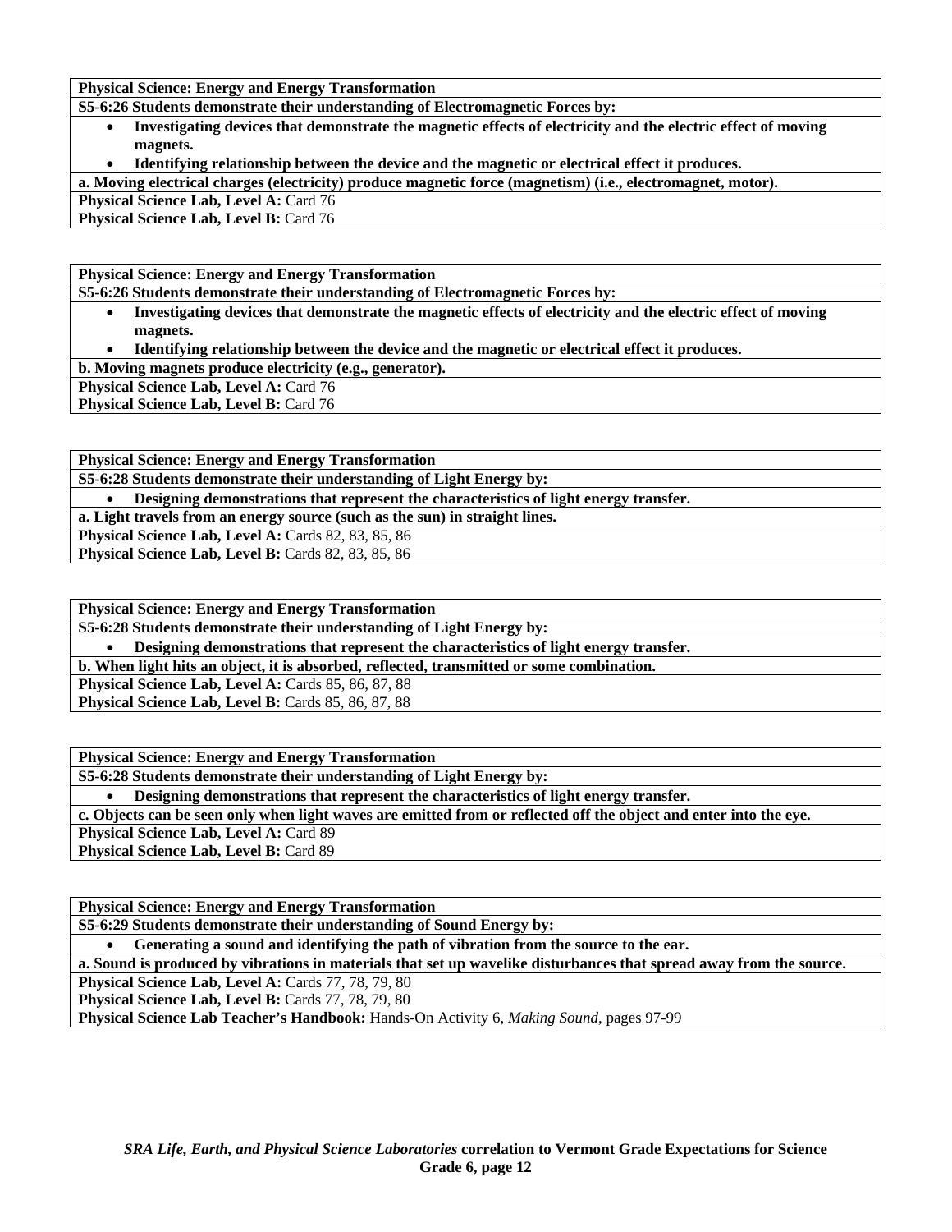**Physical Science: Energy and Energy Transformation**

**S5-6:26 Students demonstrate their understanding of Electromagnetic Forces by:**

- **Investigating devices that demonstrate the magnetic effects of electricity and the electric effect of moving magnets.**
- **Identifying relationship between the device and the magnetic or electrical effect it produces.**

**a. Moving electrical charges (electricity) produce magnetic force (magnetism) (i.e., electromagnet, motor).**

**Physical Science Lab, Level A:** Card 76
**Physical Science Lab, Level B:** Card 76

---

**Physical Science: Energy and Energy Transformation**

**S5-6:26 Students demonstrate their understanding of Electromagnetic Forces by:**

- **Investigating devices that demonstrate the magnetic effects of electricity and the electric effect of moving magnets.**
- **Identifying relationship between the device and the magnetic or electrical effect it produces.**

**b. Moving magnets produce electricity (e.g., generator).**

**Physical Science Lab, Level A:** Card 76
**Physical Science Lab, Level B:** Card 76

---

**Physical Science: Energy and Energy Transformation**

**S5-6:28 Students demonstrate their understanding of Light Energy by:**

- **Designing demonstrations that represent the characteristics of light energy transfer.**

**a. Light travels from an energy source (such as the sun) in straight lines.**

**Physical Science Lab, Level A:** Cards 82, 83, 85, 86
**Physical Science Lab, Level B:** Cards 82, 83, 85, 86

---

**Physical Science: Energy and Energy Transformation**

**S5-6:28 Students demonstrate their understanding of Light Energy by:**

- **Designing demonstrations that represent the characteristics of light energy transfer.**

**b. When light hits an object, it is absorbed, reflected, transmitted or some combination.**

**Physical Science Lab, Level A:** Cards 85, 86, 87, 88
**Physical Science Lab, Level B:** Cards 85, 86, 87, 88

---

**Physical Science: Energy and Energy Transformation**

**S5-6:28 Students demonstrate their understanding of Light Energy by:**

- **Designing demonstrations that represent the characteristics of light energy transfer.**

**c. Objects can be seen only when light waves are emitted from or reflected off the object and enter into the eye.**

**Physical Science Lab, Level A:** Card 89
**Physical Science Lab, Level B:** Card 89

---

**Physical Science: Energy and Energy Transformation**

**S5-6:29 Students demonstrate their understanding of Sound Energy by:**

- **Generating a sound and identifying the path of vibration from the source to the ear.**

**a. Sound is produced by vibrations in materials that set up wavelike disturbances that spread away from the source.**

**Physical Science Lab, Level A:** Cards 77, 78, 79, 80
**Physical Science Lab, Level B:** Cards 77, 78, 79, 80
**Physical Science Lab Teacher's Handbook:** Hands-On Activity 6, *Making Sound*, pages 97-99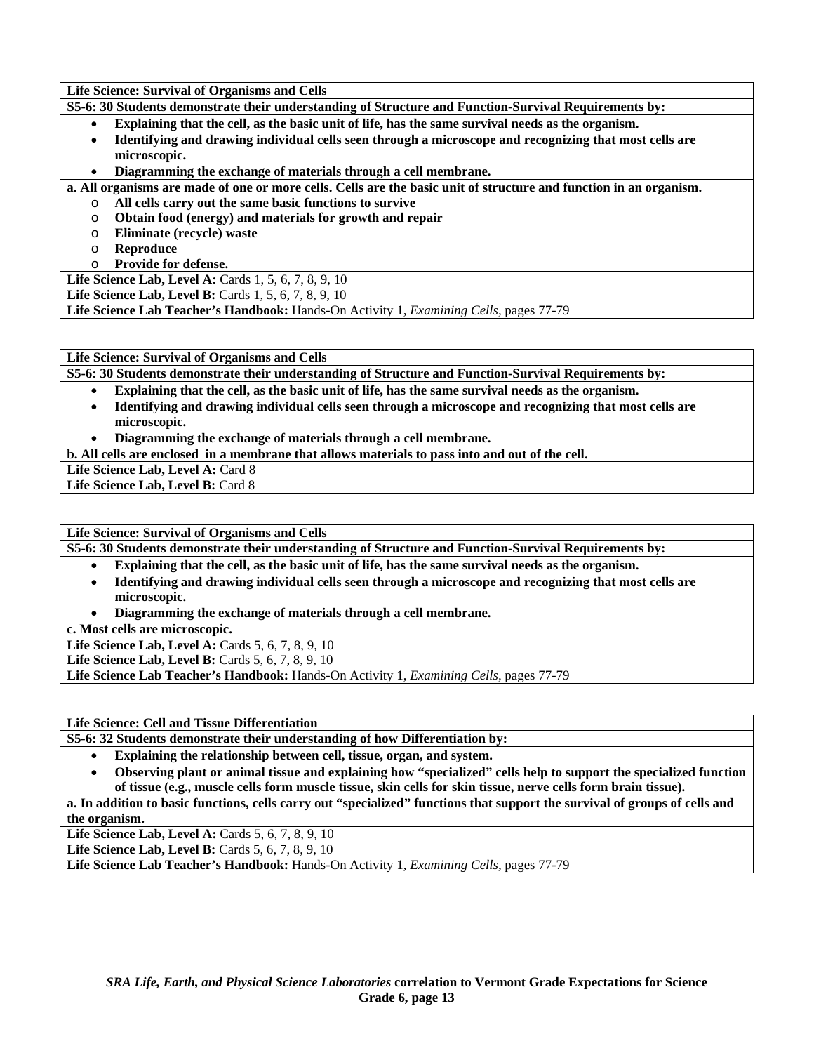**Life Science: Survival of Organisms and Cells**

**S5-6: 30 Students demonstrate their understanding of Structure and Function-Survival Requirements by:**

- **Explaining that the cell, as the basic unit of life, has the same survival needs as the organism.**
- **Identifying and drawing individual cells seen through a microscope and recognizing that most cells are microscopic.**
- **Diagramming the exchange of materials through a cell membrane.**

**a. All organisms are made of one or more cells. Cells are the basic unit of structure and function in an organism.**

- **All cells carry out the same basic functions to survive**
- **Obtain food (energy) and materials for growth and repair**
- **Eliminate (recycle) waste**
- **Reproduce**
- **Provide for defense.**

**Life Science Lab, Level A:** Cards 1, 5, 6, 7, 8, 9, 10
**Life Science Lab, Level B:** Cards 1, 5, 6, 7, 8, 9, 10
**Life Science Lab Teacher's Handbook:** Hands-On Activity 1, *Examining Cells,* pages 77-79

---

**Life Science: Survival of Organisms and Cells**

**S5-6: 30 Students demonstrate their understanding of Structure and Function-Survival Requirements by:**

- **Explaining that the cell, as the basic unit of life, has the same survival needs as the organism.**
- **Identifying and drawing individual cells seen through a microscope and recognizing that most cells are microscopic.**
- **Diagramming the exchange of materials through a cell membrane.**

**b. All cells are enclosed in a membrane that allows materials to pass into and out of the cell.**

**Life Science Lab, Level A:** Card 8
**Life Science Lab, Level B:** Card 8

---

**Life Science: Survival of Organisms and Cells**

**S5-6: 30 Students demonstrate their understanding of Structure and Function-Survival Requirements by:**

- **Explaining that the cell, as the basic unit of life, has the same survival needs as the organism.**
- **Identifying and drawing individual cells seen through a microscope and recognizing that most cells are microscopic.**
- **Diagramming the exchange of materials through a cell membrane.**

**c. Most cells are microscopic.**

**Life Science Lab, Level A:** Cards 5, 6, 7, 8, 9, 10
**Life Science Lab, Level B:** Cards 5, 6, 7, 8, 9, 10
**Life Science Lab Teacher's Handbook:** Hands-On Activity 1, *Examining Cells,* pages 77-79

---

**Life Science: Cell and Tissue Differentiation**

**S5-6: 32 Students demonstrate their understanding of how Differentiation by:**

- **Explaining the relationship between cell, tissue, organ, and system.**
- **Observing plant or animal tissue and explaining how "specialized" cells help to support the specialized function of tissue (e.g., muscle cells form muscle tissue, skin cells for skin tissue, nerve cells form brain tissue).**

**a. In addition to basic functions, cells carry out "specialized" functions that support the survival of groups of cells and the organism.**

**Life Science Lab, Level A:** Cards 5, 6, 7, 8, 9, 10
**Life Science Lab, Level B:** Cards 5, 6, 7, 8, 9, 10
**Life Science Lab Teacher's Handbook:** Hands-On Activity 1, *Examining Cells,* pages 77-79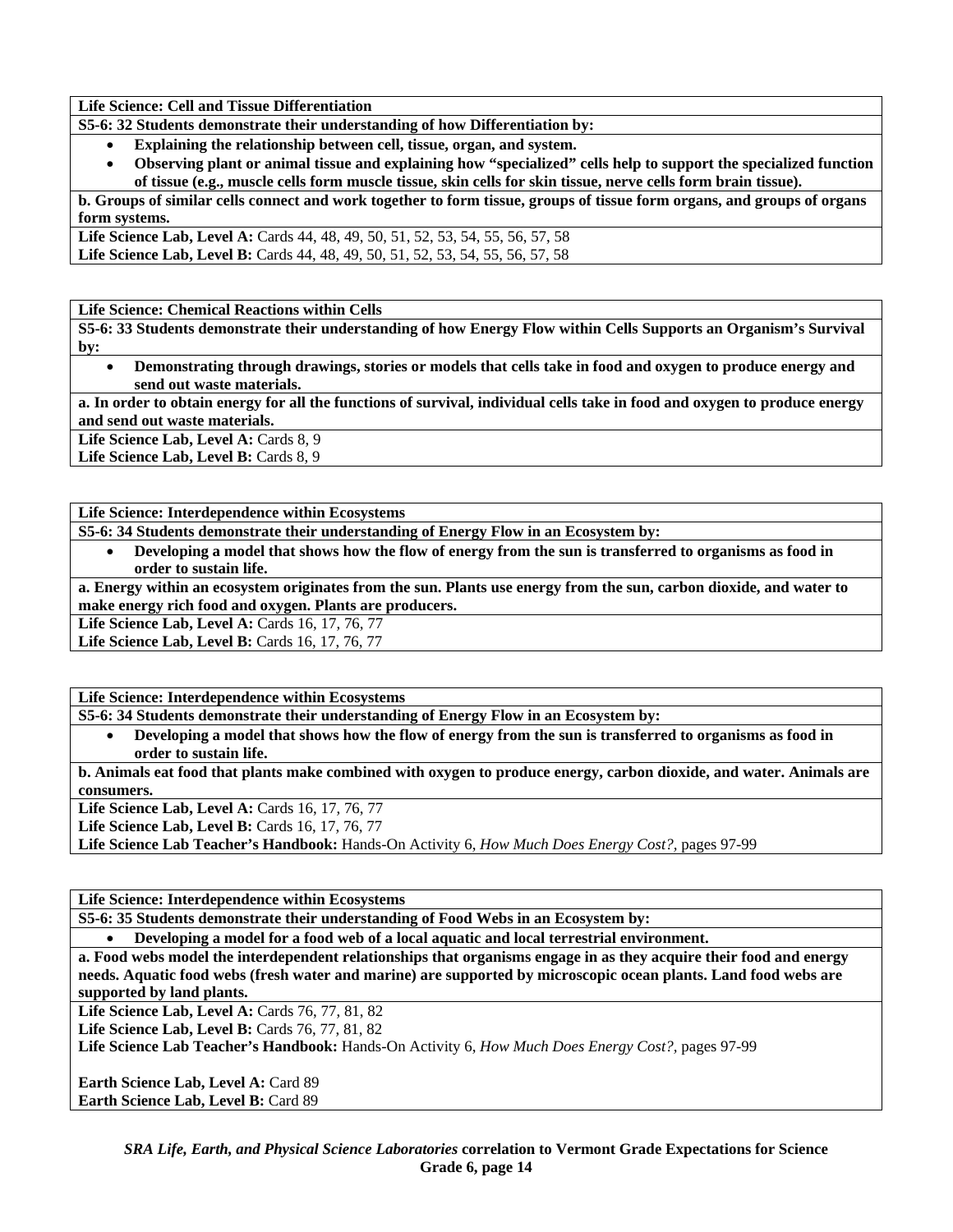**Life Science: Cell and Tissue Differentiation**

**S5-6: 32 Students demonstrate their understanding of how Differentiation by:**

- **Explaining the relationship between cell, tissue, organ, and system.**
- **Observing plant or animal tissue and explaining how "specialized" cells help to support the specialized function of tissue (e.g., muscle cells form muscle tissue, skin cells for skin tissue, nerve cells form brain tissue).**

**b. Groups of similar cells connect and work together to form tissue, groups of tissue form organs, and groups of organs form systems.**

**Life Science Lab, Level A:** Cards 44, 48, 49, 50, 51, 52, 53, 54, 55, 56, 57, 58
**Life Science Lab, Level B:** Cards 44, 48, 49, 50, 51, 52, 53, 54, 55, 56, 57, 58

**Life Science: Chemical Reactions within Cells**

**S5-6: 33 Students demonstrate their understanding of how Energy Flow within Cells Supports an Organism's Survival by:**

- **Demonstrating through drawings, stories or models that cells take in food and oxygen to produce energy and send out waste materials.**

**a. In order to obtain energy for all the functions of survival, individual cells take in food and oxygen to produce energy and send out waste materials.**

**Life Science Lab, Level A:** Cards 8, 9
**Life Science Lab, Level B:** Cards 8, 9

**Life Science: Interdependence within Ecosystems**

**S5-6: 34 Students demonstrate their understanding of Energy Flow in an Ecosystem by:**

- **Developing a model that shows how the flow of energy from the sun is transferred to organisms as food in order to sustain life.**

**a. Energy within an ecosystem originates from the sun. Plants use energy from the sun, carbon dioxide, and water to make energy rich food and oxygen. Plants are producers.**

**Life Science Lab, Level A:** Cards 16, 17, 76, 77
**Life Science Lab, Level B:** Cards 16, 17, 76, 77

**Life Science: Interdependence within Ecosystems**

**S5-6: 34 Students demonstrate their understanding of Energy Flow in an Ecosystem by:**

- **Developing a model that shows how the flow of energy from the sun is transferred to organisms as food in order to sustain life.**

**b. Animals eat food that plants make combined with oxygen to produce energy, carbon dioxide, and water. Animals are consumers.**

**Life Science Lab, Level A:** Cards 16, 17, 76, 77
**Life Science Lab, Level B:** Cards 16, 17, 76, 77
**Life Science Lab Teacher's Handbook:** Hands-On Activity 6, *How Much Does Energy Cost?*, pages 97-99

**Life Science: Interdependence within Ecosystems**

**S5-6: 35 Students demonstrate their understanding of Food Webs in an Ecosystem by:**

- **Developing a model for a food web of a local aquatic and local terrestrial environment.**

**a. Food webs model the interdependent relationships that organisms engage in as they acquire their food and energy needs. Aquatic food webs (fresh water and marine) are supported by microscopic ocean plants. Land food webs are supported by land plants.**

**Life Science Lab, Level A:** Cards 76, 77, 81, 82
**Life Science Lab, Level B:** Cards 76, 77, 81, 82
**Life Science Lab Teacher's Handbook:** Hands-On Activity 6, *How Much Does Energy Cost?*, pages 97-99

**Earth Science Lab, Level A:** Card 89
**Earth Science Lab, Level B:** Card 89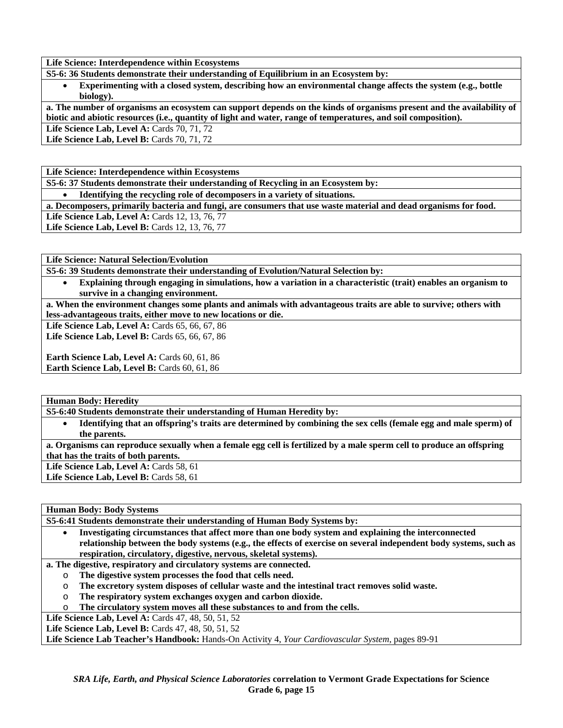**Life Science: Interdependence within Ecosystems**

**S5-6: 36 Students demonstrate their understanding of Equilibrium in an Ecosystem by:**

- **Experimenting with a closed system, describing how an environmental change affects the system (e.g., bottle biology).**

**a. The number of organisms an ecosystem can support depends on the kinds of organisms present and the availability of biotic and abiotic resources (i.e., quantity of light and water, range of temperatures, and soil composition).**

**Life Science Lab, Level A:** Cards 70, 71, 72
**Life Science Lab, Level B:** Cards 70, 71, 72

**Life Science: Interdependence within Ecosystems**

**S5-6: 37 Students demonstrate their understanding of Recycling in an Ecosystem by:**

- **Identifying the recycling role of decomposers in a variety of situations.**

**a. Decomposers, primarily bacteria and fungi, are consumers that use waste material and dead organisms for food.**

**Life Science Lab, Level A:** Cards 12, 13, 76, 77
**Life Science Lab, Level B:** Cards 12, 13, 76, 77

**Life Science: Natural Selection/Evolution**

**S5-6: 39 Students demonstrate their understanding of Evolution/Natural Selection by:**

- **Explaining through engaging in simulations, how a variation in a characteristic (trait) enables an organism to survive in a changing environment.**

**a. When the environment changes some plants and animals with advantageous traits are able to survive; others with less-advantageous traits, either move to new locations or die.**

**Life Science Lab, Level A:** Cards 65, 66, 67, 86
**Life Science Lab, Level B:** Cards 65, 66, 67, 86

**Earth Science Lab, Level A:** Cards 60, 61, 86
**Earth Science Lab, Level B:** Cards 60, 61, 86

**Human Body: Heredity**

**S5-6:40 Students demonstrate their understanding of Human Heredity by:**

- **Identifying that an offspring's traits are determined by combining the sex cells (female egg and male sperm) of the parents.**

**a. Organisms can reproduce sexually when a female egg cell is fertilized by a male sperm cell to produce an offspring that has the traits of both parents.**

**Life Science Lab, Level A:** Cards 58, 61
**Life Science Lab, Level B:** Cards 58, 61

**Human Body: Body Systems**

**S5-6:41 Students demonstrate their understanding of Human Body Systems by:**

- **Investigating circumstances that affect more than one body system and explaining the interconnected relationship between the body systems (e.g., the effects of exercise on several independent body systems, such as respiration, circulatory, digestive, nervous, skeletal systems).**

**a. The digestive, respiratory and circulatory systems are connected.**

- **The digestive system processes the food that cells need.**
- **The excretory system disposes of cellular waste and the intestinal tract removes solid waste.**
- **The respiratory system exchanges oxygen and carbon dioxide.**
- **The circulatory system moves all these substances to and from the cells.**

**Life Science Lab, Level A:** Cards 47, 48, 50, 51, 52
**Life Science Lab, Level B:** Cards 47, 48, 50, 51, 52
**Life Science Lab Teacher's Handbook:** Hands-On Activity 4, *Your Cardiovascular System*, pages 89-91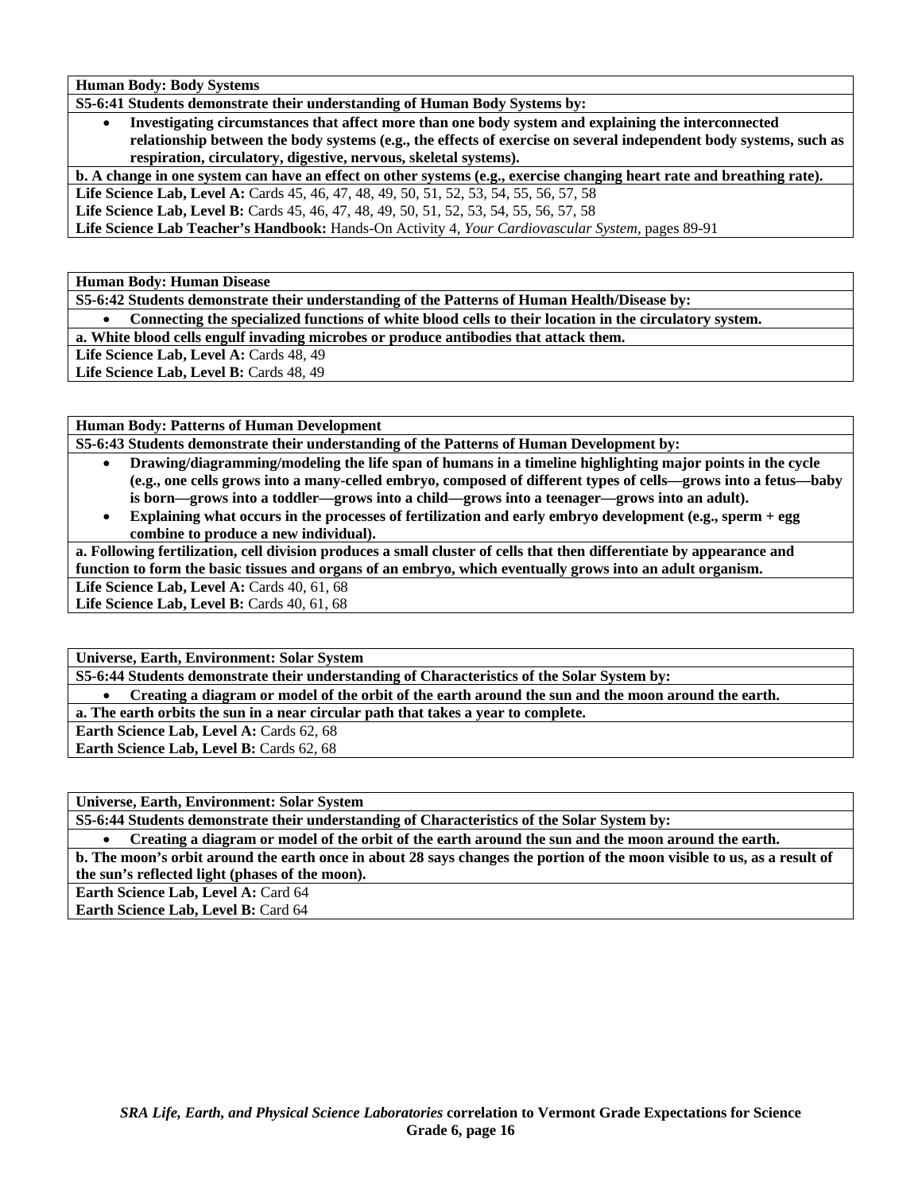**Human Body: Body Systems**

**S5-6:41 Students demonstrate their understanding of Human Body Systems by:**

- **Investigating circumstances that affect more than one body system and explaining the interconnected relationship between the body systems (e.g., the effects of exercise on several independent body systems, such as respiration, circulatory, digestive, nervous, skeletal systems).**

**b. A change in one system can have an effect on other systems (e.g., exercise changing heart rate and breathing rate).**

**Life Science Lab, Level A:** Cards 45, 46, 47, 48, 49, 50, 51, 52, 53, 54, 55, 56, 57, 58
**Life Science Lab, Level B:** Cards 45, 46, 47, 48, 49, 50, 51, 52, 53, 54, 55, 56, 57, 58
**Life Science Lab Teacher's Handbook:** Hands-On Activity 4, *Your Cardiovascular System,* pages 89-91

**Human Body: Human Disease**

**S5-6:42 Students demonstrate their understanding of the Patterns of Human Health/Disease by:**

- **Connecting the specialized functions of white blood cells to their location in the circulatory system.**

**a. White blood cells engulf invading microbes or produce antibodies that attack them.**

**Life Science Lab, Level A:** Cards 48, 49
**Life Science Lab, Level B:** Cards 48, 49

**Human Body: Patterns of Human Development**

**S5-6:43 Students demonstrate their understanding of the Patterns of Human Development by:**

- **Drawing/diagramming/modeling the life span of humans in a timeline highlighting major points in the cycle (e.g., one cells grows into a many-celled embryo, composed of different types of cells—grows into a fetus—baby is born—grows into a toddler—grows into a child—grows into a teenager—grows into an adult).**
- **Explaining what occurs in the processes of fertilization and early embryo development (e.g., sperm + egg combine to produce a new individual).**

**a. Following fertilization, cell division produces a small cluster of cells that then differentiate by appearance and function to form the basic tissues and organs of an embryo, which eventually grows into an adult organism.**

**Life Science Lab, Level A:** Cards 40, 61, 68
**Life Science Lab, Level B:** Cards 40, 61, 68

**Universe, Earth, Environment: Solar System**

**S5-6:44 Students demonstrate their understanding of Characteristics of the Solar System by:**

- **Creating a diagram or model of the orbit of the earth around the sun and the moon around the earth.**

**a. The earth orbits the sun in a near circular path that takes a year to complete.**

**Earth Science Lab, Level A:** Cards 62, 68
**Earth Science Lab, Level B:** Cards 62, 68

**Universe, Earth, Environment: Solar System**

**S5-6:44 Students demonstrate their understanding of Characteristics of the Solar System by:**

- **Creating a diagram or model of the orbit of the earth around the sun and the moon around the earth.**

**b. The moon's orbit around the earth once in about 28 says changes the portion of the moon visible to us, as a result of the sun's reflected light (phases of the moon).**

**Earth Science Lab, Level A:** Card 64
**Earth Science Lab, Level B:** Card 64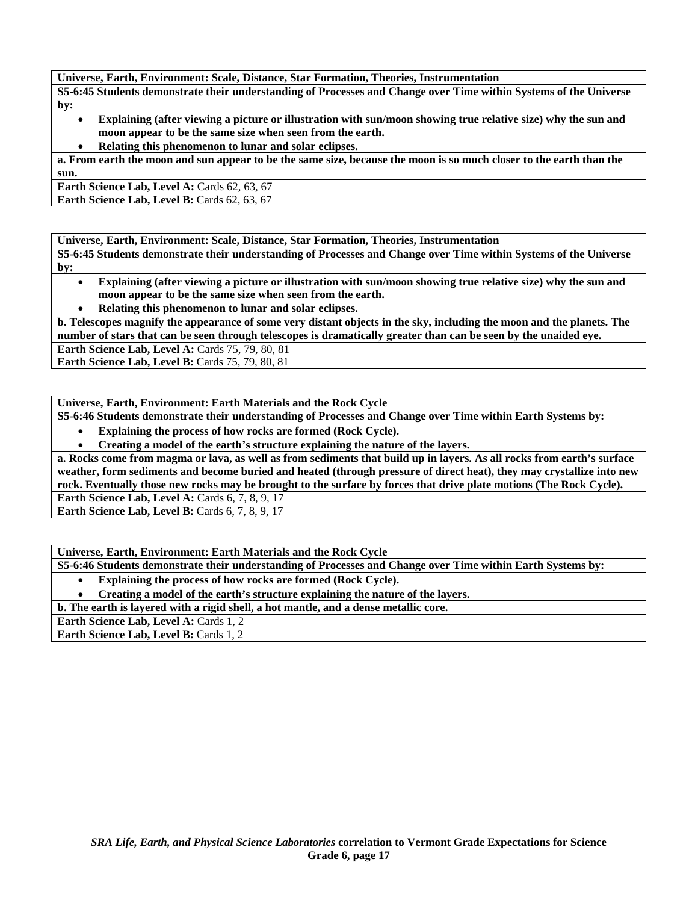**Universe, Earth, Environment: Scale, Distance, Star Formation, Theories, Instrumentation**

**S5-6:45 Students demonstrate their understanding of Processes and Change over Time within Systems of the Universe by:**

- **Explaining (after viewing a picture or illustration with sun/moon showing true relative size) why the sun and moon appear to be the same size when seen from the earth.**
- **Relating this phenomenon to lunar and solar eclipses.**

**a. From earth the moon and sun appear to be the same size, because the moon is so much closer to the earth than the sun.**

**Earth Science Lab, Level A:** Cards 62, 63, 67
**Earth Science Lab, Level B:** Cards 62, 63, 67

**Universe, Earth, Environment: Scale, Distance, Star Formation, Theories, Instrumentation**

**S5-6:45 Students demonstrate their understanding of Processes and Change over Time within Systems of the Universe by:**

- **Explaining (after viewing a picture or illustration with sun/moon showing true relative size) why the sun and moon appear to be the same size when seen from the earth.**
- **Relating this phenomenon to lunar and solar eclipses.**

**b. Telescopes magnify the appearance of some very distant objects in the sky, including the moon and the planets. The number of stars that can be seen through telescopes is dramatically greater than can be seen by the unaided eye.**

**Earth Science Lab, Level A:** Cards 75, 79, 80, 81
**Earth Science Lab, Level B:** Cards 75, 79, 80, 81

**Universe, Earth, Environment: Earth Materials and the Rock Cycle**

**S5-6:46 Students demonstrate their understanding of Processes and Change over Time within Earth Systems by:**

- **Explaining the process of how rocks are formed (Rock Cycle).**
- **Creating a model of the earth's structure explaining the nature of the layers.**

**a. Rocks come from magma or lava, as well as from sediments that build up in layers. As all rocks from earth's surface weather, form sediments and become buried and heated (through pressure of direct heat), they may crystallize into new rock. Eventually those new rocks may be brought to the surface by forces that drive plate motions (The Rock Cycle).**

**Earth Science Lab, Level A:** Cards 6, 7, 8, 9, 17
**Earth Science Lab, Level B:** Cards 6, 7, 8, 9, 17

**Universe, Earth, Environment: Earth Materials and the Rock Cycle**

**S5-6:46 Students demonstrate their understanding of Processes and Change over Time within Earth Systems by:**

- **Explaining the process of how rocks are formed (Rock Cycle).**
- **Creating a model of the earth's structure explaining the nature of the layers.**

**b. The earth is layered with a rigid shell, a hot mantle, and a dense metallic core.**

**Earth Science Lab, Level A:** Cards 1, 2
**Earth Science Lab, Level B:** Cards 1, 2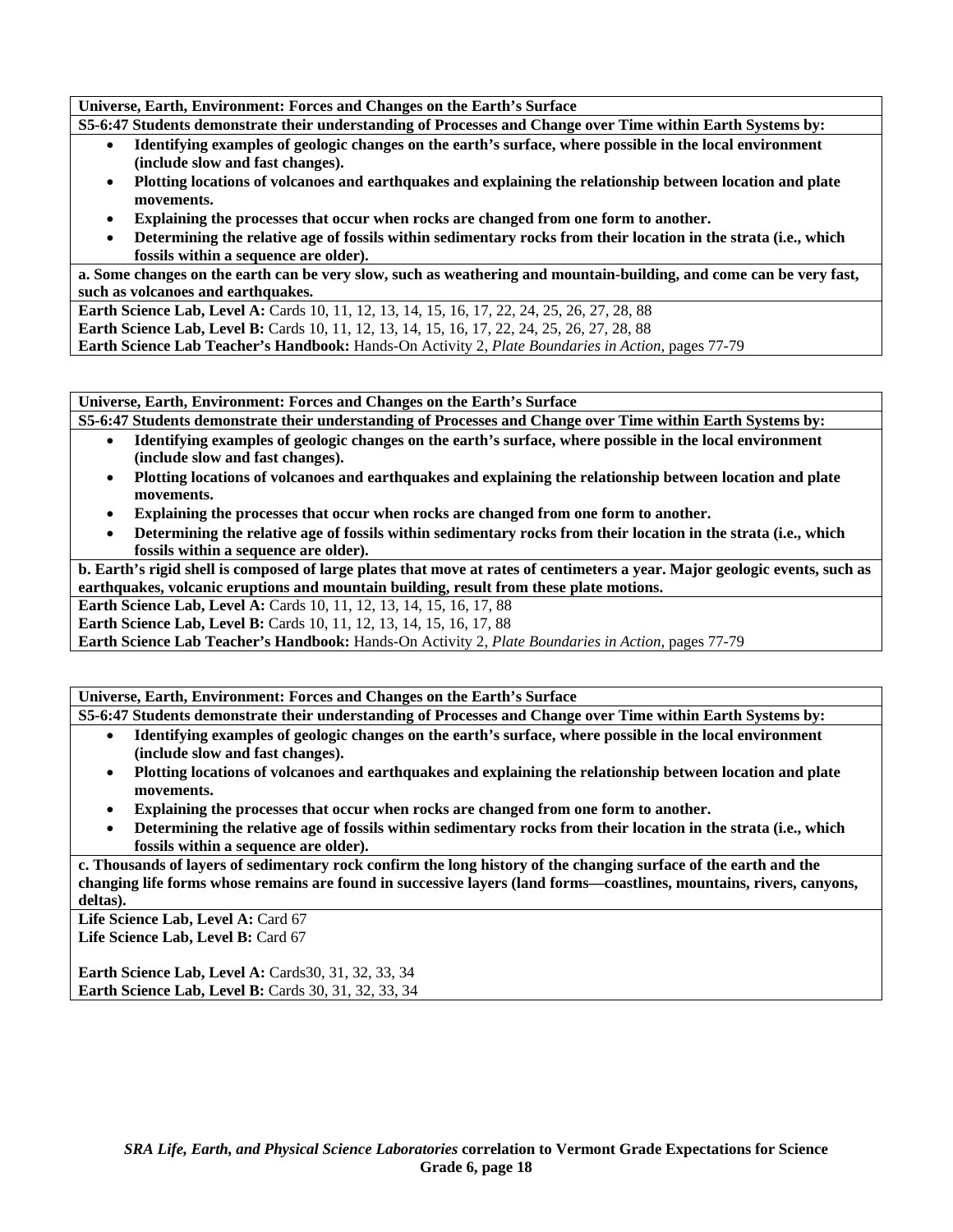**Universe, Earth, Environment: Forces and Changes on the Earth's Surface**

**S5-6:47 Students demonstrate their understanding of Processes and Change over Time within Earth Systems by:**

- **Identifying examples of geologic changes on the earth's surface, where possible in the local environment (include slow and fast changes).**
- **Plotting locations of volcanoes and earthquakes and explaining the relationship between location and plate movements.**
- **Explaining the processes that occur when rocks are changed from one form to another.**
- **Determining the relative age of fossils within sedimentary rocks from their location in the strata (i.e., which fossils within a sequence are older).**

**a. Some changes on the earth can be very slow, such as weathering and mountain-building, and come can be very fast, such as volcanoes and earthquakes.**

**Earth Science Lab, Level A:** Cards 10, 11, 12, 13, 14, 15, 16, 17, 22, 24, 25, 26, 27, 28, 88
**Earth Science Lab, Level B:** Cards 10, 11, 12, 13, 14, 15, 16, 17, 22, 24, 25, 26, 27, 28, 88
**Earth Science Lab Teacher's Handbook:** Hands-On Activity 2, *Plate Boundaries in Action,* pages 77-79

---

**Universe, Earth, Environment: Forces and Changes on the Earth's Surface**

**S5-6:47 Students demonstrate their understanding of Processes and Change over Time within Earth Systems by:**

- **Identifying examples of geologic changes on the earth's surface, where possible in the local environment (include slow and fast changes).**
- **Plotting locations of volcanoes and earthquakes and explaining the relationship between location and plate movements.**
- **Explaining the processes that occur when rocks are changed from one form to another.**
- **Determining the relative age of fossils within sedimentary rocks from their location in the strata (i.e., which fossils within a sequence are older).**

**b. Earth's rigid shell is composed of large plates that move at rates of centimeters a year. Major geologic events, such as earthquakes, volcanic eruptions and mountain building, result from these plate motions.**

**Earth Science Lab, Level A:** Cards 10, 11, 12, 13, 14, 15, 16, 17, 88
**Earth Science Lab, Level B:** Cards 10, 11, 12, 13, 14, 15, 16, 17, 88
**Earth Science Lab Teacher's Handbook:** Hands-On Activity 2, *Plate Boundaries in Action,* pages 77-79

---

**Universe, Earth, Environment: Forces and Changes on the Earth's Surface**

**S5-6:47 Students demonstrate their understanding of Processes and Change over Time within Earth Systems by:**

- **Identifying examples of geologic changes on the earth's surface, where possible in the local environment (include slow and fast changes).**
- **Plotting locations of volcanoes and earthquakes and explaining the relationship between location and plate movements.**
- **Explaining the processes that occur when rocks are changed from one form to another.**
- **Determining the relative age of fossils within sedimentary rocks from their location in the strata (i.e., which fossils within a sequence are older).**

**c. Thousands of layers of sedimentary rock confirm the long history of the changing surface of the earth and the changing life forms whose remains are found in successive layers (land forms—coastlines, mountains, rivers, canyons, deltas).**

**Life Science Lab, Level A:** Card 67
**Life Science Lab, Level B:** Card 67

**Earth Science Lab, Level A:** Cards30, 31, 32, 33, 34
**Earth Science Lab, Level B:** Cards 30, 31, 32, 33, 34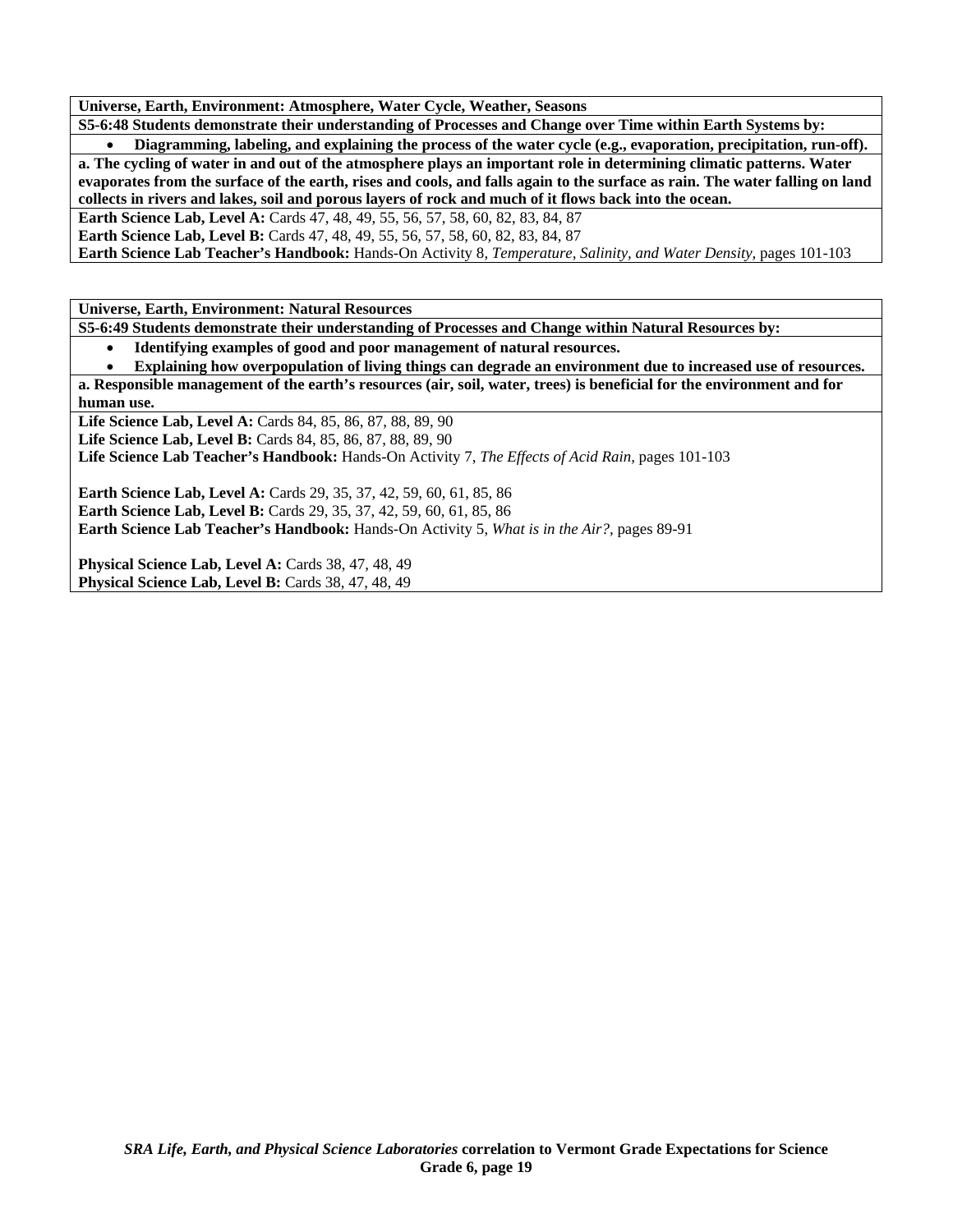**Universe, Earth, Environment: Atmosphere, Water Cycle, Weather, Seasons**

**S5-6:48 Students demonstrate their understanding of Processes and Change over Time within Earth Systems by:**

- **Diagramming, labeling, and explaining the process of the water cycle (e.g., evaporation, precipitation, run-off).**

**a. The cycling of water in and out of the atmosphere plays an important role in determining climatic patterns. Water evaporates from the surface of the earth, rises and cools, and falls again to the surface as rain. The water falling on land collects in rivers and lakes, soil and porous layers of rock and much of it flows back into the ocean.**

**Earth Science Lab, Level A:** Cards 47, 48, 49, 55, 56, 57, 58, 60, 82, 83, 84, 87
**Earth Science Lab, Level B:** Cards 47, 48, 49, 55, 56, 57, 58, 60, 82, 83, 84, 87
**Earth Science Lab Teacher's Handbook:** Hands-On Activity 8, *Temperature, Salinity, and Water Density,* pages 101-103

**Universe, Earth, Environment: Natural Resources**

**S5-6:49 Students demonstrate their understanding of Processes and Change within Natural Resources by:**

- **Identifying examples of good and poor management of natural resources.**
- **Explaining how overpopulation of living things can degrade an environment due to increased use of resources.**

**a. Responsible management of the earth's resources (air, soil, water, trees) is beneficial for the environment and for human use.**

**Life Science Lab, Level A:** Cards 84, 85, 86, 87, 88, 89, 90
**Life Science Lab, Level B:** Cards 84, 85, 86, 87, 88, 89, 90
**Life Science Lab Teacher's Handbook:** Hands-On Activity 7, *The Effects of Acid Rain,* pages 101-103

**Earth Science Lab, Level A:** Cards 29, 35, 37, 42, 59, 60, 61, 85, 86
**Earth Science Lab, Level B:** Cards 29, 35, 37, 42, 59, 60, 61, 85, 86
**Earth Science Lab Teacher's Handbook:** Hands-On Activity 5, *What is in the Air?,* pages 89-91

**Physical Science Lab, Level A:** Cards 38, 47, 48, 49
**Physical Science Lab, Level B:** Cards 38, 47, 48, 49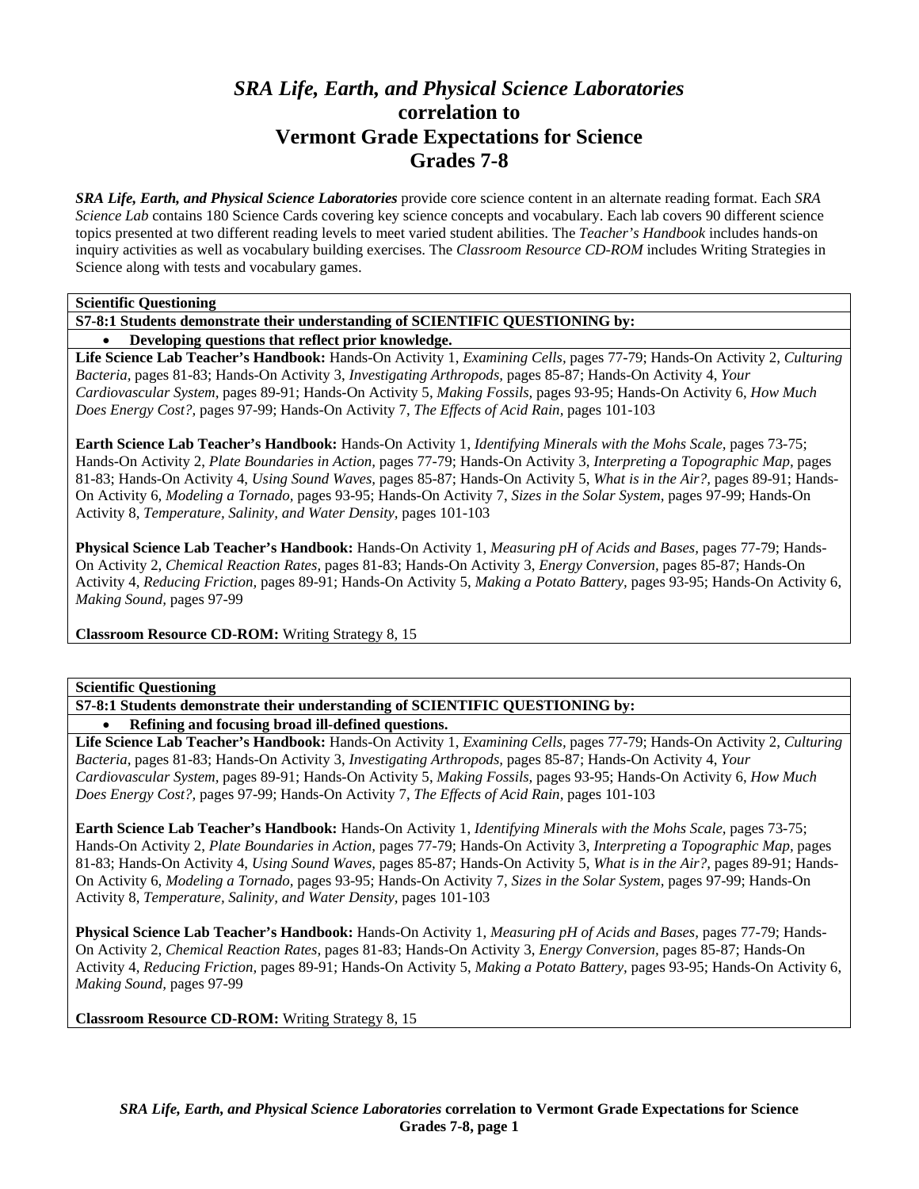# *SRA Life, Earth, and Physical Science Laboratories* correlation to Vermont Grade Expectations for Science Grades 7-8

***SRA Life, Earth, and Physical Science Laboratories*** provide core science content in an alternate reading format. Each *SRA Science Lab* contains 180 Science Cards covering key science concepts and vocabulary. Each lab covers 90 different science topics presented at two different reading levels to meet varied student abilities. The *Teacher's Handbook* includes hands-on inquiry activities as well as vocabulary building exercises. The *Classroom Resource CD-ROM* includes Writing Strategies in Science along with tests and vocabulary games.

**Scientific Questioning**

**S7-8:1 Students demonstrate their understanding of SCIENTIFIC QUESTIONING by:**

- **Developing questions that reflect prior knowledge.**

**Life Science Lab Teacher's Handbook:** Hands-On Activity 1, *Examining Cells,* pages 77-79; Hands-On Activity 2, *Culturing Bacteria,* pages 81-83; Hands-On Activity 3, *Investigating Arthropods,* pages 85-87; Hands-On Activity 4, *Your Cardiovascular System,* pages 89-91; Hands-On Activity 5, *Making Fossils,* pages 93-95; Hands-On Activity 6, *How Much Does Energy Cost?,* pages 97-99; Hands-On Activity 7, *The Effects of Acid Rain,* pages 101-103

**Earth Science Lab Teacher's Handbook:** Hands-On Activity 1, *Identifying Minerals with the Mohs Scale,* pages 73-75; Hands-On Activity 2, *Plate Boundaries in Action,* pages 77-79; Hands-On Activity 3, *Interpreting a Topographic Map,* pages 81-83; Hands-On Activity 4, *Using Sound Waves,* pages 85-87; Hands-On Activity 5, *What is in the Air?,* pages 89-91; Hands-On Activity 6, *Modeling a Tornado,* pages 93-95; Hands-On Activity 7, *Sizes in the Solar System,* pages 97-99; Hands-On Activity 8, *Temperature, Salinity, and Water Density,* pages 101-103

**Physical Science Lab Teacher's Handbook:** Hands-On Activity 1, *Measuring pH of Acids and Bases,* pages 77-79; Hands-On Activity 2, *Chemical Reaction Rates,* pages 81-83; Hands-On Activity 3, *Energy Conversion,* pages 85-87; Hands-On Activity 4, *Reducing Friction,* pages 89-91; Hands-On Activity 5, *Making a Potato Battery,* pages 93-95; Hands-On Activity 6, *Making Sound,* pages 97-99

**Classroom Resource CD-ROM:** Writing Strategy 8, 15

**Scientific Questioning**

**S7-8:1 Students demonstrate their understanding of SCIENTIFIC QUESTIONING by:**

- **Refining and focusing broad ill-defined questions.**

**Life Science Lab Teacher's Handbook:** Hands-On Activity 1, *Examining Cells,* pages 77-79; Hands-On Activity 2, *Culturing Bacteria,* pages 81-83; Hands-On Activity 3, *Investigating Arthropods,* pages 85-87; Hands-On Activity 4, *Your Cardiovascular System,* pages 89-91; Hands-On Activity 5, *Making Fossils,* pages 93-95; Hands-On Activity 6, *How Much Does Energy Cost?,* pages 97-99; Hands-On Activity 7, *The Effects of Acid Rain,* pages 101-103

**Earth Science Lab Teacher's Handbook:** Hands-On Activity 1, *Identifying Minerals with the Mohs Scale,* pages 73-75; Hands-On Activity 2, *Plate Boundaries in Action,* pages 77-79; Hands-On Activity 3, *Interpreting a Topographic Map,* pages 81-83; Hands-On Activity 4, *Using Sound Waves,* pages 85-87; Hands-On Activity 5, *What is in the Air?,* pages 89-91; Hands-On Activity 6, *Modeling a Tornado,* pages 93-95; Hands-On Activity 7, *Sizes in the Solar System,* pages 97-99; Hands-On Activity 8, *Temperature, Salinity, and Water Density,* pages 101-103

**Physical Science Lab Teacher's Handbook:** Hands-On Activity 1, *Measuring pH of Acids and Bases,* pages 77-79; Hands-On Activity 2, *Chemical Reaction Rates,* pages 81-83; Hands-On Activity 3, *Energy Conversion,* pages 85-87; Hands-On Activity 4, *Reducing Friction,* pages 89-91; Hands-On Activity 5, *Making a Potato Battery,* pages 93-95; Hands-On Activity 6, *Making Sound,* pages 97-99

**Classroom Resource CD-ROM:** Writing Strategy 8, 15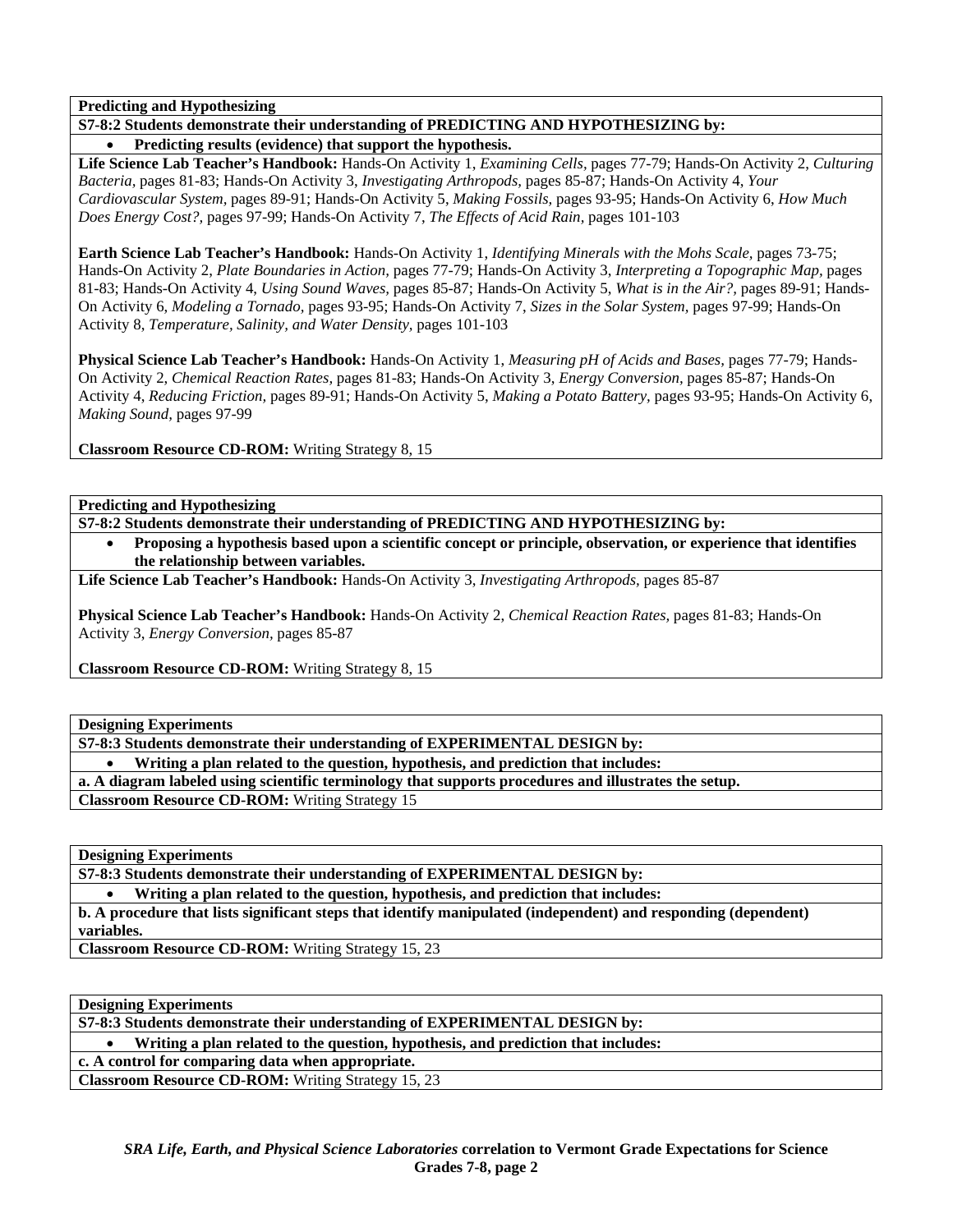**Predicting and Hypothesizing**

**S7-8:2 Students demonstrate their understanding of PREDICTING AND HYPOTHESIZING by:**

- **Predicting results (evidence) that support the hypothesis.**

**Life Science Lab Teacher's Handbook:** Hands-On Activity 1, *Examining Cells,* pages 77-79; Hands-On Activity 2, *Culturing Bacteria,* pages 81-83; Hands-On Activity 3, *Investigating Arthropods,* pages 85-87; Hands-On Activity 4, *Your Cardiovascular System,* pages 89-91; Hands-On Activity 5, *Making Fossils,* pages 93-95; Hands-On Activity 6, *How Much Does Energy Cost?,* pages 97-99; Hands-On Activity 7, *The Effects of Acid Rain,* pages 101-103

**Earth Science Lab Teacher's Handbook:** Hands-On Activity 1, *Identifying Minerals with the Mohs Scale,* pages 73-75; Hands-On Activity 2, *Plate Boundaries in Action,* pages 77-79; Hands-On Activity 3, *Interpreting a Topographic Map,* pages 81-83; Hands-On Activity 4, *Using Sound Waves,* pages 85-87; Hands-On Activity 5, *What is in the Air?,* pages 89-91; Hands-On Activity 6, *Modeling a Tornado,* pages 93-95; Hands-On Activity 7, *Sizes in the Solar System,* pages 97-99; Hands-On Activity 8, *Temperature, Salinity, and Water Density,* pages 101-103

**Physical Science Lab Teacher's Handbook:** Hands-On Activity 1, *Measuring pH of Acids and Bases,* pages 77-79; Hands-On Activity 2, *Chemical Reaction Rates,* pages 81-83; Hands-On Activity 3, *Energy Conversion,* pages 85-87; Hands-On Activity 4, *Reducing Friction,* pages 89-91; Hands-On Activity 5, *Making a Potato Battery,* pages 93-95; Hands-On Activity 6, *Making Sound,* pages 97-99

**Classroom Resource CD-ROM:** Writing Strategy 8, 15

---

**Predicting and Hypothesizing**

**S7-8:2 Students demonstrate their understanding of PREDICTING AND HYPOTHESIZING by:**

- **Proposing a hypothesis based upon a scientific concept or principle, observation, or experience that identifies the relationship between variables.**

**Life Science Lab Teacher's Handbook:** Hands-On Activity 3, *Investigating Arthropods,* pages 85-87

**Physical Science Lab Teacher's Handbook:** Hands-On Activity 2, *Chemical Reaction Rates,* pages 81-83; Hands-On Activity 3, *Energy Conversion,* pages 85-87

**Classroom Resource CD-ROM:** Writing Strategy 8, 15

---

**Designing Experiments**

**S7-8:3 Students demonstrate their understanding of EXPERIMENTAL DESIGN by:**

- **Writing a plan related to the question, hypothesis, and prediction that includes:**

**a. A diagram labeled using scientific terminology that supports procedures and illustrates the setup.**

**Classroom Resource CD-ROM:** Writing Strategy 15

---

**Designing Experiments**

**S7-8:3 Students demonstrate their understanding of EXPERIMENTAL DESIGN by:**

- **Writing a plan related to the question, hypothesis, and prediction that includes:**

**b. A procedure that lists significant steps that identify manipulated (independent) and responding (dependent) variables.**

**Classroom Resource CD-ROM:** Writing Strategy 15, 23

---

**Designing Experiments**

**S7-8:3 Students demonstrate their understanding of EXPERIMENTAL DESIGN by:**

- **Writing a plan related to the question, hypothesis, and prediction that includes:**

**c. A control for comparing data when appropriate.**

**Classroom Resource CD-ROM:** Writing Strategy 15, 23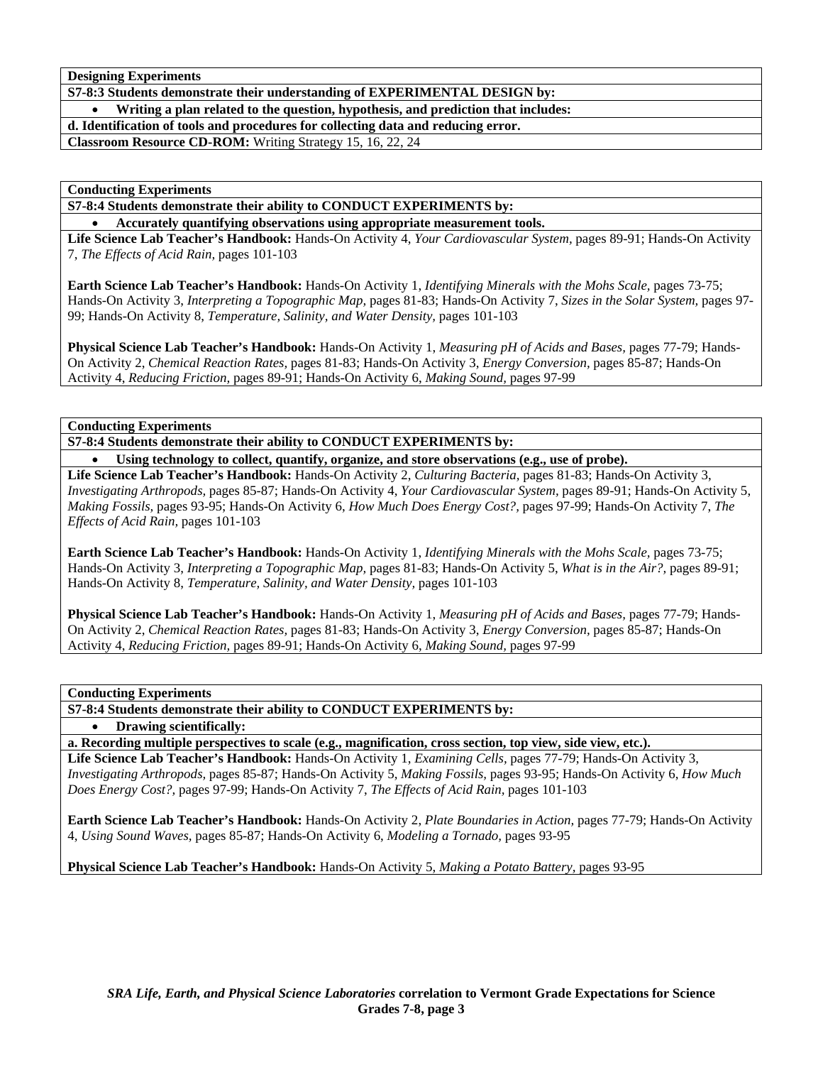**Designing Experiments**

**S7-8:3 Students demonstrate their understanding of EXPERIMENTAL DESIGN by:**

- **Writing a plan related to the question, hypothesis, and prediction that includes:**

**d. Identification of tools and procedures for collecting data and reducing error.**

**Classroom Resource CD-ROM:** Writing Strategy 15, 16, 22, 24

**Conducting Experiments**

**S7-8:4 Students demonstrate their ability to CONDUCT EXPERIMENTS by:**

- **Accurately quantifying observations using appropriate measurement tools.**

**Life Science Lab Teacher's Handbook:** Hands-On Activity 4, *Your Cardiovascular System,* pages 89-91; Hands-On Activity 7, *The Effects of Acid Rain,* pages 101-103

**Earth Science Lab Teacher's Handbook:** Hands-On Activity 1, *Identifying Minerals with the Mohs Scale,* pages 73-75; Hands-On Activity 3, *Interpreting a Topographic Map,* pages 81-83; Hands-On Activity 7, *Sizes in the Solar System,* pages 97-99; Hands-On Activity 8, *Temperature, Salinity, and Water Density,* pages 101-103

**Physical Science Lab Teacher's Handbook:** Hands-On Activity 1, *Measuring pH of Acids and Bases,* pages 77-79; Hands-On Activity 2, *Chemical Reaction Rates,* pages 81-83; Hands-On Activity 3, *Energy Conversion,* pages 85-87; Hands-On Activity 4, *Reducing Friction,* pages 89-91; Hands-On Activity 6, *Making Sound,* pages 97-99

**Conducting Experiments**

**S7-8:4 Students demonstrate their ability to CONDUCT EXPERIMENTS by:**

- **Using technology to collect, quantify, organize, and store observations (e.g., use of probe).**

**Life Science Lab Teacher's Handbook:** Hands-On Activity 2, *Culturing Bacteria,* pages 81-83; Hands-On Activity 3, *Investigating Arthropods,* pages 85-87; Hands-On Activity 4, *Your Cardiovascular System,* pages 89-91; Hands-On Activity 5, *Making Fossils,* pages 93-95; Hands-On Activity 6, *How Much Does Energy Cost?,* pages 97-99; Hands-On Activity 7, *The Effects of Acid Rain,* pages 101-103

**Earth Science Lab Teacher's Handbook:** Hands-On Activity 1, *Identifying Minerals with the Mohs Scale,* pages 73-75; Hands-On Activity 3, *Interpreting a Topographic Map,* pages 81-83; Hands-On Activity 5, *What is in the Air?,* pages 89-91; Hands-On Activity 8, *Temperature, Salinity, and Water Density,* pages 101-103

**Physical Science Lab Teacher's Handbook:** Hands-On Activity 1, *Measuring pH of Acids and Bases,* pages 77-79; Hands-On Activity 2, *Chemical Reaction Rates,* pages 81-83; Hands-On Activity 3, *Energy Conversion,* pages 85-87; Hands-On Activity 4, *Reducing Friction,* pages 89-91; Hands-On Activity 6, *Making Sound,* pages 97-99

**Conducting Experiments**

**S7-8:4 Students demonstrate their ability to CONDUCT EXPERIMENTS by:**

- **Drawing scientifically:**

**a. Recording multiple perspectives to scale (e.g., magnification, cross section, top view, side view, etc.).**

**Life Science Lab Teacher's Handbook:** Hands-On Activity 1, *Examining Cells,* pages 77-79; Hands-On Activity 3, *Investigating Arthropods,* pages 85-87; Hands-On Activity 5, *Making Fossils,* pages 93-95; Hands-On Activity 6, *How Much Does Energy Cost?,* pages 97-99; Hands-On Activity 7, *The Effects of Acid Rain,* pages 101-103

**Earth Science Lab Teacher's Handbook:** Hands-On Activity 2, *Plate Boundaries in Action,* pages 77-79; Hands-On Activity 4, *Using Sound Waves,* pages 85-87; Hands-On Activity 6, *Modeling a Tornado,* pages 93-95

**Physical Science Lab Teacher's Handbook:** Hands-On Activity 5, *Making a Potato Battery,* pages 93-95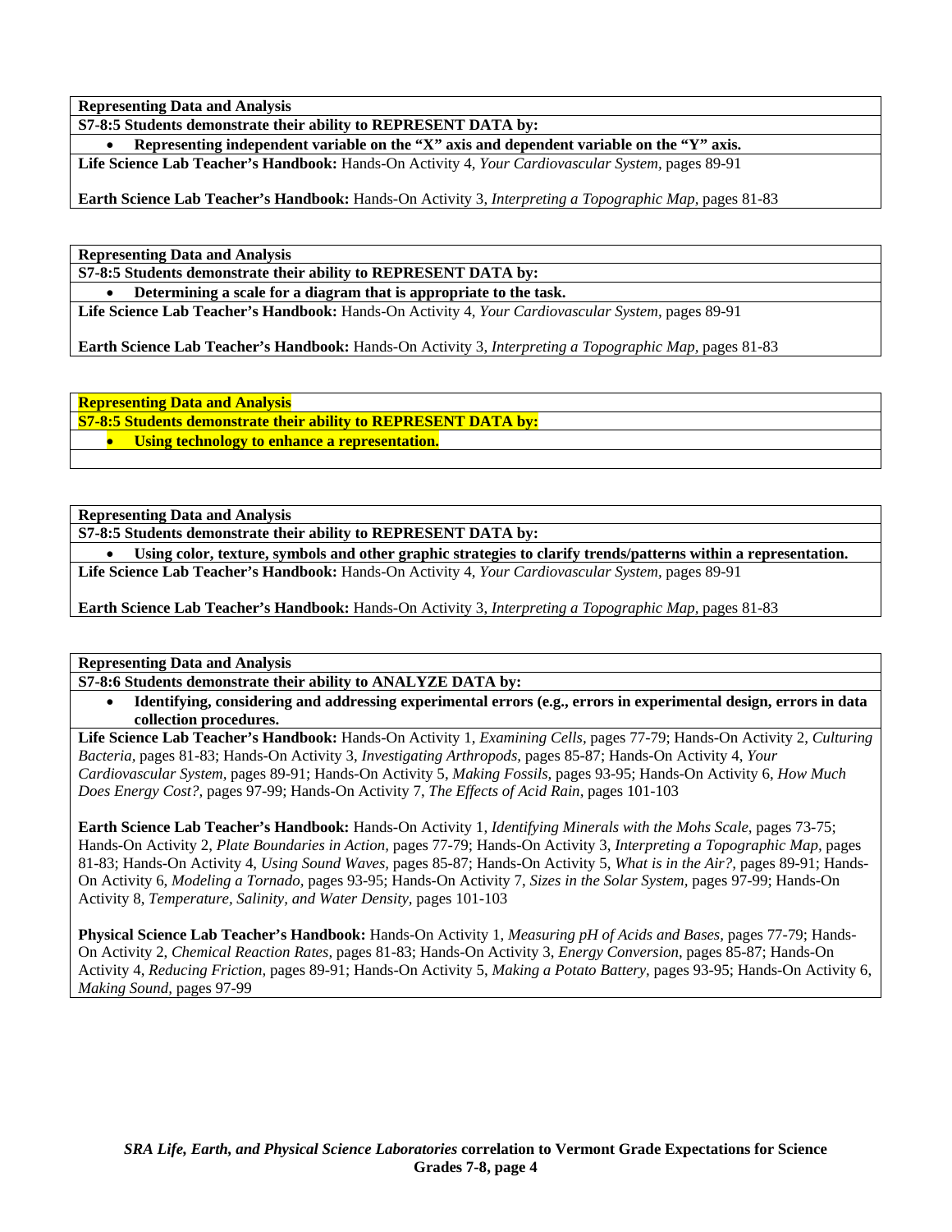**Representing Data and Analysis**

**S7-8:5 Students demonstrate their ability to REPRESENT DATA by:**

- **Representing independent variable on the "X" axis and dependent variable on the "Y" axis.**

**Life Science Lab Teacher's Handbook:** Hands-On Activity 4, *Your Cardiovascular System,* pages 89-91

**Earth Science Lab Teacher's Handbook:** Hands-On Activity 3, *Interpreting a Topographic Map,* pages 81-83

---

**Representing Data and Analysis**

**S7-8:5 Students demonstrate their ability to REPRESENT DATA by:**

- **Determining a scale for a diagram that is appropriate to the task.**

**Life Science Lab Teacher's Handbook:** Hands-On Activity 4, *Your Cardiovascular System,* pages 89-91

**Earth Science Lab Teacher's Handbook:** Hands-On Activity 3, *Interpreting a Topographic Map,* pages 81-83

---

**Representing Data and Analysis**

**S7-8:5 Students demonstrate their ability to REPRESENT DATA by:**

- **Using technology to enhance a representation.**

---

**Representing Data and Analysis**

**S7-8:5 Students demonstrate their ability to REPRESENT DATA by:**

- **Using color, texture, symbols and other graphic strategies to clarify trends/patterns within a representation.**

**Life Science Lab Teacher's Handbook:** Hands-On Activity 4, *Your Cardiovascular System,* pages 89-91

**Earth Science Lab Teacher's Handbook:** Hands-On Activity 3, *Interpreting a Topographic Map,* pages 81-83

---

**Representing Data and Analysis**

**S7-8:6 Students demonstrate their ability to ANALYZE DATA by:**

- **Identifying, considering and addressing experimental errors (e.g., errors in experimental design, errors in data collection procedures.**

**Life Science Lab Teacher's Handbook:** Hands-On Activity 1, *Examining Cells,* pages 77-79; Hands-On Activity 2, *Culturing Bacteria,* pages 81-83; Hands-On Activity 3, *Investigating Arthropods,* pages 85-87; Hands-On Activity 4, *Your Cardiovascular System,* pages 89-91; Hands-On Activity 5, *Making Fossils,* pages 93-95; Hands-On Activity 6, *How Much Does Energy Cost?,* pages 97-99; Hands-On Activity 7, *The Effects of Acid Rain,* pages 101-103

**Earth Science Lab Teacher's Handbook:** Hands-On Activity 1, *Identifying Minerals with the Mohs Scale,* pages 73-75; Hands-On Activity 2, *Plate Boundaries in Action,* pages 77-79; Hands-On Activity 3, *Interpreting a Topographic Map,* pages 81-83; Hands-On Activity 4, *Using Sound Waves,* pages 85-87; Hands-On Activity 5, *What is in the Air?,* pages 89-91; Hands-On Activity 6, *Modeling a Tornado,* pages 93-95; Hands-On Activity 7, *Sizes in the Solar System,* pages 97-99; Hands-On Activity 8, *Temperature, Salinity, and Water Density,* pages 101-103

**Physical Science Lab Teacher's Handbook:** Hands-On Activity 1, *Measuring pH of Acids and Bases,* pages 77-79; Hands-On Activity 2, *Chemical Reaction Rates,* pages 81-83; Hands-On Activity 3, *Energy Conversion,* pages 85-87; Hands-On Activity 4, *Reducing Friction,* pages 89-91; Hands-On Activity 5, *Making a Potato Battery,* pages 93-95; Hands-On Activity 6, *Making Sound,* pages 97-99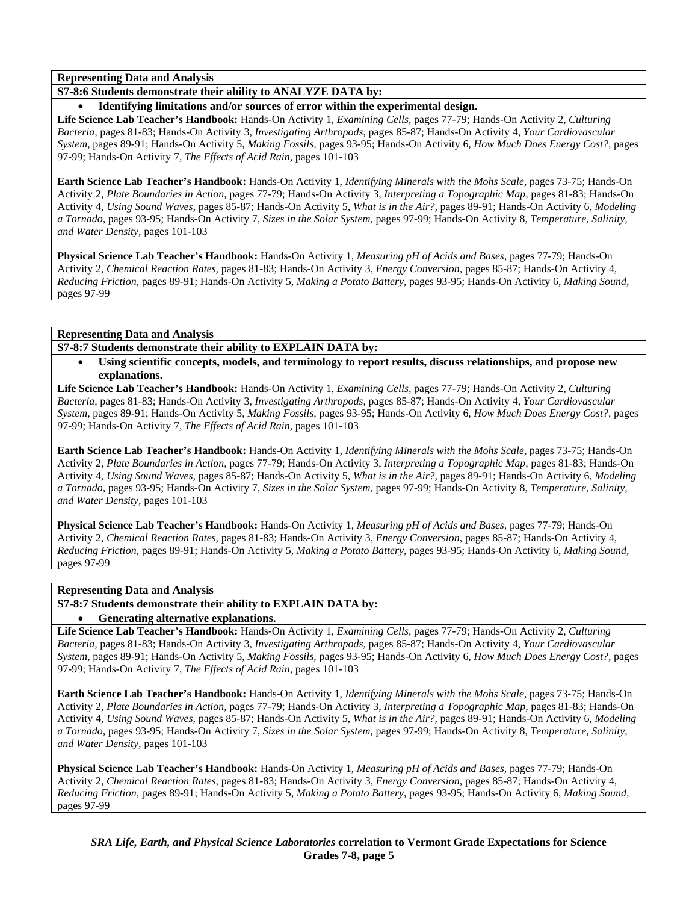**Representing Data and Analysis**

**S7-8:6 Students demonstrate their ability to ANALYZE DATA by:**

- **Identifying limitations and/or sources of error within the experimental design.**

**Life Science Lab Teacher's Handbook:** Hands-On Activity 1, *Examining Cells,* pages 77-79; Hands-On Activity 2, *Culturing Bacteria,* pages 81-83; Hands-On Activity 3, *Investigating Arthropods,* pages 85-87; Hands-On Activity 4, *Your Cardiovascular System,* pages 89-91; Hands-On Activity 5, *Making Fossils,* pages 93-95; Hands-On Activity 6, *How Much Does Energy Cost?,* pages 97-99; Hands-On Activity 7, *The Effects of Acid Rain,* pages 101-103

**Earth Science Lab Teacher's Handbook:** Hands-On Activity 1, *Identifying Minerals with the Mohs Scale,* pages 73-75; Hands-On Activity 2, *Plate Boundaries in Action,* pages 77-79; Hands-On Activity 3, *Interpreting a Topographic Map,* pages 81-83; Hands-On Activity 4, *Using Sound Waves,* pages 85-87; Hands-On Activity 5, *What is in the Air?,* pages 89-91; Hands-On Activity 6, *Modeling a Tornado,* pages 93-95; Hands-On Activity 7, *Sizes in the Solar System,* pages 97-99; Hands-On Activity 8, *Temperature, Salinity, and Water Density,* pages 101-103

**Physical Science Lab Teacher's Handbook:** Hands-On Activity 1, *Measuring pH of Acids and Bases,* pages 77-79; Hands-On Activity 2, *Chemical Reaction Rates,* pages 81-83; Hands-On Activity 3, *Energy Conversion,* pages 85-87; Hands-On Activity 4, *Reducing Friction,* pages 89-91; Hands-On Activity 5, *Making a Potato Battery,* pages 93-95; Hands-On Activity 6, *Making Sound,* pages 97-99

**Representing Data and Analysis**

**S7-8:7 Students demonstrate their ability to EXPLAIN DATA by:**

- **Using scientific concepts, models, and terminology to report results, discuss relationships, and propose new explanations.**

**Life Science Lab Teacher's Handbook:** Hands-On Activity 1, *Examining Cells,* pages 77-79; Hands-On Activity 2, *Culturing Bacteria,* pages 81-83; Hands-On Activity 3, *Investigating Arthropods,* pages 85-87; Hands-On Activity 4, *Your Cardiovascular System,* pages 89-91; Hands-On Activity 5, *Making Fossils,* pages 93-95; Hands-On Activity 6, *How Much Does Energy Cost?,* pages 97-99; Hands-On Activity 7, *The Effects of Acid Rain,* pages 101-103

**Earth Science Lab Teacher's Handbook:** Hands-On Activity 1, *Identifying Minerals with the Mohs Scale,* pages 73-75; Hands-On Activity 2, *Plate Boundaries in Action,* pages 77-79; Hands-On Activity 3, *Interpreting a Topographic Map,* pages 81-83; Hands-On Activity 4, *Using Sound Waves,* pages 85-87; Hands-On Activity 5, *What is in the Air?,* pages 89-91; Hands-On Activity 6, *Modeling a Tornado,* pages 93-95; Hands-On Activity 7, *Sizes in the Solar System,* pages 97-99; Hands-On Activity 8, *Temperature, Salinity, and Water Density,* pages 101-103

**Physical Science Lab Teacher's Handbook:** Hands-On Activity 1, *Measuring pH of Acids and Bases,* pages 77-79; Hands-On Activity 2, *Chemical Reaction Rates,* pages 81-83; Hands-On Activity 3, *Energy Conversion,* pages 85-87; Hands-On Activity 4, *Reducing Friction,* pages 89-91; Hands-On Activity 5, *Making a Potato Battery,* pages 93-95; Hands-On Activity 6, *Making Sound,* pages 97-99

**Representing Data and Analysis**

**S7-8:7 Students demonstrate their ability to EXPLAIN DATA by:**

- **Generating alternative explanations.**

**Life Science Lab Teacher's Handbook:** Hands-On Activity 1, *Examining Cells,* pages 77-79; Hands-On Activity 2, *Culturing Bacteria,* pages 81-83; Hands-On Activity 3, *Investigating Arthropods,* pages 85-87; Hands-On Activity 4, *Your Cardiovascular System,* pages 89-91; Hands-On Activity 5, *Making Fossils,* pages 93-95; Hands-On Activity 6, *How Much Does Energy Cost?,* pages 97-99; Hands-On Activity 7, *The Effects of Acid Rain,* pages 101-103

**Earth Science Lab Teacher's Handbook:** Hands-On Activity 1, *Identifying Minerals with the Mohs Scale,* pages 73-75; Hands-On Activity 2, *Plate Boundaries in Action,* pages 77-79; Hands-On Activity 3, *Interpreting a Topographic Map,* pages 81-83; Hands-On Activity 4, *Using Sound Waves,* pages 85-87; Hands-On Activity 5, *What is in the Air?,* pages 89-91; Hands-On Activity 6, *Modeling a Tornado,* pages 93-95; Hands-On Activity 7, *Sizes in the Solar System,* pages 97-99; Hands-On Activity 8, *Temperature, Salinity, and Water Density,* pages 101-103

**Physical Science Lab Teacher's Handbook:** Hands-On Activity 1, *Measuring pH of Acids and Bases,* pages 77-79; Hands-On Activity 2, *Chemical Reaction Rates,* pages 81-83; Hands-On Activity 3, *Energy Conversion,* pages 85-87; Hands-On Activity 4, *Reducing Friction,* pages 89-91; Hands-On Activity 5, *Making a Potato Battery,* pages 93-95; Hands-On Activity 6, *Making Sound,* pages 97-99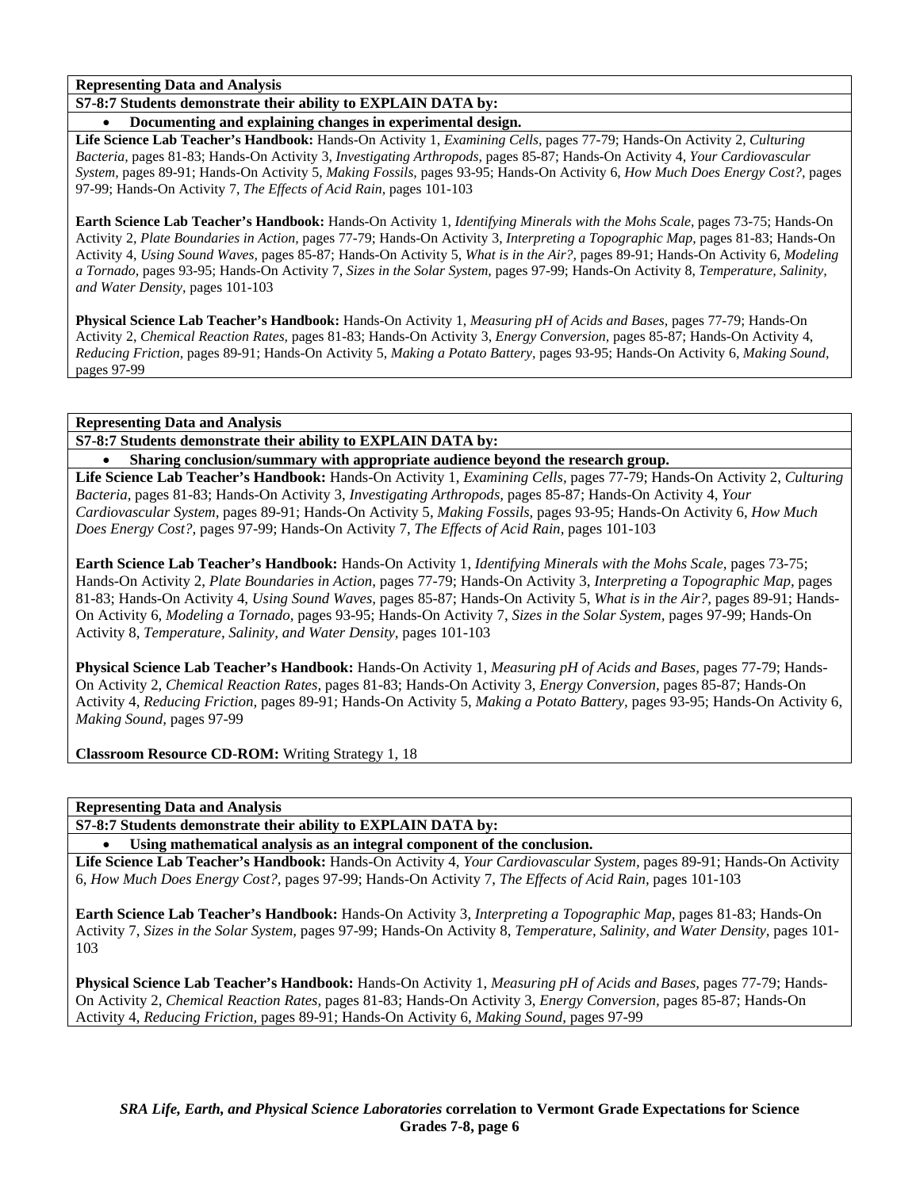**Representing Data and Analysis**

**S7-8:7 Students demonstrate their ability to EXPLAIN DATA by:**

- **Documenting and explaining changes in experimental design.**

**Life Science Lab Teacher's Handbook:** Hands-On Activity 1, *Examining Cells,* pages 77-79; Hands-On Activity 2, *Culturing Bacteria,* pages 81-83; Hands-On Activity 3, *Investigating Arthropods,* pages 85-87; Hands-On Activity 4, *Your Cardiovascular System,* pages 89-91; Hands-On Activity 5, *Making Fossils,* pages 93-95; Hands-On Activity 6, *How Much Does Energy Cost?,* pages 97-99; Hands-On Activity 7, *The Effects of Acid Rain,* pages 101-103

**Earth Science Lab Teacher's Handbook:** Hands-On Activity 1, *Identifying Minerals with the Mohs Scale,* pages 73-75; Hands-On Activity 2, *Plate Boundaries in Action,* pages 77-79; Hands-On Activity 3, *Interpreting a Topographic Map,* pages 81-83; Hands-On Activity 4, *Using Sound Waves,* pages 85-87; Hands-On Activity 5, *What is in the Air?,* pages 89-91; Hands-On Activity 6, *Modeling a Tornado,* pages 93-95; Hands-On Activity 7, *Sizes in the Solar System,* pages 97-99; Hands-On Activity 8, *Temperature, Salinity, and Water Density,* pages 101-103

**Physical Science Lab Teacher's Handbook:** Hands-On Activity 1, *Measuring pH of Acids and Bases,* pages 77-79; Hands-On Activity 2, *Chemical Reaction Rates,* pages 81-83; Hands-On Activity 3, *Energy Conversion,* pages 85-87; Hands-On Activity 4, *Reducing Friction,* pages 89-91; Hands-On Activity 5, *Making a Potato Battery,* pages 93-95; Hands-On Activity 6, *Making Sound,* pages 97-99

**Representing Data and Analysis**

**S7-8:7 Students demonstrate their ability to EXPLAIN DATA by:**

- **Sharing conclusion/summary with appropriate audience beyond the research group.**

**Life Science Lab Teacher's Handbook:** Hands-On Activity 1, *Examining Cells,* pages 77-79; Hands-On Activity 2, *Culturing Bacteria,* pages 81-83; Hands-On Activity 3, *Investigating Arthropods,* pages 85-87; Hands-On Activity 4, *Your Cardiovascular System,* pages 89-91; Hands-On Activity 5, *Making Fossils,* pages 93-95; Hands-On Activity 6, *How Much Does Energy Cost?,* pages 97-99; Hands-On Activity 7, *The Effects of Acid Rain,* pages 101-103

**Earth Science Lab Teacher's Handbook:** Hands-On Activity 1, *Identifying Minerals with the Mohs Scale,* pages 73-75; Hands-On Activity 2, *Plate Boundaries in Action,* pages 77-79; Hands-On Activity 3, *Interpreting a Topographic Map,* pages 81-83; Hands-On Activity 4, *Using Sound Waves,* pages 85-87; Hands-On Activity 5, *What is in the Air?,* pages 89-91; Hands-On Activity 6, *Modeling a Tornado,* pages 93-95; Hands-On Activity 7, *Sizes in the Solar System,* pages 97-99; Hands-On Activity 8, *Temperature, Salinity, and Water Density,* pages 101-103

**Physical Science Lab Teacher's Handbook:** Hands-On Activity 1, *Measuring pH of Acids and Bases,* pages 77-79; Hands-On Activity 2, *Chemical Reaction Rates,* pages 81-83; Hands-On Activity 3, *Energy Conversion,* pages 85-87; Hands-On Activity 4, *Reducing Friction,* pages 89-91; Hands-On Activity 5, *Making a Potato Battery,* pages 93-95; Hands-On Activity 6, *Making Sound,* pages 97-99

**Classroom Resource CD-ROM:** Writing Strategy 1, 18

**Representing Data and Analysis**

**S7-8:7 Students demonstrate their ability to EXPLAIN DATA by:**

- **Using mathematical analysis as an integral component of the conclusion.**

**Life Science Lab Teacher's Handbook:** Hands-On Activity 4, *Your Cardiovascular System,* pages 89-91; Hands-On Activity 6, *How Much Does Energy Cost?,* pages 97-99; Hands-On Activity 7, *The Effects of Acid Rain,* pages 101-103

**Earth Science Lab Teacher's Handbook:** Hands-On Activity 3, *Interpreting a Topographic Map,* pages 81-83; Hands-On Activity 7, *Sizes in the Solar System,* pages 97-99; Hands-On Activity 8, *Temperature, Salinity, and Water Density,* pages 101-103

**Physical Science Lab Teacher's Handbook:** Hands-On Activity 1, *Measuring pH of Acids and Bases,* pages 77-79; Hands-On Activity 2, *Chemical Reaction Rates,* pages 81-83; Hands-On Activity 3, *Energy Conversion,* pages 85-87; Hands-On Activity 4, *Reducing Friction,* pages 89-91; Hands-On Activity 6, *Making Sound,* pages 97-99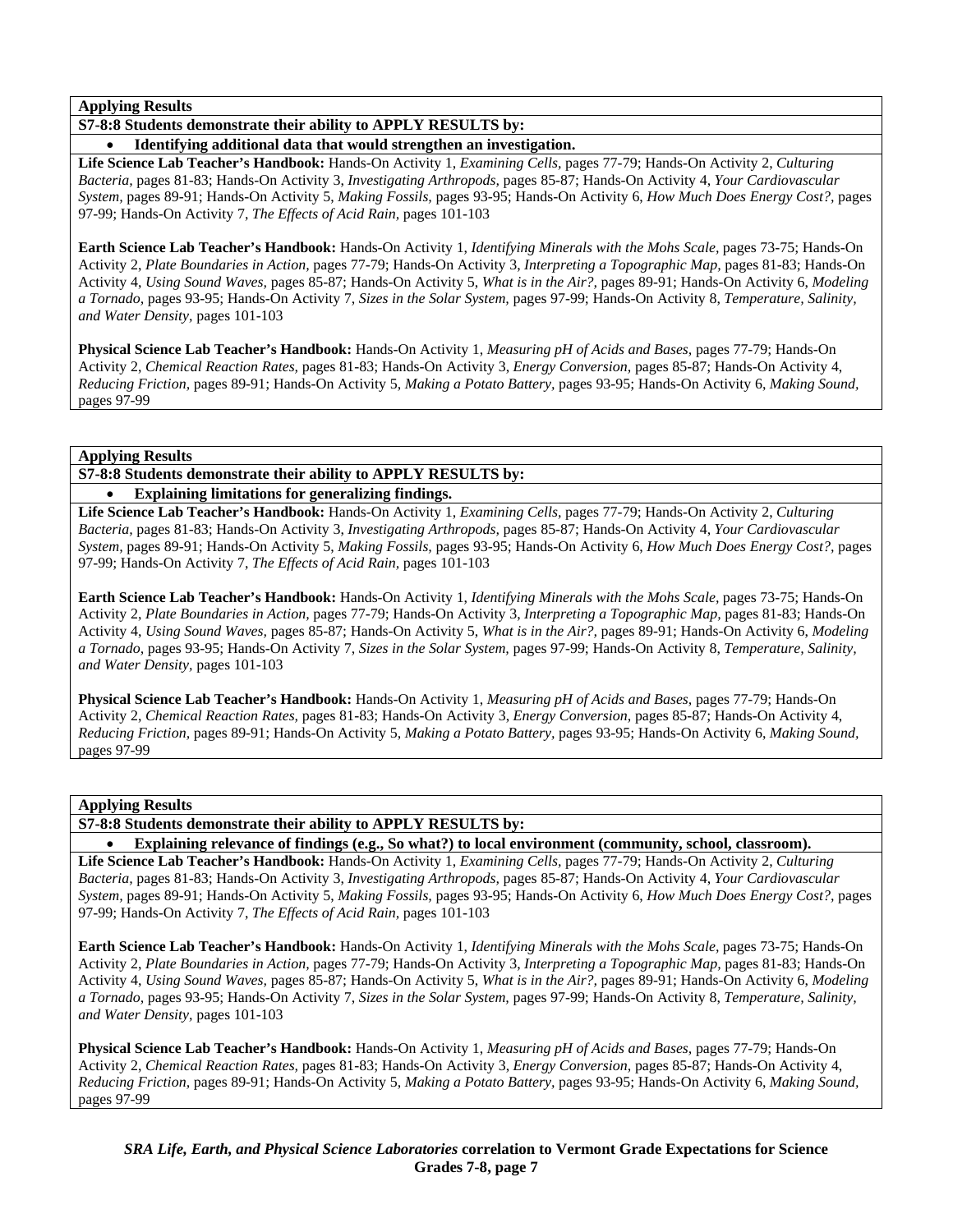**Applying Results**

**S7-8:8 Students demonstrate their ability to APPLY RESULTS by:**

- **Identifying additional data that would strengthen an investigation.**

**Life Science Lab Teacher's Handbook:** Hands-On Activity 1, *Examining Cells,* pages 77-79; Hands-On Activity 2, *Culturing Bacteria,* pages 81-83; Hands-On Activity 3, *Investigating Arthropods,* pages 85-87; Hands-On Activity 4, *Your Cardiovascular System,* pages 89-91; Hands-On Activity 5, *Making Fossils,* pages 93-95; Hands-On Activity 6, *How Much Does Energy Cost?,* pages 97-99; Hands-On Activity 7, *The Effects of Acid Rain,* pages 101-103

**Earth Science Lab Teacher's Handbook:** Hands-On Activity 1, *Identifying Minerals with the Mohs Scale,* pages 73-75; Hands-On Activity 2, *Plate Boundaries in Action,* pages 77-79; Hands-On Activity 3, *Interpreting a Topographic Map,* pages 81-83; Hands-On Activity 4, *Using Sound Waves,* pages 85-87; Hands-On Activity 5, *What is in the Air?,* pages 89-91; Hands-On Activity 6, *Modeling a Tornado,* pages 93-95; Hands-On Activity 7, *Sizes in the Solar System,* pages 97-99; Hands-On Activity 8, *Temperature, Salinity, and Water Density,* pages 101-103

**Physical Science Lab Teacher's Handbook:** Hands-On Activity 1, *Measuring pH of Acids and Bases,* pages 77-79; Hands-On Activity 2, *Chemical Reaction Rates,* pages 81-83; Hands-On Activity 3, *Energy Conversion,* pages 85-87; Hands-On Activity 4, *Reducing Friction,* pages 89-91; Hands-On Activity 5, *Making a Potato Battery,* pages 93-95; Hands-On Activity 6, *Making Sound,* pages 97-99

**Applying Results**

**S7-8:8 Students demonstrate their ability to APPLY RESULTS by:**

- **Explaining limitations for generalizing findings.**

**Life Science Lab Teacher's Handbook:** Hands-On Activity 1, *Examining Cells,* pages 77-79; Hands-On Activity 2, *Culturing Bacteria,* pages 81-83; Hands-On Activity 3, *Investigating Arthropods,* pages 85-87; Hands-On Activity 4, *Your Cardiovascular System,* pages 89-91; Hands-On Activity 5, *Making Fossils,* pages 93-95; Hands-On Activity 6, *How Much Does Energy Cost?,* pages 97-99; Hands-On Activity 7, *The Effects of Acid Rain,* pages 101-103

**Earth Science Lab Teacher's Handbook:** Hands-On Activity 1, *Identifying Minerals with the Mohs Scale,* pages 73-75; Hands-On Activity 2, *Plate Boundaries in Action,* pages 77-79; Hands-On Activity 3, *Interpreting a Topographic Map,* pages 81-83; Hands-On Activity 4, *Using Sound Waves,* pages 85-87; Hands-On Activity 5, *What is in the Air?,* pages 89-91; Hands-On Activity 6, *Modeling a Tornado,* pages 93-95; Hands-On Activity 7, *Sizes in the Solar System,* pages 97-99; Hands-On Activity 8, *Temperature, Salinity, and Water Density,* pages 101-103

**Physical Science Lab Teacher's Handbook:** Hands-On Activity 1, *Measuring pH of Acids and Bases,* pages 77-79; Hands-On Activity 2, *Chemical Reaction Rates,* pages 81-83; Hands-On Activity 3, *Energy Conversion,* pages 85-87; Hands-On Activity 4, *Reducing Friction,* pages 89-91; Hands-On Activity 5, *Making a Potato Battery,* pages 93-95; Hands-On Activity 6, *Making Sound,* pages 97-99

**Applying Results**

**S7-8:8 Students demonstrate their ability to APPLY RESULTS by:**

- **Explaining relevance of findings (e.g., So what?) to local environment (community, school, classroom).**

**Life Science Lab Teacher's Handbook:** Hands-On Activity 1, *Examining Cells,* pages 77-79; Hands-On Activity 2, *Culturing Bacteria,* pages 81-83; Hands-On Activity 3, *Investigating Arthropods,* pages 85-87; Hands-On Activity 4, *Your Cardiovascular System,* pages 89-91; Hands-On Activity 5, *Making Fossils,* pages 93-95; Hands-On Activity 6, *How Much Does Energy Cost?,* pages 97-99; Hands-On Activity 7, *The Effects of Acid Rain,* pages 101-103

**Earth Science Lab Teacher's Handbook:** Hands-On Activity 1, *Identifying Minerals with the Mohs Scale,* pages 73-75; Hands-On Activity 2, *Plate Boundaries in Action,* pages 77-79; Hands-On Activity 3, *Interpreting a Topographic Map,* pages 81-83; Hands-On Activity 4, *Using Sound Waves,* pages 85-87; Hands-On Activity 5, *What is in the Air?,* pages 89-91; Hands-On Activity 6, *Modeling a Tornado,* pages 93-95; Hands-On Activity 7, *Sizes in the Solar System,* pages 97-99; Hands-On Activity 8, *Temperature, Salinity, and Water Density,* pages 101-103

**Physical Science Lab Teacher's Handbook:** Hands-On Activity 1, *Measuring pH of Acids and Bases,* pages 77-79; Hands-On Activity 2, *Chemical Reaction Rates,* pages 81-83; Hands-On Activity 3, *Energy Conversion,* pages 85-87; Hands-On Activity 4, *Reducing Friction,* pages 89-91; Hands-On Activity 5, *Making a Potato Battery,* pages 93-95; Hands-On Activity 6, *Making Sound,* pages 97-99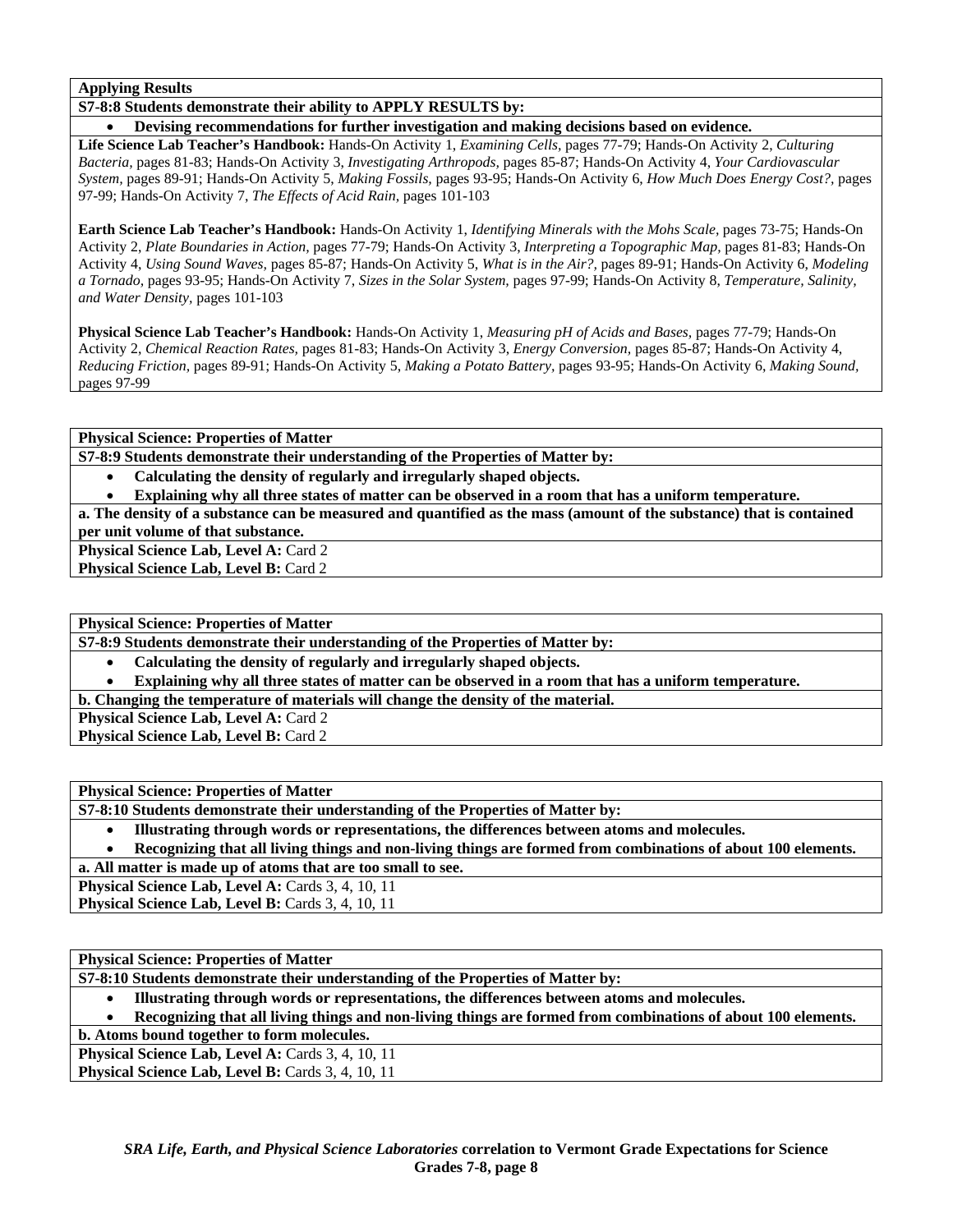**Applying Results**

**S7-8:8 Students demonstrate their ability to APPLY RESULTS by:**

- **Devising recommendations for further investigation and making decisions based on evidence.**

**Life Science Lab Teacher's Handbook:** Hands-On Activity 1, *Examining Cells,* pages 77-79; Hands-On Activity 2, *Culturing Bacteria,* pages 81-83; Hands-On Activity 3, *Investigating Arthropods,* pages 85-87; Hands-On Activity 4, *Your Cardiovascular System,* pages 89-91; Hands-On Activity 5, *Making Fossils,* pages 93-95; Hands-On Activity 6, *How Much Does Energy Cost?,* pages 97-99; Hands-On Activity 7, *The Effects of Acid Rain,* pages 101-103

**Earth Science Lab Teacher's Handbook:** Hands-On Activity 1, *Identifying Minerals with the Mohs Scale,* pages 73-75; Hands-On Activity 2, *Plate Boundaries in Action,* pages 77-79; Hands-On Activity 3, *Interpreting a Topographic Map,* pages 81-83; Hands-On Activity 4, *Using Sound Waves,* pages 85-87; Hands-On Activity 5, *What is in the Air?,* pages 89-91; Hands-On Activity 6, *Modeling a Tornado,* pages 93-95; Hands-On Activity 7, *Sizes in the Solar System,* pages 97-99; Hands-On Activity 8, *Temperature, Salinity, and Water Density,* pages 101-103

**Physical Science Lab Teacher's Handbook:** Hands-On Activity 1, *Measuring pH of Acids and Bases,* pages 77-79; Hands-On Activity 2, *Chemical Reaction Rates,* pages 81-83; Hands-On Activity 3, *Energy Conversion,* pages 85-87; Hands-On Activity 4, *Reducing Friction,* pages 89-91; Hands-On Activity 5, *Making a Potato Battery,* pages 93-95; Hands-On Activity 6, *Making Sound,* pages 97-99

---

**Physical Science: Properties of Matter**

**S7-8:9 Students demonstrate their understanding of the Properties of Matter by:**

- **Calculating the density of regularly and irregularly shaped objects.**
- **Explaining why all three states of matter can be observed in a room that has a uniform temperature.**

**a. The density of a substance can be measured and quantified as the mass (amount of the substance) that is contained per unit volume of that substance.**

**Physical Science Lab, Level A:** Card 2
**Physical Science Lab, Level B:** Card 2

---

**Physical Science: Properties of Matter**

**S7-8:9 Students demonstrate their understanding of the Properties of Matter by:**

- **Calculating the density of regularly and irregularly shaped objects.**
- **Explaining why all three states of matter can be observed in a room that has a uniform temperature.**

**b. Changing the temperature of materials will change the density of the material.**

**Physical Science Lab, Level A:** Card 2
**Physical Science Lab, Level B:** Card 2

---

**Physical Science: Properties of Matter**

**S7-8:10 Students demonstrate their understanding of the Properties of Matter by:**

- **Illustrating through words or representations, the differences between atoms and molecules.**
- **Recognizing that all living things and non-living things are formed from combinations of about 100 elements.**

**a. All matter is made up of atoms that are too small to see.**

**Physical Science Lab, Level A:** Cards 3, 4, 10, 11
**Physical Science Lab, Level B:** Cards 3, 4, 10, 11

---

**Physical Science: Properties of Matter**

**S7-8:10 Students demonstrate their understanding of the Properties of Matter by:**

- **Illustrating through words or representations, the differences between atoms and molecules.**
- **Recognizing that all living things and non-living things are formed from combinations of about 100 elements.**

**b. Atoms bound together to form molecules.**

**Physical Science Lab, Level A:** Cards 3, 4, 10, 11
**Physical Science Lab, Level B:** Cards 3, 4, 10, 11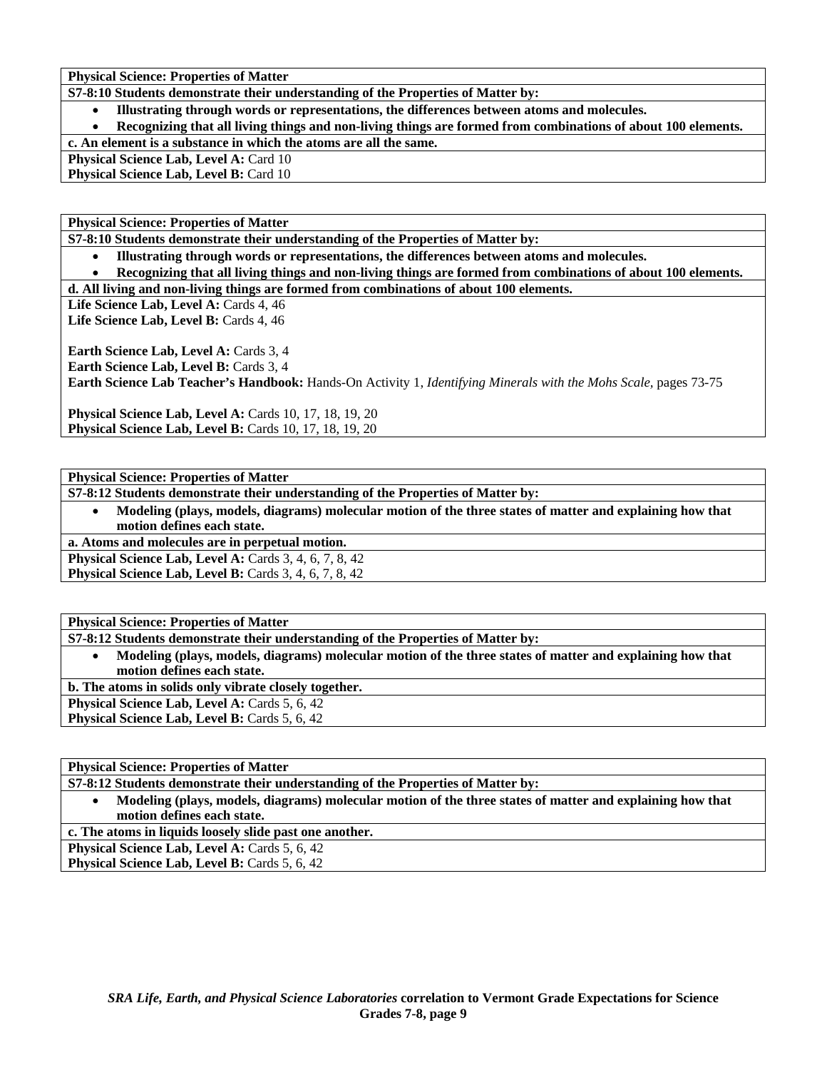**Physical Science: Properties of Matter**

**S7-8:10 Students demonstrate their understanding of the Properties of Matter by:**

- **Illustrating through words or representations, the differences between atoms and molecules.**
- **Recognizing that all living things and non-living things are formed from combinations of about 100 elements.**

**c. An element is a substance in which the atoms are all the same.**

**Physical Science Lab, Level A:** Card 10
**Physical Science Lab, Level B:** Card 10

---

**Physical Science: Properties of Matter**

**S7-8:10 Students demonstrate their understanding of the Properties of Matter by:**

- **Illustrating through words or representations, the differences between atoms and molecules.**
- **Recognizing that all living things and non-living things are formed from combinations of about 100 elements.**

**d. All living and non-living things are formed from combinations of about 100 elements.**

**Life Science Lab, Level A:** Cards 4, 46
**Life Science Lab, Level B:** Cards 4, 46

**Earth Science Lab, Level A:** Cards 3, 4
**Earth Science Lab, Level B:** Cards 3, 4
**Earth Science Lab Teacher's Handbook:** Hands-On Activity 1, *Identifying Minerals with the Mohs Scale,* pages 73-75

**Physical Science Lab, Level A:** Cards 10, 17, 18, 19, 20
**Physical Science Lab, Level B:** Cards 10, 17, 18, 19, 20

---

**Physical Science: Properties of Matter**

**S7-8:12 Students demonstrate their understanding of the Properties of Matter by:**

- **Modeling (plays, models, diagrams) molecular motion of the three states of matter and explaining how that motion defines each state.**

**a. Atoms and molecules are in perpetual motion.**

**Physical Science Lab, Level A:** Cards 3, 4, 6, 7, 8, 42
**Physical Science Lab, Level B:** Cards 3, 4, 6, 7, 8, 42

---

**Physical Science: Properties of Matter**

**S7-8:12 Students demonstrate their understanding of the Properties of Matter by:**

- **Modeling (plays, models, diagrams) molecular motion of the three states of matter and explaining how that motion defines each state.**

**b. The atoms in solids only vibrate closely together.**

**Physical Science Lab, Level A:** Cards 5, 6, 42
**Physical Science Lab, Level B:** Cards 5, 6, 42

---

**Physical Science: Properties of Matter**

**S7-8:12 Students demonstrate their understanding of the Properties of Matter by:**

- **Modeling (plays, models, diagrams) molecular motion of the three states of matter and explaining how that motion defines each state.**

**c. The atoms in liquids loosely slide past one another.**

**Physical Science Lab, Level A:** Cards 5, 6, 42
**Physical Science Lab, Level B:** Cards 5, 6, 42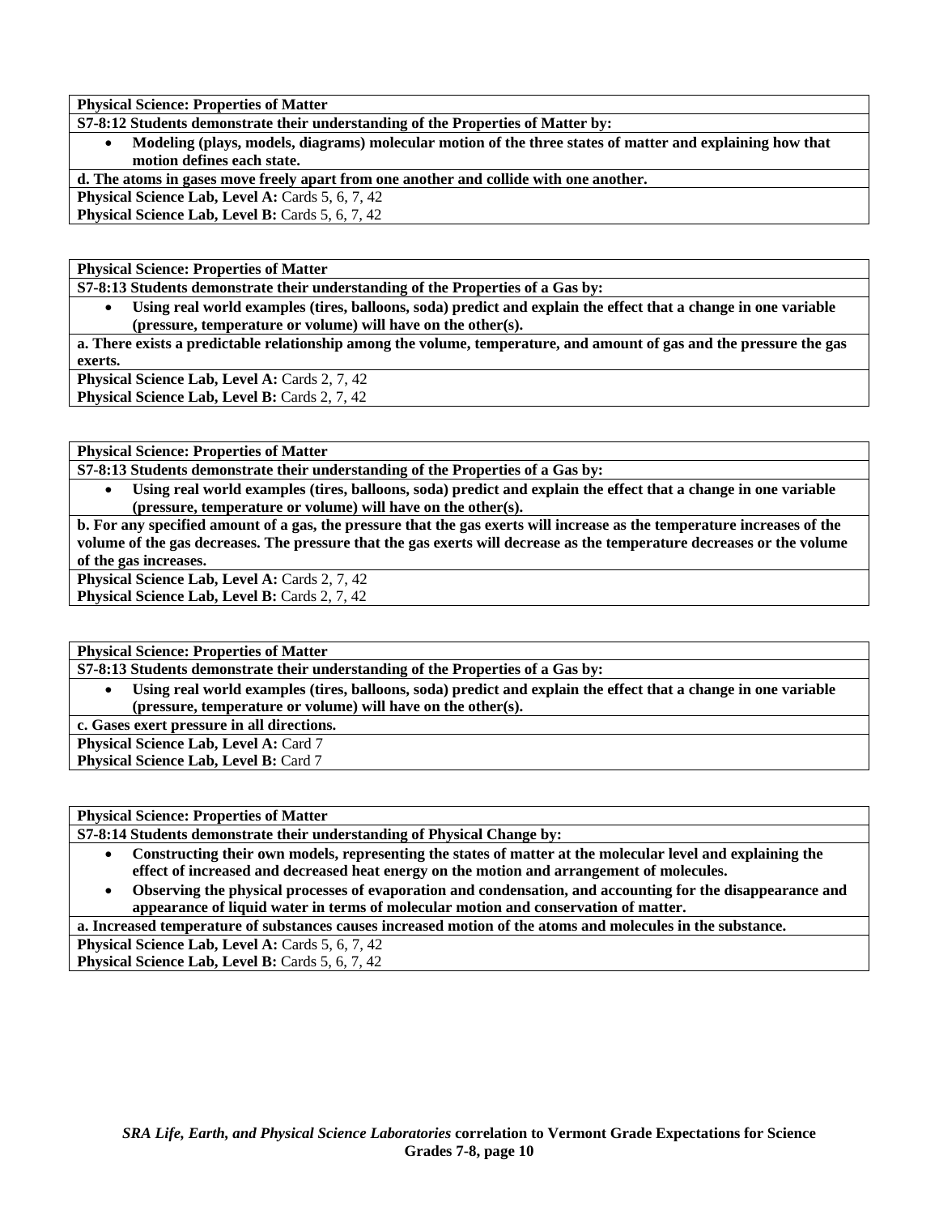| Physical Science: Properties of Matter |
|---|
| **S7-8:12 Students demonstrate their understanding of the Properties of Matter by:** |
| • **Modeling (plays, models, diagrams) molecular motion of the three states of matter and explaining how that motion defines each state.** |
| **d. The atoms in gases move freely apart from one another and collide with one another.** |
| **Physical Science Lab, Level A:** Cards 5, 6, 7, 42 |
| **Physical Science Lab, Level B:** Cards 5, 6, 7, 42 |

| Physical Science: Properties of Matter |
|---|
| **S7-8:13 Students demonstrate their understanding of the Properties of a Gas by:** |
| • **Using real world examples (tires, balloons, soda) predict and explain the effect that a change in one variable (pressure, temperature or volume) will have on the other(s).** |
| **a. There exists a predictable relationship among the volume, temperature, and amount of gas and the pressure the gas exerts.** |
| **Physical Science Lab, Level A:** Cards 2, 7, 42 |
| **Physical Science Lab, Level B:** Cards 2, 7, 42 |

| Physical Science: Properties of Matter |
|---|
| **S7-8:13 Students demonstrate their understanding of the Properties of a Gas by:** |
| • **Using real world examples (tires, balloons, soda) predict and explain the effect that a change in one variable (pressure, temperature or volume) will have on the other(s).** |
| **b. For any specified amount of a gas, the pressure that the gas exerts will increase as the temperature increases of the volume of the gas decreases. The pressure that the gas exerts will decrease as the temperature decreases or the volume of the gas increases.** |
| **Physical Science Lab, Level A:** Cards 2, 7, 42 |
| **Physical Science Lab, Level B:** Cards 2, 7, 42 |

| Physical Science: Properties of Matter |
|---|
| **S7-8:13 Students demonstrate their understanding of the Properties of a Gas by:** |
| • **Using real world examples (tires, balloons, soda) predict and explain the effect that a change in one variable (pressure, temperature or volume) will have on the other(s).** |
| **c. Gases exert pressure in all directions.** |
| **Physical Science Lab, Level A:** Card 7 |
| **Physical Science Lab, Level B:** Card 7 |

| Physical Science: Properties of Matter |
|---|
| **S7-8:14 Students demonstrate their understanding of Physical Change by:** |
| • **Constructing their own models, representing the states of matter at the molecular level and explaining the effect of increased and decreased heat energy on the motion and arrangement of molecules.** <br> • **Observing the physical processes of evaporation and condensation, and accounting for the disappearance and appearance of liquid water in terms of molecular motion and conservation of matter.** |
| **a. Increased temperature of substances causes increased motion of the atoms and molecules in the substance.** |
| **Physical Science Lab, Level A:** Cards 5, 6, 7, 42 |
| **Physical Science Lab, Level B:** Cards 5, 6, 7, 42 |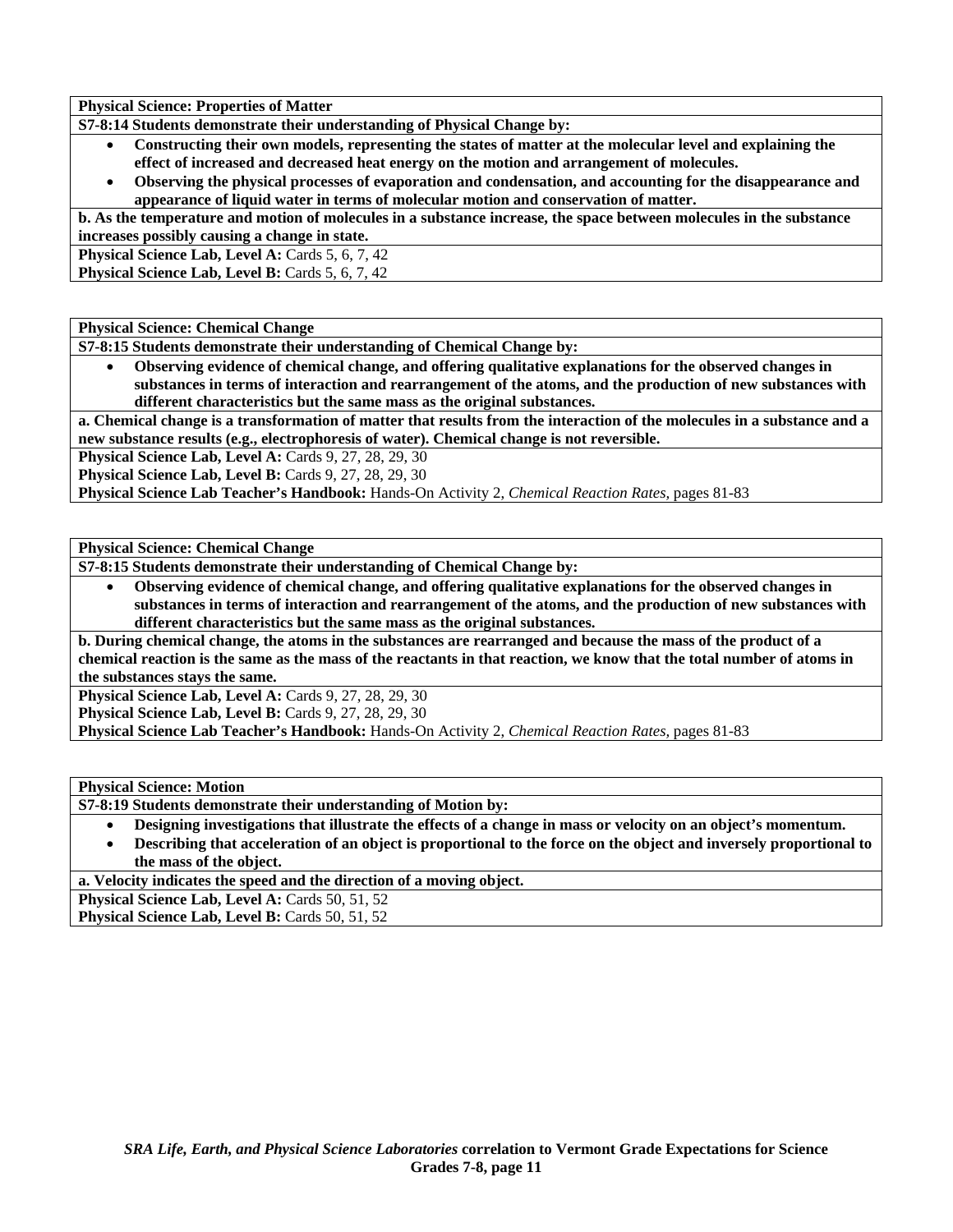**Physical Science: Properties of Matter**

**S7-8:14 Students demonstrate their understanding of Physical Change by:**

- **Constructing their own models, representing the states of matter at the molecular level and explaining the effect of increased and decreased heat energy on the motion and arrangement of molecules.**
- **Observing the physical processes of evaporation and condensation, and accounting for the disappearance and appearance of liquid water in terms of molecular motion and conservation of matter.**

**b. As the temperature and motion of molecules in a substance increase, the space between molecules in the substance increases possibly causing a change in state.**

**Physical Science Lab, Level A:** Cards 5, 6, 7, 42

**Physical Science Lab, Level B:** Cards 5, 6, 7, 42

**Physical Science: Chemical Change**

**S7-8:15 Students demonstrate their understanding of Chemical Change by:**

- **Observing evidence of chemical change, and offering qualitative explanations for the observed changes in substances in terms of interaction and rearrangement of the atoms, and the production of new substances with different characteristics but the same mass as the original substances.**

**a. Chemical change is a transformation of matter that results from the interaction of the molecules in a substance and a new substance results (e.g., electrophoresis of water). Chemical change is not reversible.**

**Physical Science Lab, Level A:** Cards 9, 27, 28, 29, 30

**Physical Science Lab, Level B:** Cards 9, 27, 28, 29, 30

**Physical Science Lab Teacher's Handbook:** Hands-On Activity 2, *Chemical Reaction Rates,* pages 81-83

**Physical Science: Chemical Change**

**S7-8:15 Students demonstrate their understanding of Chemical Change by:**

- **Observing evidence of chemical change, and offering qualitative explanations for the observed changes in substances in terms of interaction and rearrangement of the atoms, and the production of new substances with different characteristics but the same mass as the original substances.**

**b. During chemical change, the atoms in the substances are rearranged and because the mass of the product of a chemical reaction is the same as the mass of the reactants in that reaction, we know that the total number of atoms in the substances stays the same.**

**Physical Science Lab, Level A:** Cards 9, 27, 28, 29, 30

**Physical Science Lab, Level B:** Cards 9, 27, 28, 29, 30

**Physical Science Lab Teacher's Handbook:** Hands-On Activity 2, *Chemical Reaction Rates,* pages 81-83

**Physical Science: Motion**

**S7-8:19 Students demonstrate their understanding of Motion by:**

- **Designing investigations that illustrate the effects of a change in mass or velocity on an object's momentum.**
- **Describing that acceleration of an object is proportional to the force on the object and inversely proportional to the mass of the object.**

**a. Velocity indicates the speed and the direction of a moving object.**

**Physical Science Lab, Level A:** Cards 50, 51, 52

**Physical Science Lab, Level B:** Cards 50, 51, 52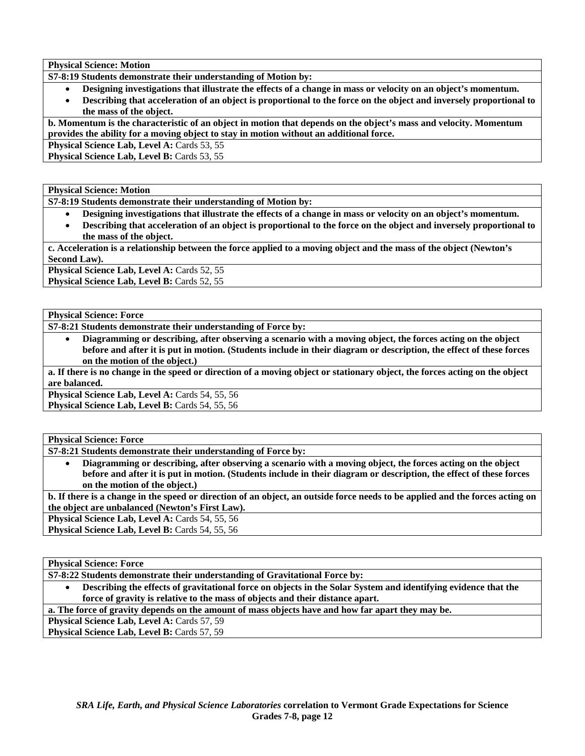**Physical Science: Motion**

**S7-8:19 Students demonstrate their understanding of Motion by:**

- **Designing investigations that illustrate the effects of a change in mass or velocity on an object's momentum.**
- **Describing that acceleration of an object is proportional to the force on the object and inversely proportional to the mass of the object.**

**b. Momentum is the characteristic of an object in motion that depends on the object's mass and velocity. Momentum provides the ability for a moving object to stay in motion without an additional force.**

**Physical Science Lab, Level A:** Cards 53, 55
**Physical Science Lab, Level B:** Cards 53, 55

**Physical Science: Motion**

**S7-8:19 Students demonstrate their understanding of Motion by:**

- **Designing investigations that illustrate the effects of a change in mass or velocity on an object's momentum.**
- **Describing that acceleration of an object is proportional to the force on the object and inversely proportional to the mass of the object.**

**c. Acceleration is a relationship between the force applied to a moving object and the mass of the object (Newton's Second Law).**

**Physical Science Lab, Level A:** Cards 52, 55
**Physical Science Lab, Level B:** Cards 52, 55

**Physical Science: Force**

**S7-8:21 Students demonstrate their understanding of Force by:**

- **Diagramming or describing, after observing a scenario with a moving object, the forces acting on the object before and after it is put in motion. (Students include in their diagram or description, the effect of these forces on the motion of the object.)**

**a. If there is no change in the speed or direction of a moving object or stationary object, the forces acting on the object are balanced.**

**Physical Science Lab, Level A:** Cards 54, 55, 56
**Physical Science Lab, Level B:** Cards 54, 55, 56

**Physical Science: Force**

**S7-8:21 Students demonstrate their understanding of Force by:**

- **Diagramming or describing, after observing a scenario with a moving object, the forces acting on the object before and after it is put in motion. (Students include in their diagram or description, the effect of these forces on the motion of the object.)**

**b. If there is a change in the speed or direction of an object, an outside force needs to be applied and the forces acting on the object are unbalanced (Newton's First Law).**

**Physical Science Lab, Level A:** Cards 54, 55, 56
**Physical Science Lab, Level B:** Cards 54, 55, 56

**Physical Science: Force**

**S7-8:22 Students demonstrate their understanding of Gravitational Force by:**

- **Describing the effects of gravitational force on objects in the Solar System and identifying evidence that the force of gravity is relative to the mass of objects and their distance apart.**

**a. The force of gravity depends on the amount of mass objects have and how far apart they may be.**

**Physical Science Lab, Level A:** Cards 57, 59
**Physical Science Lab, Level B:** Cards 57, 59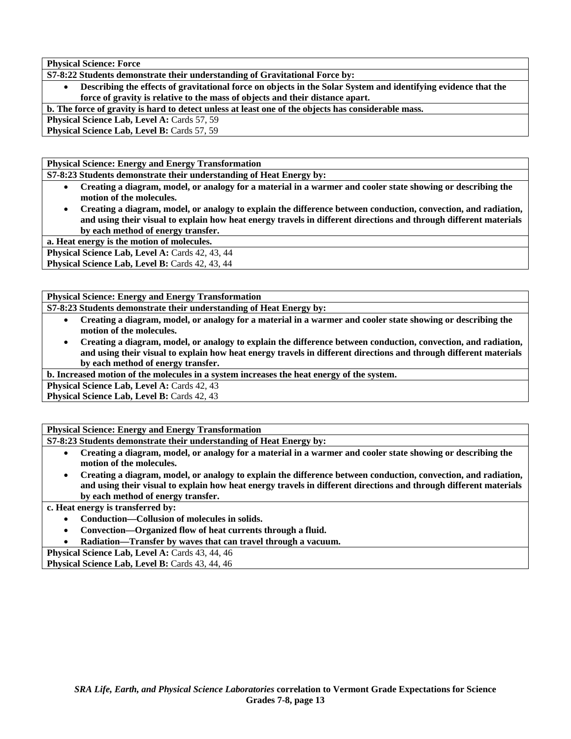**Physical Science: Force**

**S7-8:22 Students demonstrate their understanding of Gravitational Force by:**

- **Describing the effects of gravitational force on objects in the Solar System and identifying evidence that the force of gravity is relative to the mass of objects and their distance apart.**

**b. The force of gravity is hard to detect unless at least one of the objects has considerable mass.**

**Physical Science Lab, Level A:** Cards 57, 59
**Physical Science Lab, Level B:** Cards 57, 59

**Physical Science: Energy and Energy Transformation**

**S7-8:23 Students demonstrate their understanding of Heat Energy by:**

- **Creating a diagram, model, or analogy for a material in a warmer and cooler state showing or describing the motion of the molecules.**
- **Creating a diagram, model, or analogy to explain the difference between conduction, convection, and radiation, and using their visual to explain how heat energy travels in different directions and through different materials by each method of energy transfer.**

**a. Heat energy is the motion of molecules.**

**Physical Science Lab, Level A:** Cards 42, 43, 44
**Physical Science Lab, Level B:** Cards 42, 43, 44

**Physical Science: Energy and Energy Transformation**

**S7-8:23 Students demonstrate their understanding of Heat Energy by:**

- **Creating a diagram, model, or analogy for a material in a warmer and cooler state showing or describing the motion of the molecules.**
- **Creating a diagram, model, or analogy to explain the difference between conduction, convection, and radiation, and using their visual to explain how heat energy travels in different directions and through different materials by each method of energy transfer.**

**b. Increased motion of the molecules in a system increases the heat energy of the system.**

**Physical Science Lab, Level A:** Cards 42, 43
**Physical Science Lab, Level B:** Cards 42, 43

**Physical Science: Energy and Energy Transformation**

**S7-8:23 Students demonstrate their understanding of Heat Energy by:**

- **Creating a diagram, model, or analogy for a material in a warmer and cooler state showing or describing the motion of the molecules.**
- **Creating a diagram, model, or analogy to explain the difference between conduction, convection, and radiation, and using their visual to explain how heat energy travels in different directions and through different materials by each method of energy transfer.**

**c. Heat energy is transferred by:**

- **Conduction—Collusion of molecules in solids.**
- **Convection—Organized flow of heat currents through a fluid.**
- **Radiation—Transfer by waves that can travel through a vacuum.**

**Physical Science Lab, Level A:** Cards 43, 44, 46
**Physical Science Lab, Level B:** Cards 43, 44, 46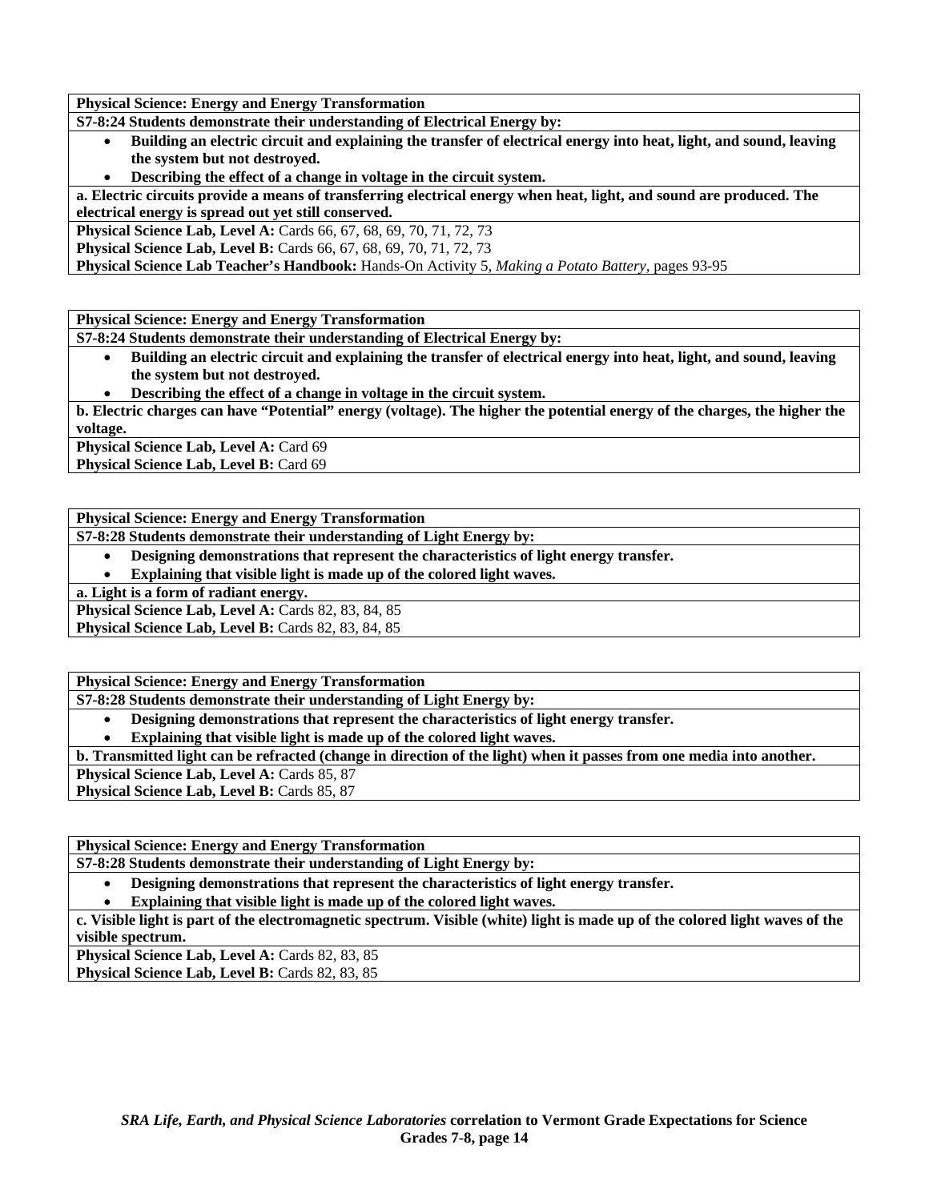**Physical Science: Energy and Energy Transformation**

**S7-8:24 Students demonstrate their understanding of Electrical Energy by:**

- **Building an electric circuit and explaining the transfer of electrical energy into heat, light, and sound, leaving the system but not destroyed.**
- **Describing the effect of a change in voltage in the circuit system.**

**a. Electric circuits provide a means of transferring electrical energy when heat, light, and sound are produced. The electrical energy is spread out yet still conserved.**

**Physical Science Lab, Level A:** Cards 66, 67, 68, 69, 70, 71, 72, 73
**Physical Science Lab, Level B:** Cards 66, 67, 68, 69, 70, 71, 72, 73
**Physical Science Lab Teacher's Handbook:** Hands-On Activity 5, *Making a Potato Battery*, pages 93-95

---

**Physical Science: Energy and Energy Transformation**

**S7-8:24 Students demonstrate their understanding of Electrical Energy by:**

- **Building an electric circuit and explaining the transfer of electrical energy into heat, light, and sound, leaving the system but not destroyed.**
- **Describing the effect of a change in voltage in the circuit system.**

**b. Electric charges can have "Potential" energy (voltage). The higher the potential energy of the charges, the higher the voltage.**

**Physical Science Lab, Level A:** Card 69
**Physical Science Lab, Level B:** Card 69

---

**Physical Science: Energy and Energy Transformation**

**S7-8:28 Students demonstrate their understanding of Light Energy by:**

- **Designing demonstrations that represent the characteristics of light energy transfer.**
- **Explaining that visible light is made up of the colored light waves.**

**a. Light is a form of radiant energy.**

**Physical Science Lab, Level A:** Cards 82, 83, 84, 85
**Physical Science Lab, Level B:** Cards 82, 83, 84, 85

---

**Physical Science: Energy and Energy Transformation**

**S7-8:28 Students demonstrate their understanding of Light Energy by:**

- **Designing demonstrations that represent the characteristics of light energy transfer.**
- **Explaining that visible light is made up of the colored light waves.**

**b. Transmitted light can be refracted (change in direction of the light) when it passes from one media into another.**

**Physical Science Lab, Level A:** Cards 85, 87
**Physical Science Lab, Level B:** Cards 85, 87

---

**Physical Science: Energy and Energy Transformation**

**S7-8:28 Students demonstrate their understanding of Light Energy by:**

- **Designing demonstrations that represent the characteristics of light energy transfer.**
- **Explaining that visible light is made up of the colored light waves.**

**c. Visible light is part of the electromagnetic spectrum. Visible (white) light is made up of the colored light waves of the visible spectrum.**

**Physical Science Lab, Level A:** Cards 82, 83, 85
**Physical Science Lab, Level B:** Cards 82, 83, 85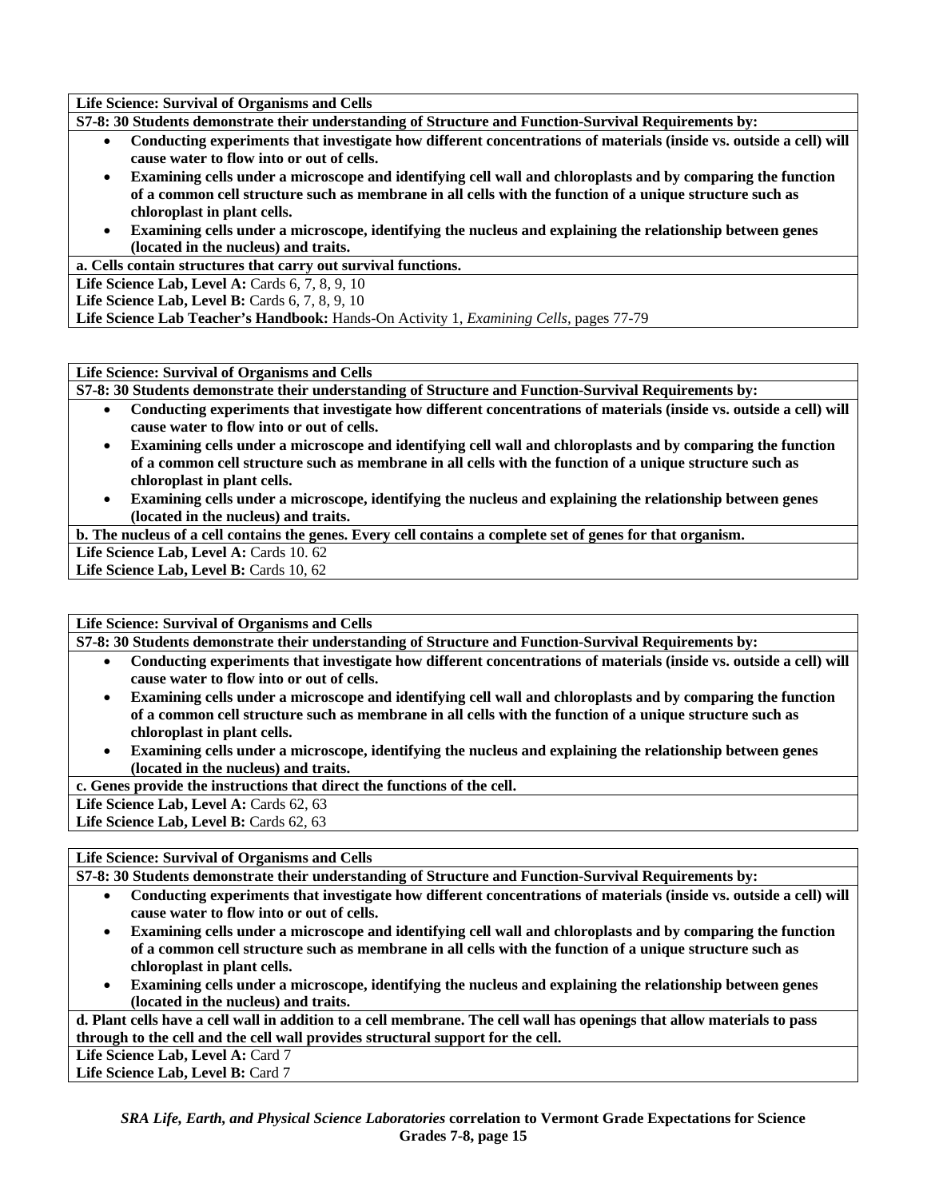**Life Science: Survival of Organisms and Cells**

**S7-8: 30 Students demonstrate their understanding of Structure and Function-Survival Requirements by:**

- **Conducting experiments that investigate how different concentrations of materials (inside vs. outside a cell) will cause water to flow into or out of cells.**
- **Examining cells under a microscope and identifying cell wall and chloroplasts and by comparing the function of a common cell structure such as membrane in all cells with the function of a unique structure such as chloroplast in plant cells.**
- **Examining cells under a microscope, identifying the nucleus and explaining the relationship between genes (located in the nucleus) and traits.**

**a. Cells contain structures that carry out survival functions.**

**Life Science Lab, Level A:** Cards 6, 7, 8, 9, 10
**Life Science Lab, Level B:** Cards 6, 7, 8, 9, 10
**Life Science Lab Teacher's Handbook:** Hands-On Activity 1, *Examining Cells*, pages 77-79

---

**Life Science: Survival of Organisms and Cells**

**S7-8: 30 Students demonstrate their understanding of Structure and Function-Survival Requirements by:**

- **Conducting experiments that investigate how different concentrations of materials (inside vs. outside a cell) will cause water to flow into or out of cells.**
- **Examining cells under a microscope and identifying cell wall and chloroplasts and by comparing the function of a common cell structure such as membrane in all cells with the function of a unique structure such as chloroplast in plant cells.**
- **Examining cells under a microscope, identifying the nucleus and explaining the relationship between genes (located in the nucleus) and traits.**

**b. The nucleus of a cell contains the genes. Every cell contains a complete set of genes for that organism.**

**Life Science Lab, Level A:** Cards 10. 62
**Life Science Lab, Level B:** Cards 10, 62

---

**Life Science: Survival of Organisms and Cells**

**S7-8: 30 Students demonstrate their understanding of Structure and Function-Survival Requirements by:**

- **Conducting experiments that investigate how different concentrations of materials (inside vs. outside a cell) will cause water to flow into or out of cells.**
- **Examining cells under a microscope and identifying cell wall and chloroplasts and by comparing the function of a common cell structure such as membrane in all cells with the function of a unique structure such as chloroplast in plant cells.**
- **Examining cells under a microscope, identifying the nucleus and explaining the relationship between genes (located in the nucleus) and traits.**

**c. Genes provide the instructions that direct the functions of the cell.**

**Life Science Lab, Level A:** Cards 62, 63
**Life Science Lab, Level B:** Cards 62, 63

---

**Life Science: Survival of Organisms and Cells**

**S7-8: 30 Students demonstrate their understanding of Structure and Function-Survival Requirements by:**

- **Conducting experiments that investigate how different concentrations of materials (inside vs. outside a cell) will cause water to flow into or out of cells.**
- **Examining cells under a microscope and identifying cell wall and chloroplasts and by comparing the function of a common cell structure such as membrane in all cells with the function of a unique structure such as chloroplast in plant cells.**
- **Examining cells under a microscope, identifying the nucleus and explaining the relationship between genes (located in the nucleus) and traits.**

**d. Plant cells have a cell wall in addition to a cell membrane. The cell wall has openings that allow materials to pass through to the cell and the cell wall provides structural support for the cell.**

**Life Science Lab, Level A:** Card 7
**Life Science Lab, Level B:** Card 7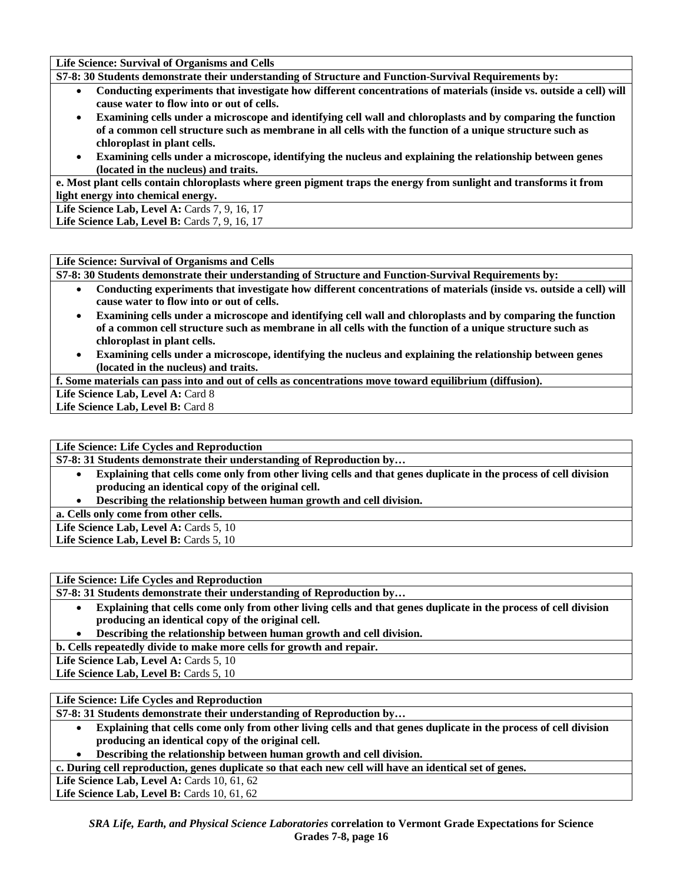**Life Science: Survival of Organisms and Cells**

**S7-8: 30 Students demonstrate their understanding of Structure and Function-Survival Requirements by:**

- **Conducting experiments that investigate how different concentrations of materials (inside vs. outside a cell) will cause water to flow into or out of cells.**
- **Examining cells under a microscope and identifying cell wall and chloroplasts and by comparing the function of a common cell structure such as membrane in all cells with the function of a unique structure such as chloroplast in plant cells.**
- **Examining cells under a microscope, identifying the nucleus and explaining the relationship between genes (located in the nucleus) and traits.**

**e. Most plant cells contain chloroplasts where green pigment traps the energy from sunlight and transforms it from light energy into chemical energy.**

**Life Science Lab, Level A:** Cards 7, 9, 16, 17
**Life Science Lab, Level B:** Cards 7, 9, 16, 17

---

**Life Science: Survival of Organisms and Cells**

**S7-8: 30 Students demonstrate their understanding of Structure and Function-Survival Requirements by:**

- **Conducting experiments that investigate how different concentrations of materials (inside vs. outside a cell) will cause water to flow into or out of cells.**
- **Examining cells under a microscope and identifying cell wall and chloroplasts and by comparing the function of a common cell structure such as membrane in all cells with the function of a unique structure such as chloroplast in plant cells.**
- **Examining cells under a microscope, identifying the nucleus and explaining the relationship between genes (located in the nucleus) and traits.**

**f. Some materials can pass into and out of cells as concentrations move toward equilibrium (diffusion).**

**Life Science Lab, Level A:** Card 8
**Life Science Lab, Level B:** Card 8

---

**Life Science: Life Cycles and Reproduction**

**S7-8: 31 Students demonstrate their understanding of Reproduction by…**

- **Explaining that cells come only from other living cells and that genes duplicate in the process of cell division producing an identical copy of the original cell.**
- **Describing the relationship between human growth and cell division.**

**a. Cells only come from other cells.**

**Life Science Lab, Level A:** Cards 5, 10
**Life Science Lab, Level B:** Cards 5, 10

---

**Life Science: Life Cycles and Reproduction**

**S7-8: 31 Students demonstrate their understanding of Reproduction by…**

- **Explaining that cells come only from other living cells and that genes duplicate in the process of cell division producing an identical copy of the original cell.**
- **Describing the relationship between human growth and cell division.**

**b. Cells repeatedly divide to make more cells for growth and repair.**

**Life Science Lab, Level A:** Cards 5, 10
**Life Science Lab, Level B:** Cards 5, 10

---

**Life Science: Life Cycles and Reproduction**

**S7-8: 31 Students demonstrate their understanding of Reproduction by…**

- **Explaining that cells come only from other living cells and that genes duplicate in the process of cell division producing an identical copy of the original cell.**
- **Describing the relationship between human growth and cell division.**

**c. During cell reproduction, genes duplicate so that each new cell will have an identical set of genes.**

**Life Science Lab, Level A:** Cards 10, 61, 62
**Life Science Lab, Level B:** Cards 10, 61, 62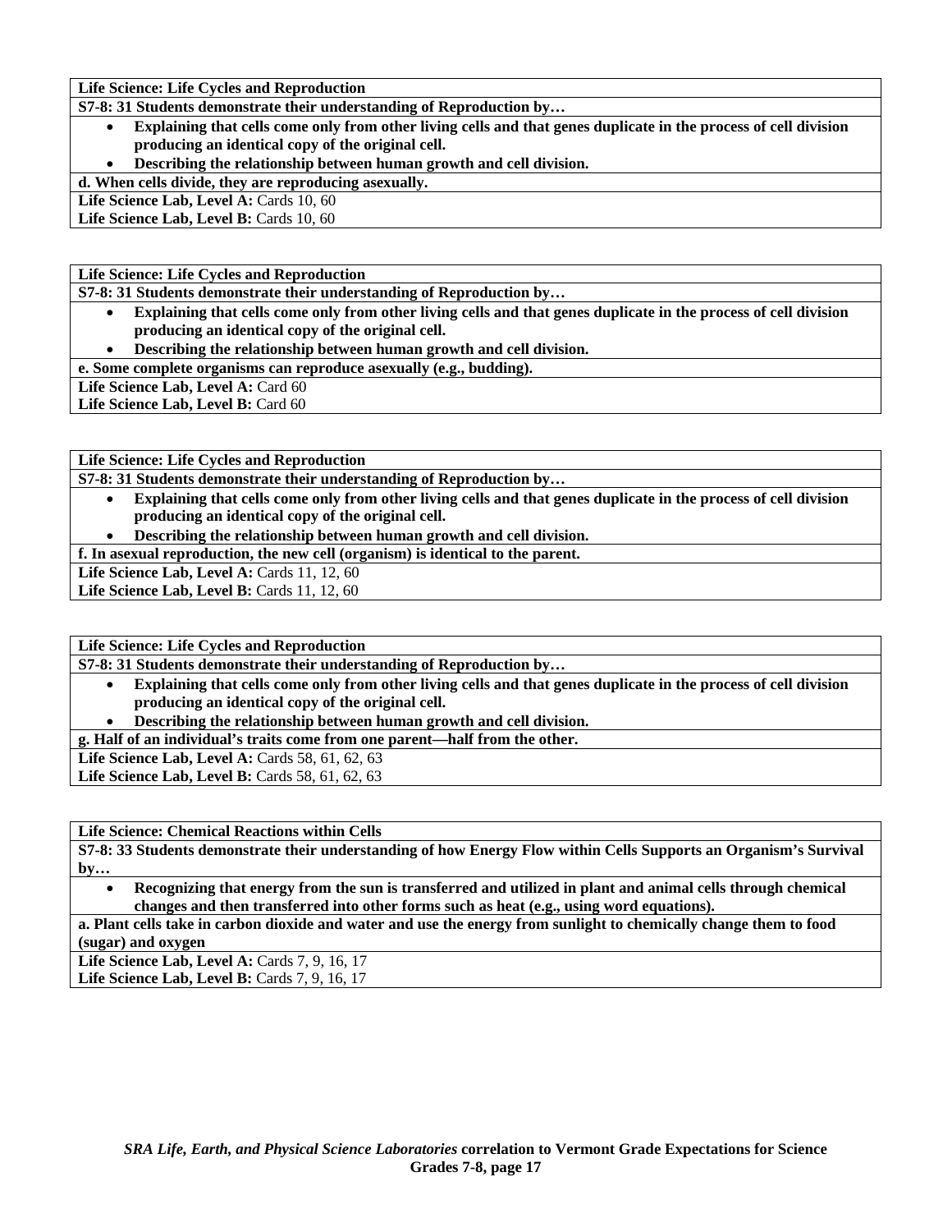**Life Science: Life Cycles and Reproduction**

**S7-8: 31 Students demonstrate their understanding of Reproduction by…**

- **Explaining that cells come only from other living cells and that genes duplicate in the process of cell division producing an identical copy of the original cell.**
- **Describing the relationship between human growth and cell division.**

**d. When cells divide, they are reproducing asexually.**

**Life Science Lab, Level A:** Cards 10, 60
**Life Science Lab, Level B:** Cards 10, 60

---

**Life Science: Life Cycles and Reproduction**

**S7-8: 31 Students demonstrate their understanding of Reproduction by…**

- **Explaining that cells come only from other living cells and that genes duplicate in the process of cell division producing an identical copy of the original cell.**
- **Describing the relationship between human growth and cell division.**

**e. Some complete organisms can reproduce asexually (e.g., budding).**

**Life Science Lab, Level A:** Card 60
**Life Science Lab, Level B:** Card 60

---

**Life Science: Life Cycles and Reproduction**

**S7-8: 31 Students demonstrate their understanding of Reproduction by…**

- **Explaining that cells come only from other living cells and that genes duplicate in the process of cell division producing an identical copy of the original cell.**
- **Describing the relationship between human growth and cell division.**

**f. In asexual reproduction, the new cell (organism) is identical to the parent.**

**Life Science Lab, Level A:** Cards 11, 12, 60
**Life Science Lab, Level B:** Cards 11, 12, 60

---

**Life Science: Life Cycles and Reproduction**

**S7-8: 31 Students demonstrate their understanding of Reproduction by…**

- **Explaining that cells come only from other living cells and that genes duplicate in the process of cell division producing an identical copy of the original cell.**
- **Describing the relationship between human growth and cell division.**

**g. Half of an individual's traits come from one parent—half from the other.**

**Life Science Lab, Level A:** Cards 58, 61, 62, 63
**Life Science Lab, Level B:** Cards 58, 61, 62, 63

---

**Life Science: Chemical Reactions within Cells**

**S7-8: 33 Students demonstrate their understanding of how Energy Flow within Cells Supports an Organism's Survival by…**

- **Recognizing that energy from the sun is transferred and utilized in plant and animal cells through chemical changes and then transferred into other forms such as heat (e.g., using word equations).**

**a. Plant cells take in carbon dioxide and water and use the energy from sunlight to chemically change them to food (sugar) and oxygen**

**Life Science Lab, Level A:** Cards 7, 9, 16, 17
**Life Science Lab, Level B:** Cards 7, 9, 16, 17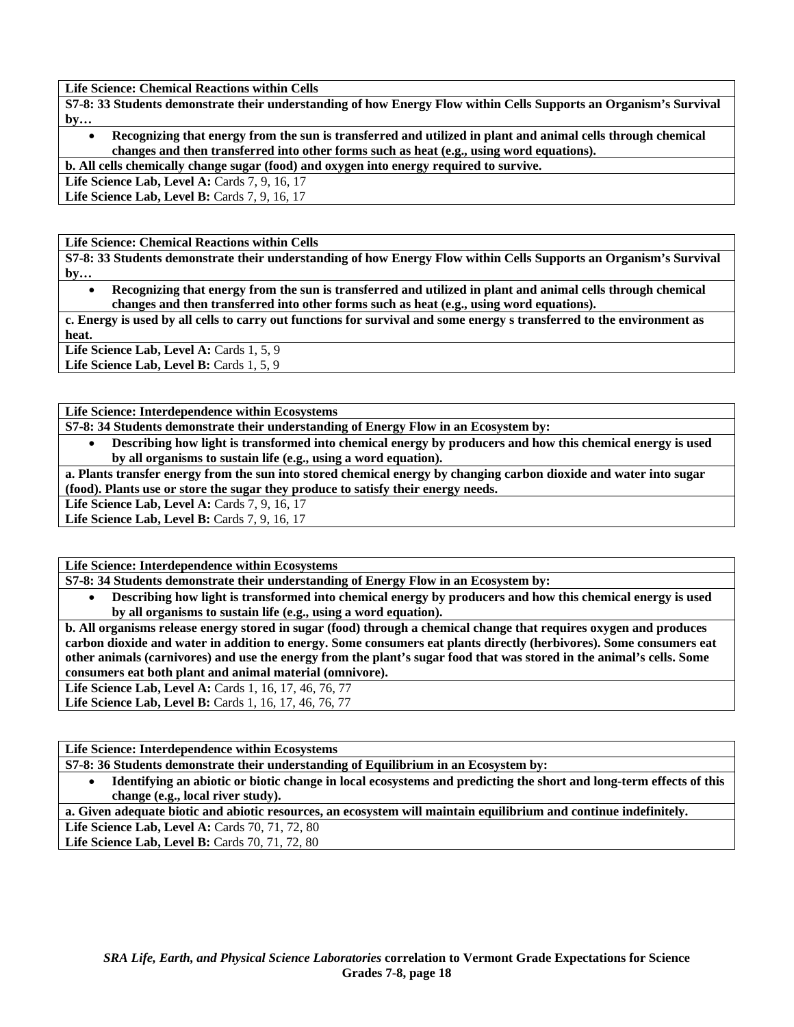**Life Science: Chemical Reactions within Cells**

**S7-8: 33 Students demonstrate their understanding of how Energy Flow within Cells Supports an Organism's Survival by…**

- **Recognizing that energy from the sun is transferred and utilized in plant and animal cells through chemical changes and then transferred into other forms such as heat (e.g., using word equations).**

**b. All cells chemically change sugar (food) and oxygen into energy required to survive.**

**Life Science Lab, Level A:** Cards 7, 9, 16, 17
**Life Science Lab, Level B:** Cards 7, 9, 16, 17

**Life Science: Chemical Reactions within Cells**

**S7-8: 33 Students demonstrate their understanding of how Energy Flow within Cells Supports an Organism's Survival by…**

- **Recognizing that energy from the sun is transferred and utilized in plant and animal cells through chemical changes and then transferred into other forms such as heat (e.g., using word equations).**

**c. Energy is used by all cells to carry out functions for survival and some energy s transferred to the environment as heat.**

**Life Science Lab, Level A:** Cards 1, 5, 9
**Life Science Lab, Level B:** Cards 1, 5, 9

**Life Science: Interdependence within Ecosystems**

**S7-8: 34 Students demonstrate their understanding of Energy Flow in an Ecosystem by:**

- **Describing how light is transformed into chemical energy by producers and how this chemical energy is used by all organisms to sustain life (e.g., using a word equation).**

**a. Plants transfer energy from the sun into stored chemical energy by changing carbon dioxide and water into sugar (food). Plants use or store the sugar they produce to satisfy their energy needs.**

**Life Science Lab, Level A:** Cards 7, 9, 16, 17
**Life Science Lab, Level B:** Cards 7, 9, 16, 17

**Life Science: Interdependence within Ecosystems**

**S7-8: 34 Students demonstrate their understanding of Energy Flow in an Ecosystem by:**

- **Describing how light is transformed into chemical energy by producers and how this chemical energy is used by all organisms to sustain life (e.g., using a word equation).**

**b. All organisms release energy stored in sugar (food) through a chemical change that requires oxygen and produces carbon dioxide and water in addition to energy. Some consumers eat plants directly (herbivores). Some consumers eat other animals (carnivores) and use the energy from the plant's sugar food that was stored in the animal's cells. Some consumers eat both plant and animal material (omnivore).**

**Life Science Lab, Level A:** Cards 1, 16, 17, 46, 76, 77
**Life Science Lab, Level B:** Cards 1, 16, 17, 46, 76, 77

**Life Science: Interdependence within Ecosystems**

**S7-8: 36 Students demonstrate their understanding of Equilibrium in an Ecosystem by:**

- **Identifying an abiotic or biotic change in local ecosystems and predicting the short and long-term effects of this change (e.g., local river study).**

**a. Given adequate biotic and abiotic resources, an ecosystem will maintain equilibrium and continue indefinitely.**

**Life Science Lab, Level A:** Cards 70, 71, 72, 80
**Life Science Lab, Level B:** Cards 70, 71, 72, 80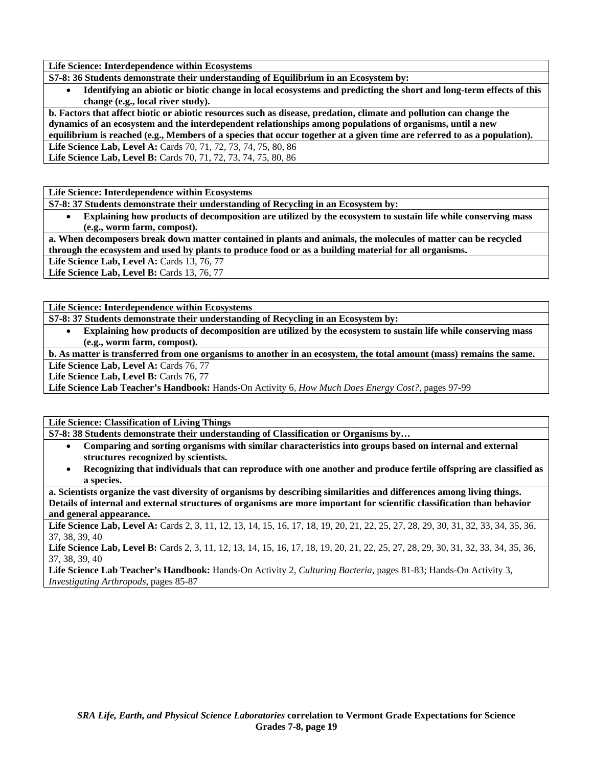**Life Science: Interdependence within Ecosystems**

**S7-8: 36 Students demonstrate their understanding of Equilibrium in an Ecosystem by:**

- **Identifying an abiotic or biotic change in local ecosystems and predicting the short and long-term effects of this change (e.g., local river study).**

**b. Factors that affect biotic or abiotic resources such as disease, predation, climate and pollution can change the dynamics of an ecosystem and the interdependent relationships among populations of organisms, until a new equilibrium is reached (e.g., Members of a species that occur together at a given time are referred to as a population).**

**Life Science Lab, Level A:** Cards 70, 71, 72, 73, 74, 75, 80, 86
**Life Science Lab, Level B:** Cards 70, 71, 72, 73, 74, 75, 80, 86

**Life Science: Interdependence within Ecosystems**

**S7-8: 37 Students demonstrate their understanding of Recycling in an Ecosystem by:**

- **Explaining how products of decomposition are utilized by the ecosystem to sustain life while conserving mass (e.g., worm farm, compost).**

**a. When decomposers break down matter contained in plants and animals, the molecules of matter can be recycled through the ecosystem and used by plants to produce food or as a building material for all organisms.**

**Life Science Lab, Level A:** Cards 13, 76, 77
**Life Science Lab, Level B:** Cards 13, 76, 77

**Life Science: Interdependence within Ecosystems**

**S7-8: 37 Students demonstrate their understanding of Recycling in an Ecosystem by:**

- **Explaining how products of decomposition are utilized by the ecosystem to sustain life while conserving mass (e.g., worm farm, compost).**

**b. As matter is transferred from one organisms to another in an ecosystem, the total amount (mass) remains the same.**

**Life Science Lab, Level A:** Cards 76, 77
**Life Science Lab, Level B:** Cards 76, 77
**Life Science Lab Teacher's Handbook:** Hands-On Activity 6, *How Much Does Energy Cost?,* pages 97-99

**Life Science: Classification of Living Things**

**S7-8: 38 Students demonstrate their understanding of Classification or Organisms by…**

- **Comparing and sorting organisms with similar characteristics into groups based on internal and external structures recognized by scientists.**
- **Recognizing that individuals that can reproduce with one another and produce fertile offspring are classified as a species.**

**a. Scientists organize the vast diversity of organisms by describing similarities and differences among living things. Details of internal and external structures of organisms are more important for scientific classification than behavior and general appearance.**

**Life Science Lab, Level A:** Cards 2, 3, 11, 12, 13, 14, 15, 16, 17, 18, 19, 20, 21, 22, 25, 27, 28, 29, 30, 31, 32, 33, 34, 35, 36, 37, 38, 39, 40
**Life Science Lab, Level B:** Cards 2, 3, 11, 12, 13, 14, 15, 16, 17, 18, 19, 20, 21, 22, 25, 27, 28, 29, 30, 31, 32, 33, 34, 35, 36, 37, 38, 39, 40
**Life Science Lab Teacher's Handbook:** Hands-On Activity 2, *Culturing Bacteria,* pages 81-83; Hands-On Activity 3, *Investigating Arthropods,* pages 85-87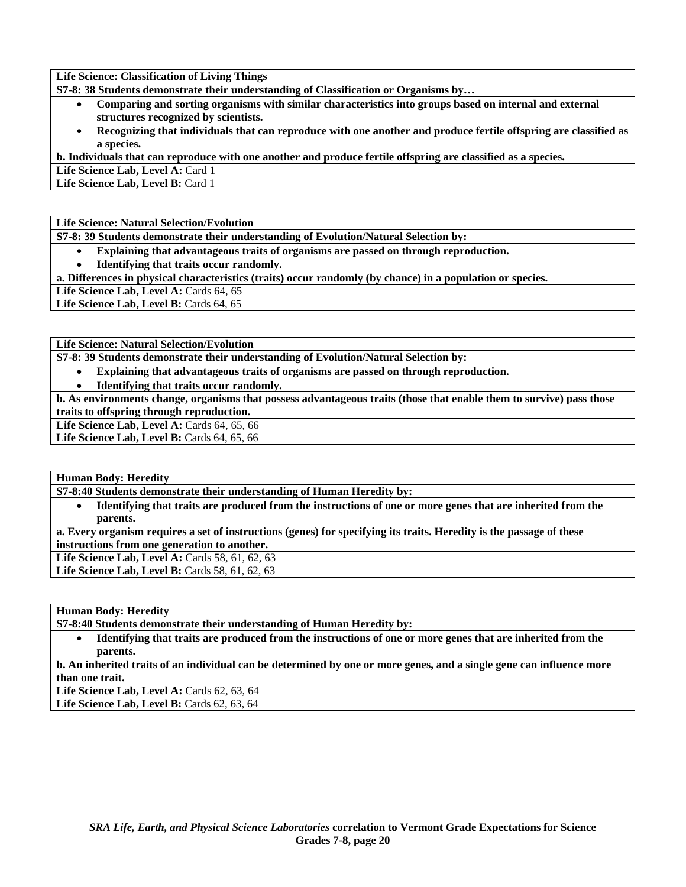**Life Science: Classification of Living Things**

**S7-8: 38 Students demonstrate their understanding of Classification or Organisms by…**

- **Comparing and sorting organisms with similar characteristics into groups based on internal and external structures recognized by scientists.**
- **Recognizing that individuals that can reproduce with one another and produce fertile offspring are classified as a species.**

**b. Individuals that can reproduce with one another and produce fertile offspring are classified as a species.**

**Life Science Lab, Level A:** Card 1
**Life Science Lab, Level B:** Card 1

**Life Science: Natural Selection/Evolution**

**S7-8: 39 Students demonstrate their understanding of Evolution/Natural Selection by:**

- **Explaining that advantageous traits of organisms are passed on through reproduction.**
- **Identifying that traits occur randomly.**

**a. Differences in physical characteristics (traits) occur randomly (by chance) in a population or species.**

**Life Science Lab, Level A:** Cards 64, 65
**Life Science Lab, Level B:** Cards 64, 65

**Life Science: Natural Selection/Evolution**

**S7-8: 39 Students demonstrate their understanding of Evolution/Natural Selection by:**

- **Explaining that advantageous traits of organisms are passed on through reproduction.**
- **Identifying that traits occur randomly.**

**b. As environments change, organisms that possess advantageous traits (those that enable them to survive) pass those traits to offspring through reproduction.**

**Life Science Lab, Level A:** Cards 64, 65, 66
**Life Science Lab, Level B:** Cards 64, 65, 66

**Human Body: Heredity**

**S7-8:40 Students demonstrate their understanding of Human Heredity by:**

- **Identifying that traits are produced from the instructions of one or more genes that are inherited from the parents.**

**a. Every organism requires a set of instructions (genes) for specifying its traits. Heredity is the passage of these instructions from one generation to another.**

**Life Science Lab, Level A:** Cards 58, 61, 62, 63
**Life Science Lab, Level B:** Cards 58, 61, 62, 63

**Human Body: Heredity**

**S7-8:40 Students demonstrate their understanding of Human Heredity by:**

- **Identifying that traits are produced from the instructions of one or more genes that are inherited from the parents.**

**b. An inherited traits of an individual can be determined by one or more genes, and a single gene can influence more than one trait.**

**Life Science Lab, Level A:** Cards 62, 63, 64
**Life Science Lab, Level B:** Cards 62, 63, 64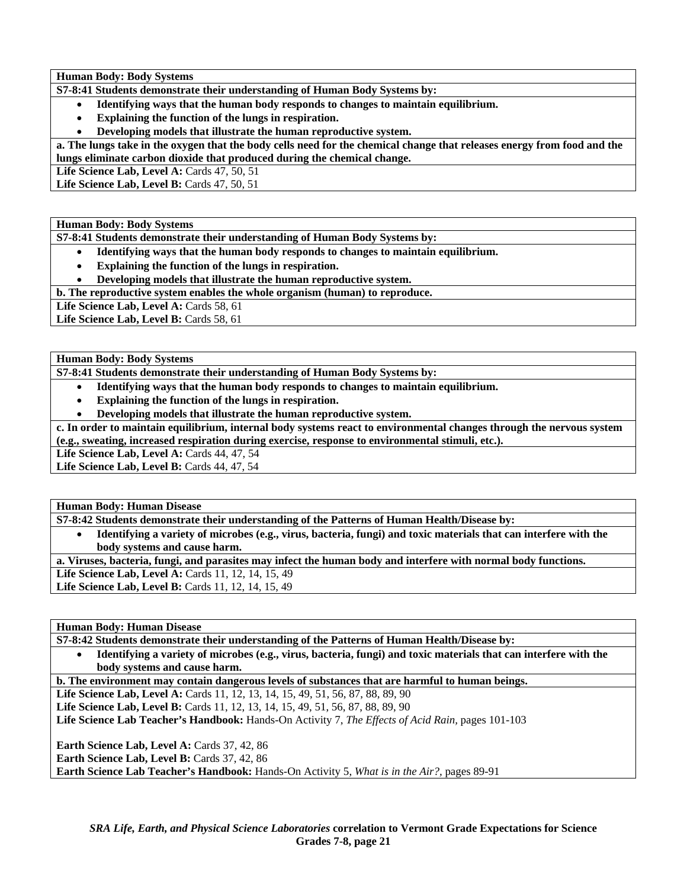**Human Body: Body Systems**

**S7-8:41 Students demonstrate their understanding of Human Body Systems by:**

- **Identifying ways that the human body responds to changes to maintain equilibrium.**
- **Explaining the function of the lungs in respiration.**
- **Developing models that illustrate the human reproductive system.**

**a. The lungs take in the oxygen that the body cells need for the chemical change that releases energy from food and the lungs eliminate carbon dioxide that produced during the chemical change.**

**Life Science Lab, Level A:** Cards 47, 50, 51
**Life Science Lab, Level B:** Cards 47, 50, 51

---

**Human Body: Body Systems**

**S7-8:41 Students demonstrate their understanding of Human Body Systems by:**

- **Identifying ways that the human body responds to changes to maintain equilibrium.**
- **Explaining the function of the lungs in respiration.**
- **Developing models that illustrate the human reproductive system.**

**b. The reproductive system enables the whole organism (human) to reproduce.**

**Life Science Lab, Level A:** Cards 58, 61
**Life Science Lab, Level B:** Cards 58, 61

---

**Human Body: Body Systems**

**S7-8:41 Students demonstrate their understanding of Human Body Systems by:**

- **Identifying ways that the human body responds to changes to maintain equilibrium.**
- **Explaining the function of the lungs in respiration.**
- **Developing models that illustrate the human reproductive system.**

**c. In order to maintain equilibrium, internal body systems react to environmental changes through the nervous system (e.g., sweating, increased respiration during exercise, response to environmental stimuli, etc.).**

**Life Science Lab, Level A:** Cards 44, 47, 54
**Life Science Lab, Level B:** Cards 44, 47, 54

---

**Human Body: Human Disease**

**S7-8:42 Students demonstrate their understanding of the Patterns of Human Health/Disease by:**

- **Identifying a variety of microbes (e.g., virus, bacteria, fungi) and toxic materials that can interfere with the body systems and cause harm.**

**a. Viruses, bacteria, fungi, and parasites may infect the human body and interfere with normal body functions.**

**Life Science Lab, Level A:** Cards 11, 12, 14, 15, 49
**Life Science Lab, Level B:** Cards 11, 12, 14, 15, 49

---

**Human Body: Human Disease**

**S7-8:42 Students demonstrate their understanding of the Patterns of Human Health/Disease by:**

- **Identifying a variety of microbes (e.g., virus, bacteria, fungi) and toxic materials that can interfere with the body systems and cause harm.**

**b. The environment may contain dangerous levels of substances that are harmful to human beings.**

**Life Science Lab, Level A:** Cards 11, 12, 13, 14, 15, 49, 51, 56, 87, 88, 89, 90
**Life Science Lab, Level B:** Cards 11, 12, 13, 14, 15, 49, 51, 56, 87, 88, 89, 90
**Life Science Lab Teacher's Handbook:** Hands-On Activity 7, *The Effects of Acid Rain,* pages 101-103

**Earth Science Lab, Level A:** Cards 37, 42, 86
**Earth Science Lab, Level B:** Cards 37, 42, 86
**Earth Science Lab Teacher's Handbook:** Hands-On Activity 5, *What is in the Air?,* pages 89-91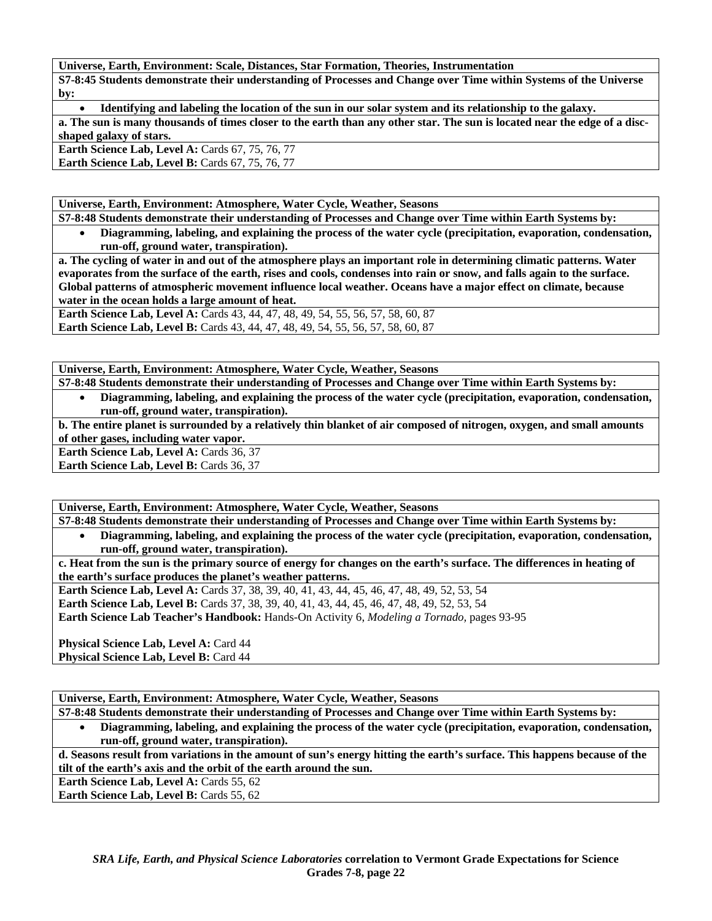**Universe, Earth, Environment: Scale, Distances, Star Formation, Theories, Instrumentation**

**S7-8:45 Students demonstrate their understanding of Processes and Change over Time within Systems of the Universe by:**

- **Identifying and labeling the location of the sun in our solar system and its relationship to the galaxy.**

**a. The sun is many thousands of times closer to the earth than any other star. The sun is located near the edge of a disc-shaped galaxy of stars.**

**Earth Science Lab, Level A:** Cards 67, 75, 76, 77
**Earth Science Lab, Level B:** Cards 67, 75, 76, 77

---

**Universe, Earth, Environment: Atmosphere, Water Cycle, Weather, Seasons**

**S7-8:48 Students demonstrate their understanding of Processes and Change over Time within Earth Systems by:**

- **Diagramming, labeling, and explaining the process of the water cycle (precipitation, evaporation, condensation, run-off, ground water, transpiration).**

**a. The cycling of water in and out of the atmosphere plays an important role in determining climatic patterns. Water evaporates from the surface of the earth, rises and cools, condenses into rain or snow, and falls again to the surface. Global patterns of atmospheric movement influence local weather. Oceans have a major effect on climate, because water in the ocean holds a large amount of heat.**

**Earth Science Lab, Level A:** Cards 43, 44, 47, 48, 49, 54, 55, 56, 57, 58, 60, 87
**Earth Science Lab, Level B:** Cards 43, 44, 47, 48, 49, 54, 55, 56, 57, 58, 60, 87

---

**Universe, Earth, Environment: Atmosphere, Water Cycle, Weather, Seasons**

**S7-8:48 Students demonstrate their understanding of Processes and Change over Time within Earth Systems by:**

- **Diagramming, labeling, and explaining the process of the water cycle (precipitation, evaporation, condensation, run-off, ground water, transpiration).**

**b. The entire planet is surrounded by a relatively thin blanket of air composed of nitrogen, oxygen, and small amounts of other gases, including water vapor.**

**Earth Science Lab, Level A:** Cards 36, 37
**Earth Science Lab, Level B:** Cards 36, 37

---

**Universe, Earth, Environment: Atmosphere, Water Cycle, Weather, Seasons**

**S7-8:48 Students demonstrate their understanding of Processes and Change over Time within Earth Systems by:**

- **Diagramming, labeling, and explaining the process of the water cycle (precipitation, evaporation, condensation, run-off, ground water, transpiration).**

**c. Heat from the sun is the primary source of energy for changes on the earth's surface. The differences in heating of the earth's surface produces the planet's weather patterns.**

**Earth Science Lab, Level A:** Cards 37, 38, 39, 40, 41, 43, 44, 45, 46, 47, 48, 49, 52, 53, 54
**Earth Science Lab, Level B:** Cards 37, 38, 39, 40, 41, 43, 44, 45, 46, 47, 48, 49, 52, 53, 54
**Earth Science Lab Teacher's Handbook:** Hands-On Activity 6, *Modeling a Tornado,* pages 93-95

**Physical Science Lab, Level A:** Card 44
**Physical Science Lab, Level B:** Card 44

---

**Universe, Earth, Environment: Atmosphere, Water Cycle, Weather, Seasons**

**S7-8:48 Students demonstrate their understanding of Processes and Change over Time within Earth Systems by:**

- **Diagramming, labeling, and explaining the process of the water cycle (precipitation, evaporation, condensation, run-off, ground water, transpiration).**

**d. Seasons result from variations in the amount of sun's energy hitting the earth's surface. This happens because of the tilt of the earth's axis and the orbit of the earth around the sun.**

**Earth Science Lab, Level A:** Cards 55, 62
**Earth Science Lab, Level B:** Cards 55, 62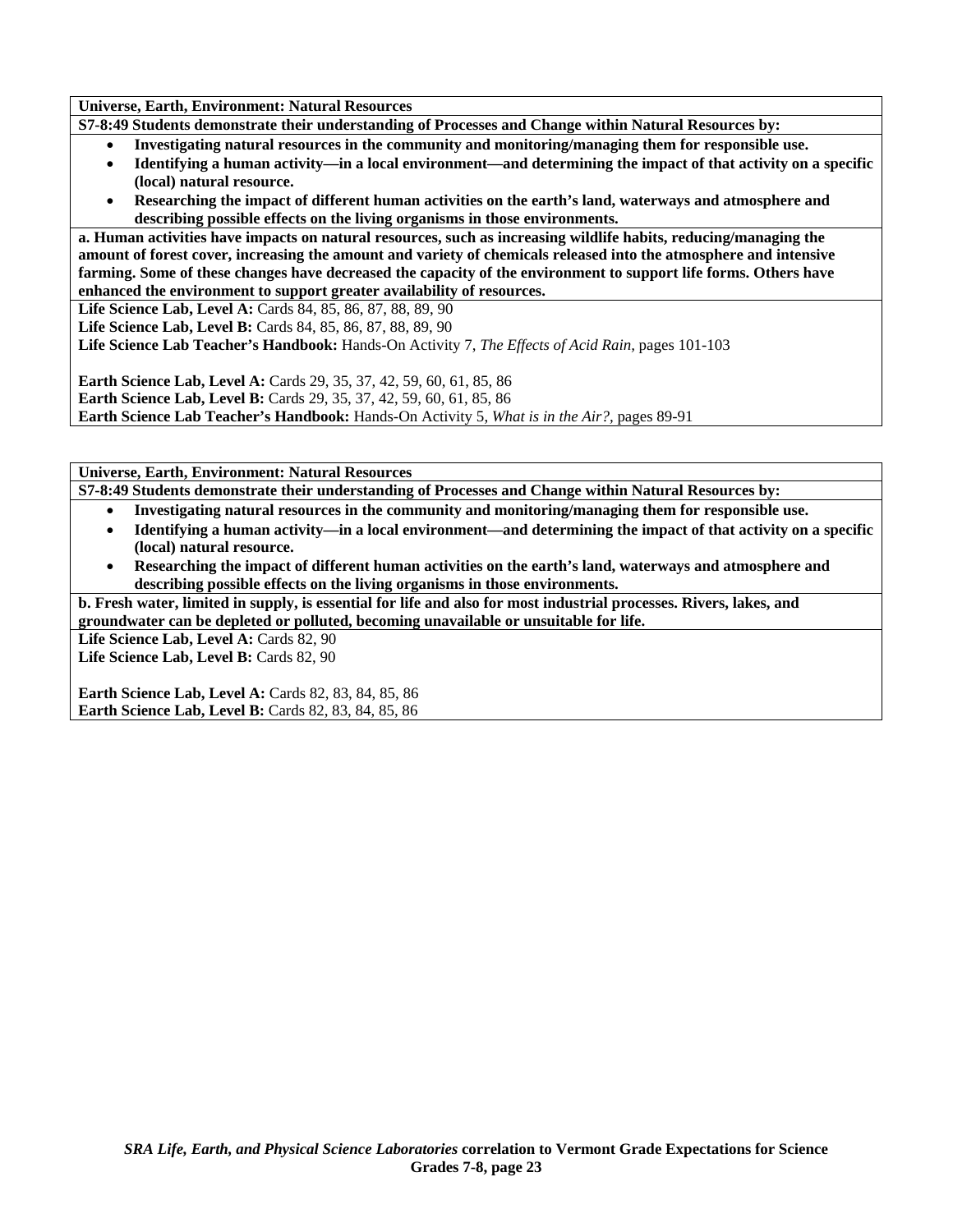**Universe, Earth, Environment: Natural Resources**

**S7-8:49 Students demonstrate their understanding of Processes and Change within Natural Resources by:**

- **Investigating natural resources in the community and monitoring/managing them for responsible use.**
- **Identifying a human activity—in a local environment—and determining the impact of that activity on a specific (local) natural resource.**
- **Researching the impact of different human activities on the earth's land, waterways and atmosphere and describing possible effects on the living organisms in those environments.**

**a. Human activities have impacts on natural resources, such as increasing wildlife habits, reducing/managing the amount of forest cover, increasing the amount and variety of chemicals released into the atmosphere and intensive farming. Some of these changes have decreased the capacity of the environment to support life forms. Others have enhanced the environment to support greater availability of resources.**

**Life Science Lab, Level A:** Cards 84, 85, 86, 87, 88, 89, 90
**Life Science Lab, Level B:** Cards 84, 85, 86, 87, 88, 89, 90
**Life Science Lab Teacher's Handbook:** Hands-On Activity 7, *The Effects of Acid Rain,* pages 101-103

**Earth Science Lab, Level A:** Cards 29, 35, 37, 42, 59, 60, 61, 85, 86
**Earth Science Lab, Level B:** Cards 29, 35, 37, 42, 59, 60, 61, 85, 86
**Earth Science Lab Teacher's Handbook:** Hands-On Activity 5, *What is in the Air?,* pages 89-91

**Universe, Earth, Environment: Natural Resources**

**S7-8:49 Students demonstrate their understanding of Processes and Change within Natural Resources by:**

- **Investigating natural resources in the community and monitoring/managing them for responsible use.**
- **Identifying a human activity—in a local environment—and determining the impact of that activity on a specific (local) natural resource.**
- **Researching the impact of different human activities on the earth's land, waterways and atmosphere and describing possible effects on the living organisms in those environments.**

**b. Fresh water, limited in supply, is essential for life and also for most industrial processes. Rivers, lakes, and groundwater can be depleted or polluted, becoming unavailable or unsuitable for life.**

**Life Science Lab, Level A:** Cards 82, 90
**Life Science Lab, Level B:** Cards 82, 90

**Earth Science Lab, Level A:** Cards 82, 83, 84, 85, 86
**Earth Science Lab, Level B:** Cards 82, 83, 84, 85, 86